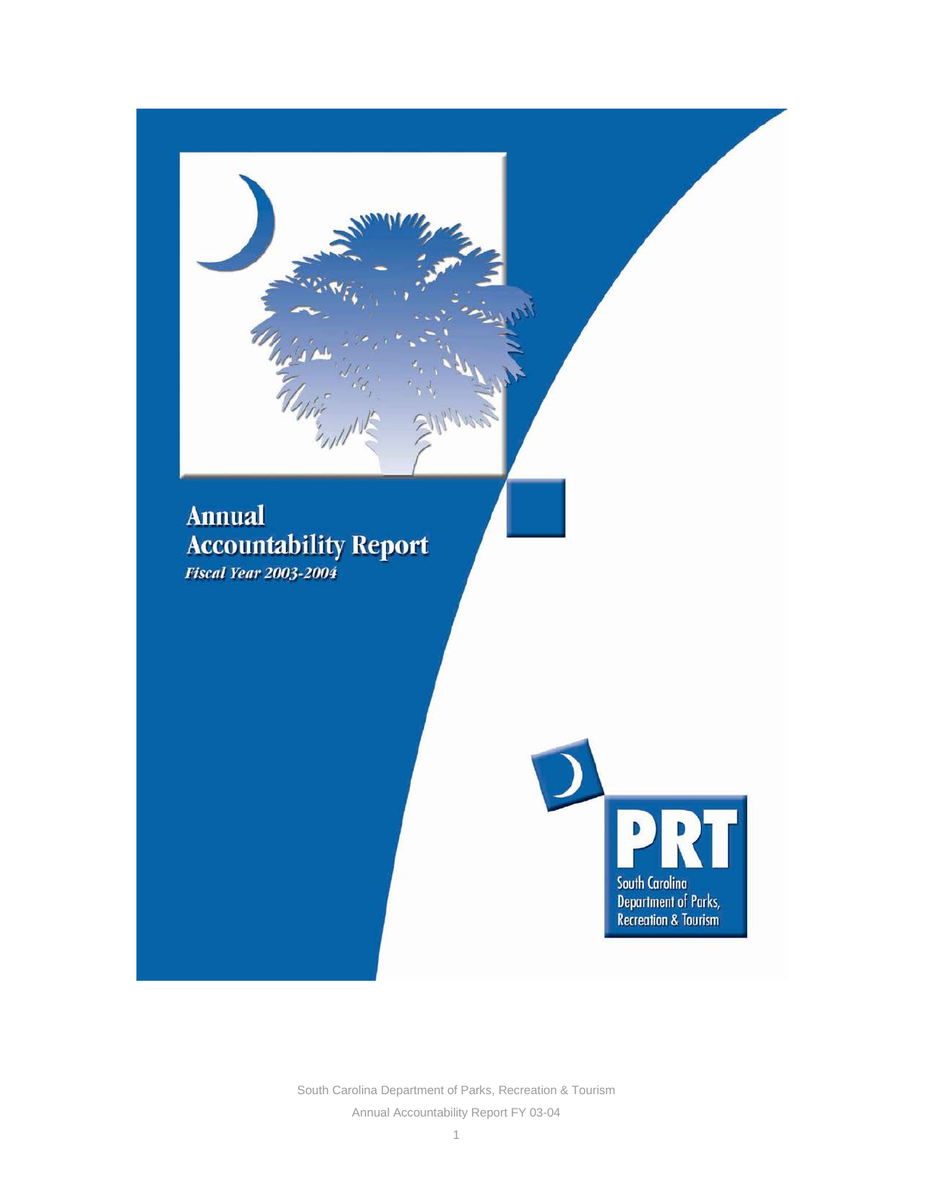# Annual Accountability Report

*Fiscal Year 2003-2004*

**PRT**

South Carolina Department of Parks, Recreation & Tourism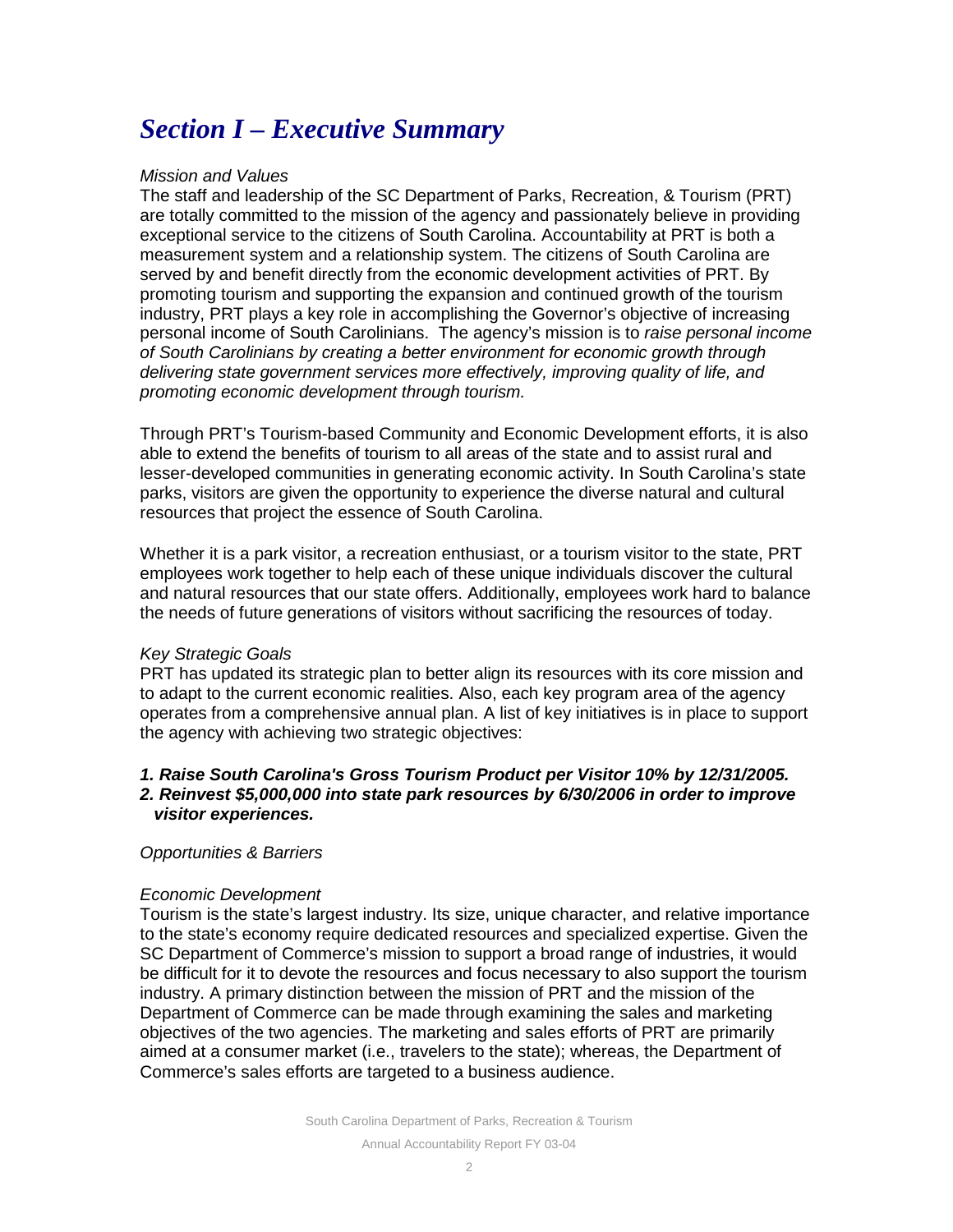# *Section I – Executive Summary*

*Mission and Values*

The staff and leadership of the SC Department of Parks, Recreation, & Tourism (PRT) are totally committed to the mission of the agency and passionately believe in providing exceptional service to the citizens of South Carolina. Accountability at PRT is both a measurement system and a relationship system. The citizens of South Carolina are served by and benefit directly from the economic development activities of PRT. By promoting tourism and supporting the expansion and continued growth of the tourism industry, PRT plays a key role in accomplishing the Governor's objective of increasing personal income of South Carolinians. The agency's mission is to *raise personal income of South Carolinians by creating a better environment for economic growth through delivering state government services more effectively, improving quality of life, and promoting economic development through tourism.*

Through PRT's Tourism-based Community and Economic Development efforts, it is also able to extend the benefits of tourism to all areas of the state and to assist rural and lesser-developed communities in generating economic activity. In South Carolina's state parks, visitors are given the opportunity to experience the diverse natural and cultural resources that project the essence of South Carolina.

Whether it is a park visitor, a recreation enthusiast, or a tourism visitor to the state, PRT employees work together to help each of these unique individuals discover the cultural and natural resources that our state offers. Additionally, employees work hard to balance the needs of future generations of visitors without sacrificing the resources of today.

*Key Strategic Goals*

PRT has updated its strategic plan to better align its resources with its core mission and to adapt to the current economic realities. Also, each key program area of the agency operates from a comprehensive annual plan. A list of key initiatives is in place to support the agency with achieving two strategic objectives:

1. ***Raise South Carolina's Gross Tourism Product per Visitor 10% by 12/31/2005.***
2. ***Reinvest $5,000,000 into state park resources by 6/30/2006 in order to improve visitor experiences.***

*Opportunities & Barriers*

*Economic Development*

Tourism is the state's largest industry. Its size, unique character, and relative importance to the state's economy require dedicated resources and specialized expertise. Given the SC Department of Commerce's mission to support a broad range of industries, it would be difficult for it to devote the resources and focus necessary to also support the tourism industry. A primary distinction between the mission of PRT and the mission of the Department of Commerce can be made through examining the sales and marketing objectives of the two agencies. The marketing and sales efforts of PRT are primarily aimed at a consumer market (i.e., travelers to the state); whereas, the Department of Commerce's sales efforts are targeted to a business audience.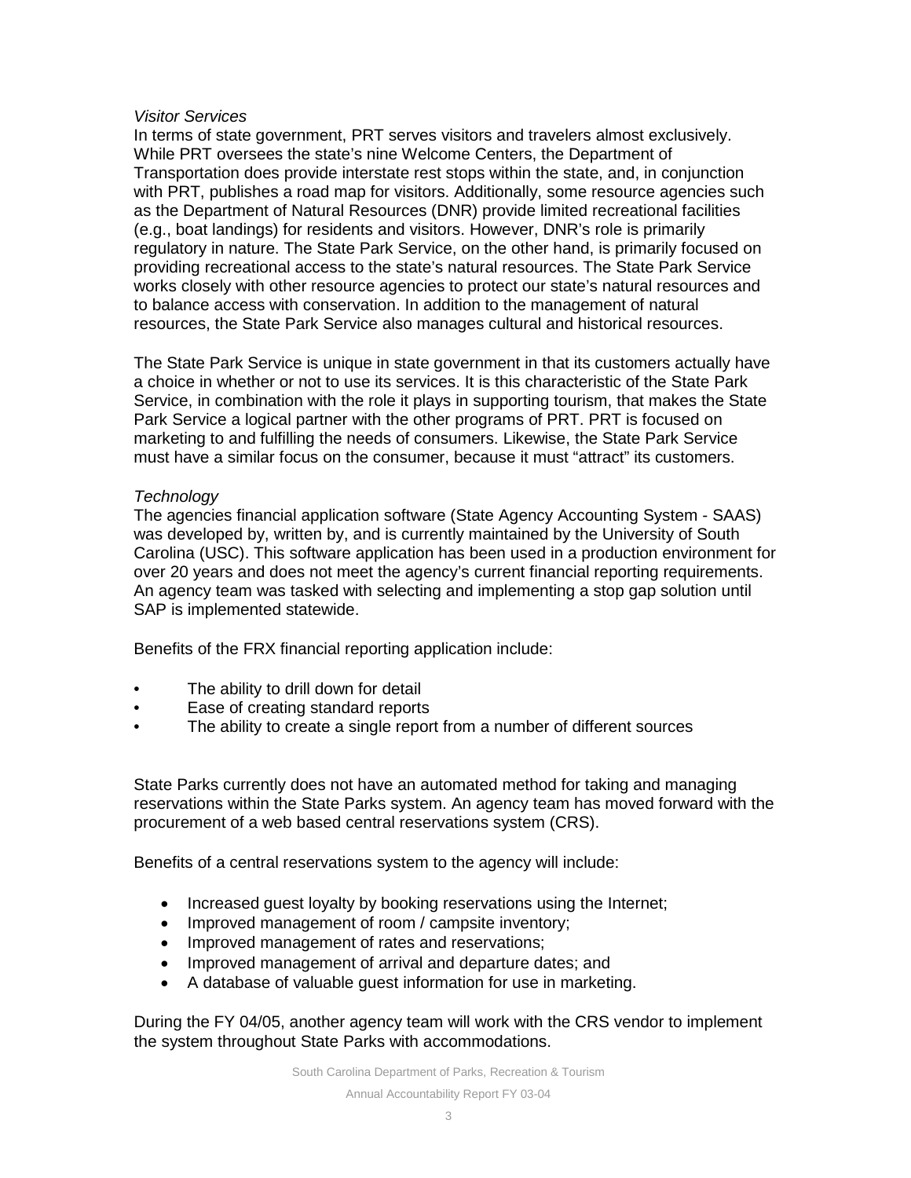*Visitor Services*

In terms of state government, PRT serves visitors and travelers almost exclusively. While PRT oversees the state's nine Welcome Centers, the Department of Transportation does provide interstate rest stops within the state, and, in conjunction with PRT, publishes a road map for visitors. Additionally, some resource agencies such as the Department of Natural Resources (DNR) provide limited recreational facilities (e.g., boat landings) for residents and visitors. However, DNR's role is primarily regulatory in nature. The State Park Service, on the other hand, is primarily focused on providing recreational access to the state's natural resources. The State Park Service works closely with other resource agencies to protect our state's natural resources and to balance access with conservation. In addition to the management of natural resources, the State Park Service also manages cultural and historical resources.

The State Park Service is unique in state government in that its customers actually have a choice in whether or not to use its services. It is this characteristic of the State Park Service, in combination with the role it plays in supporting tourism, that makes the State Park Service a logical partner with the other programs of PRT. PRT is focused on marketing to and fulfilling the needs of consumers. Likewise, the State Park Service must have a similar focus on the consumer, because it must "attract" its customers.

*Technology*

The agencies financial application software (State Agency Accounting System - SAAS) was developed by, written by, and is currently maintained by the University of South Carolina (USC). This software application has been used in a production environment for over 20 years and does not meet the agency's current financial reporting requirements. An agency team was tasked with selecting and implementing a stop gap solution until SAP is implemented statewide.

Benefits of the FRX financial reporting application include:

- The ability to drill down for detail
- Ease of creating standard reports
- The ability to create a single report from a number of different sources

State Parks currently does not have an automated method for taking and managing reservations within the State Parks system. An agency team has moved forward with the procurement of a web based central reservations system (CRS).

Benefits of a central reservations system to the agency will include:

- Increased guest loyalty by booking reservations using the Internet;
- Improved management of room / campsite inventory;
- Improved management of rates and reservations;
- Improved management of arrival and departure dates; and
- A database of valuable guest information for use in marketing.

During the FY 04/05, another agency team will work with the CRS vendor to implement the system throughout State Parks with accommodations.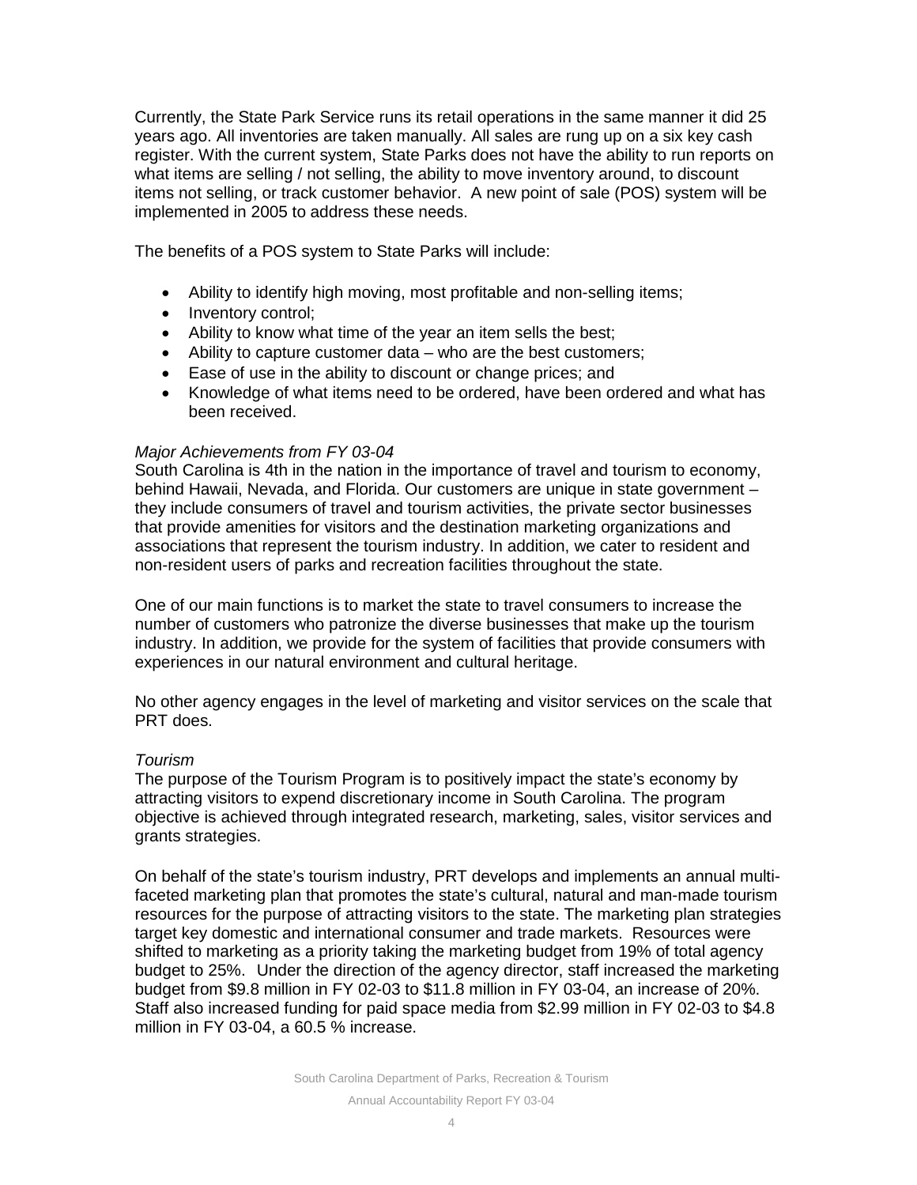Currently, the State Park Service runs its retail operations in the same manner it did 25 years ago. All inventories are taken manually. All sales are rung up on a six key cash register. With the current system, State Parks does not have the ability to run reports on what items are selling / not selling, the ability to move inventory around, to discount items not selling, or track customer behavior. A new point of sale (POS) system will be implemented in 2005 to address these needs.

The benefits of a POS system to State Parks will include:

- Ability to identify high moving, most profitable and non-selling items;
- Inventory control;
- Ability to know what time of the year an item sells the best;
- Ability to capture customer data – who are the best customers;
- Ease of use in the ability to discount or change prices; and
- Knowledge of what items need to be ordered, have been ordered and what has been received.

*Major Achievements from FY 03-04*

South Carolina is 4th in the nation in the importance of travel and tourism to economy, behind Hawaii, Nevada, and Florida. Our customers are unique in state government – they include consumers of travel and tourism activities, the private sector businesses that provide amenities for visitors and the destination marketing organizations and associations that represent the tourism industry. In addition, we cater to resident and non-resident users of parks and recreation facilities throughout the state.

One of our main functions is to market the state to travel consumers to increase the number of customers who patronize the diverse businesses that make up the tourism industry. In addition, we provide for the system of facilities that provide consumers with experiences in our natural environment and cultural heritage.

No other agency engages in the level of marketing and visitor services on the scale that PRT does.

*Tourism*

The purpose of the Tourism Program is to positively impact the state's economy by attracting visitors to expend discretionary income in South Carolina. The program objective is achieved through integrated research, marketing, sales, visitor services and grants strategies.

On behalf of the state's tourism industry, PRT develops and implements an annual multi-faceted marketing plan that promotes the state's cultural, natural and man-made tourism resources for the purpose of attracting visitors to the state. The marketing plan strategies target key domestic and international consumer and trade markets. Resources were shifted to marketing as a priority taking the marketing budget from 19% of total agency budget to 25%. Under the direction of the agency director, staff increased the marketing budget from $9.8 million in FY 02-03 to $11.8 million in FY 03-04, an increase of 20%. Staff also increased funding for paid space media from $2.99 million in FY 02-03 to $4.8 million in FY 03-04, a 60.5 % increase.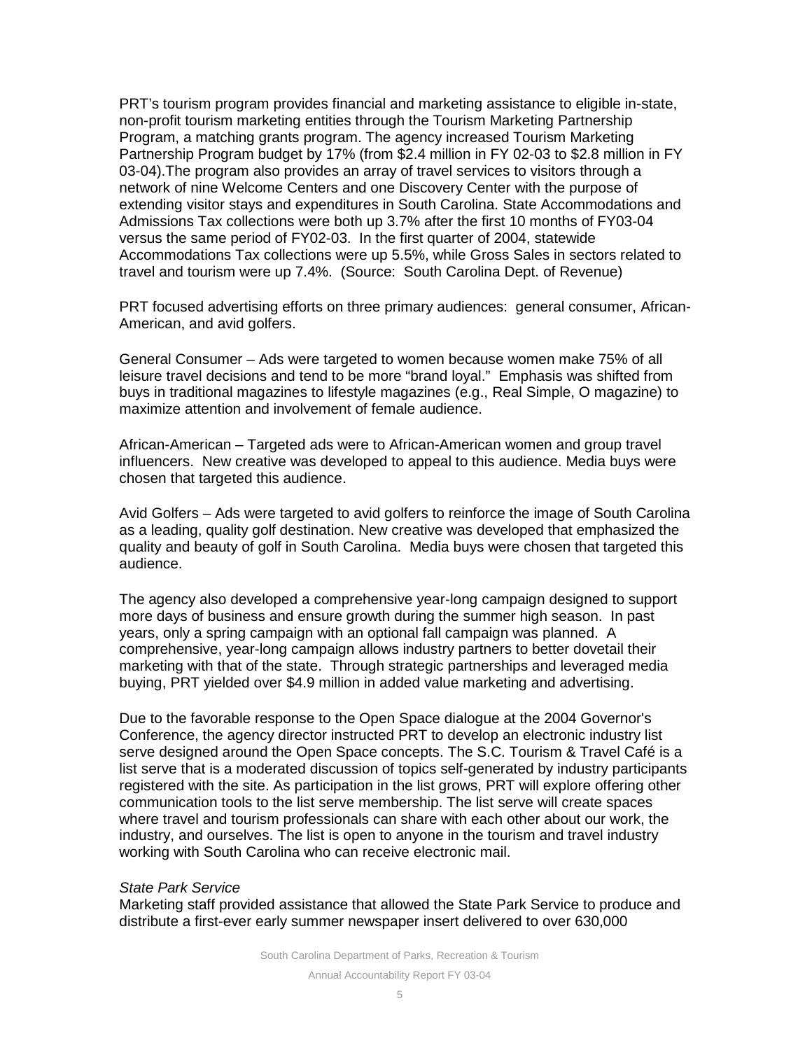PRT's tourism program provides financial and marketing assistance to eligible in-state, non-profit tourism marketing entities through the Tourism Marketing Partnership Program, a matching grants program. The agency increased Tourism Marketing Partnership Program budget by 17% (from $2.4 million in FY 02-03 to $2.8 million in FY 03-04).The program also provides an array of travel services to visitors through a network of nine Welcome Centers and one Discovery Center with the purpose of extending visitor stays and expenditures in South Carolina. State Accommodations and Admissions Tax collections were both up 3.7% after the first 10 months of FY03-04 versus the same period of FY02-03. In the first quarter of 2004, statewide Accommodations Tax collections were up 5.5%, while Gross Sales in sectors related to travel and tourism were up 7.4%. (Source: South Carolina Dept. of Revenue)

PRT focused advertising efforts on three primary audiences: general consumer, African-American, and avid golfers.

General Consumer – Ads were targeted to women because women make 75% of all leisure travel decisions and tend to be more "brand loyal." Emphasis was shifted from buys in traditional magazines to lifestyle magazines (e.g., Real Simple, O magazine) to maximize attention and involvement of female audience.

African-American – Targeted ads were to African-American women and group travel influencers. New creative was developed to appeal to this audience. Media buys were chosen that targeted this audience.

Avid Golfers – Ads were targeted to avid golfers to reinforce the image of South Carolina as a leading, quality golf destination. New creative was developed that emphasized the quality and beauty of golf in South Carolina. Media buys were chosen that targeted this audience.

The agency also developed a comprehensive year-long campaign designed to support more days of business and ensure growth during the summer high season. In past years, only a spring campaign with an optional fall campaign was planned. A comprehensive, year-long campaign allows industry partners to better dovetail their marketing with that of the state. Through strategic partnerships and leveraged media buying, PRT yielded over $4.9 million in added value marketing and advertising.

Due to the favorable response to the Open Space dialogue at the 2004 Governor's Conference, the agency director instructed PRT to develop an electronic industry list serve designed around the Open Space concepts. The S.C. Tourism & Travel Café is a list serve that is a moderated discussion of topics self-generated by industry participants registered with the site. As participation in the list grows, PRT will explore offering other communication tools to the list serve membership. The list serve will create spaces where travel and tourism professionals can share with each other about our work, the industry, and ourselves. The list is open to anyone in the tourism and travel industry working with South Carolina who can receive electronic mail.

*State Park Service*

Marketing staff provided assistance that allowed the State Park Service to produce and distribute a first-ever early summer newspaper insert delivered to over 630,000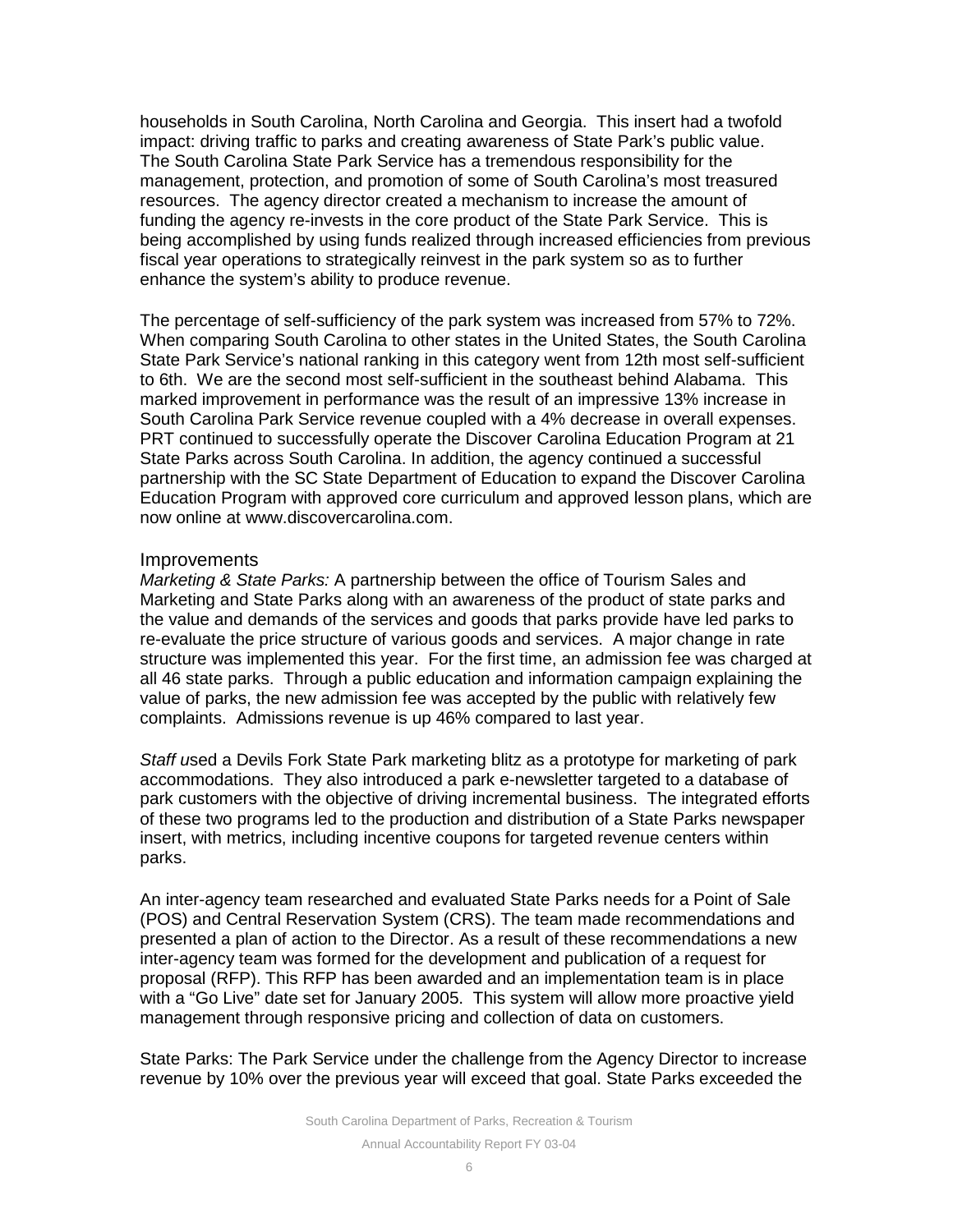households in South Carolina, North Carolina and Georgia. This insert had a twofold impact: driving traffic to parks and creating awareness of State Park's public value. The South Carolina State Park Service has a tremendous responsibility for the management, protection, and promotion of some of South Carolina's most treasured resources. The agency director created a mechanism to increase the amount of funding the agency re-invests in the core product of the State Park Service. This is being accomplished by using funds realized through increased efficiencies from previous fiscal year operations to strategically reinvest in the park system so as to further enhance the system's ability to produce revenue.

The percentage of self-sufficiency of the park system was increased from 57% to 72%. When comparing South Carolina to other states in the United States, the South Carolina State Park Service's national ranking in this category went from 12th most self-sufficient to 6th. We are the second most self-sufficient in the southeast behind Alabama. This marked improvement in performance was the result of an impressive 13% increase in South Carolina Park Service revenue coupled with a 4% decrease in overall expenses. PRT continued to successfully operate the Discover Carolina Education Program at 21 State Parks across South Carolina. In addition, the agency continued a successful partnership with the SC State Department of Education to expand the Discover Carolina Education Program with approved core curriculum and approved lesson plans, which are now online at www.discovercarolina.com.

## Improvements

*Marketing & State Parks:* A partnership between the office of Tourism Sales and Marketing and State Parks along with an awareness of the product of state parks and the value and demands of the services and goods that parks provide have led parks to re-evaluate the price structure of various goods and services. A major change in rate structure was implemented this year. For the first time, an admission fee was charged at all 46 state parks. Through a public education and information campaign explaining the value of parks, the new admission fee was accepted by the public with relatively few complaints. Admissions revenue is up 46% compared to last year.

*Staff u*sed a Devils Fork State Park marketing blitz as a prototype for marketing of park accommodations. They also introduced a park e-newsletter targeted to a database of park customers with the objective of driving incremental business. The integrated efforts of these two programs led to the production and distribution of a State Parks newspaper insert, with metrics, including incentive coupons for targeted revenue centers within parks.

An inter-agency team researched and evaluated State Parks needs for a Point of Sale (POS) and Central Reservation System (CRS). The team made recommendations and presented a plan of action to the Director. As a result of these recommendations a new inter-agency team was formed for the development and publication of a request for proposal (RFP). This RFP has been awarded and an implementation team is in place with a "Go Live" date set for January 2005. This system will allow more proactive yield management through responsive pricing and collection of data on customers.

State Parks: The Park Service under the challenge from the Agency Director to increase revenue by 10% over the previous year will exceed that goal. State Parks exceeded the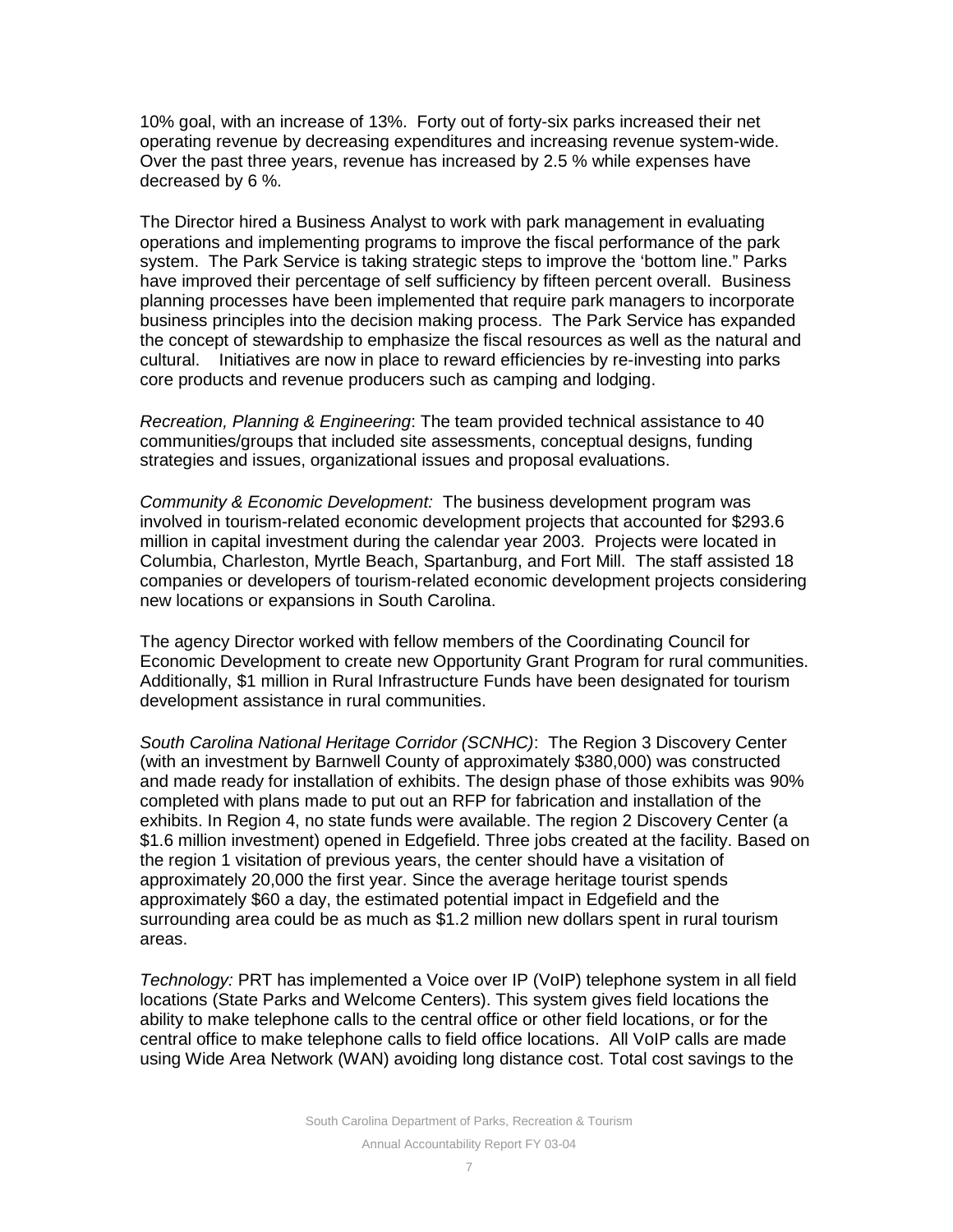10% goal, with an increase of 13%. Forty out of forty-six parks increased their net operating revenue by decreasing expenditures and increasing revenue system-wide. Over the past three years, revenue has increased by 2.5 % while expenses have decreased by 6 %.

The Director hired a Business Analyst to work with park management in evaluating operations and implementing programs to improve the fiscal performance of the park system. The Park Service is taking strategic steps to improve the 'bottom line." Parks have improved their percentage of self sufficiency by fifteen percent overall. Business planning processes have been implemented that require park managers to incorporate business principles into the decision making process. The Park Service has expanded the concept of stewardship to emphasize the fiscal resources as well as the natural and cultural. Initiatives are now in place to reward efficiencies by re-investing into parks core products and revenue producers such as camping and lodging.

*Recreation, Planning & Engineering*: The team provided technical assistance to 40 communities/groups that included site assessments, conceptual designs, funding strategies and issues, organizational issues and proposal evaluations.

*Community & Economic Development:* The business development program was involved in tourism-related economic development projects that accounted for $293.6 million in capital investment during the calendar year 2003. Projects were located in Columbia, Charleston, Myrtle Beach, Spartanburg, and Fort Mill. The staff assisted 18 companies or developers of tourism-related economic development projects considering new locations or expansions in South Carolina.

The agency Director worked with fellow members of the Coordinating Council for Economic Development to create new Opportunity Grant Program for rural communities. Additionally, $1 million in Rural Infrastructure Funds have been designated for tourism development assistance in rural communities.

*South Carolina National Heritage Corridor (SCNHC)*: The Region 3 Discovery Center (with an investment by Barnwell County of approximately $380,000) was constructed and made ready for installation of exhibits. The design phase of those exhibits was 90% completed with plans made to put out an RFP for fabrication and installation of the exhibits. In Region 4, no state funds were available. The region 2 Discovery Center (a $1.6 million investment) opened in Edgefield. Three jobs created at the facility. Based on the region 1 visitation of previous years, the center should have a visitation of approximately 20,000 the first year. Since the average heritage tourist spends approximately $60 a day, the estimated potential impact in Edgefield and the surrounding area could be as much as $1.2 million new dollars spent in rural tourism areas.

*Technology:* PRT has implemented a Voice over IP (VoIP) telephone system in all field locations (State Parks and Welcome Centers). This system gives field locations the ability to make telephone calls to the central office or other field locations, or for the central office to make telephone calls to field office locations. All VoIP calls are made using Wide Area Network (WAN) avoiding long distance cost. Total cost savings to the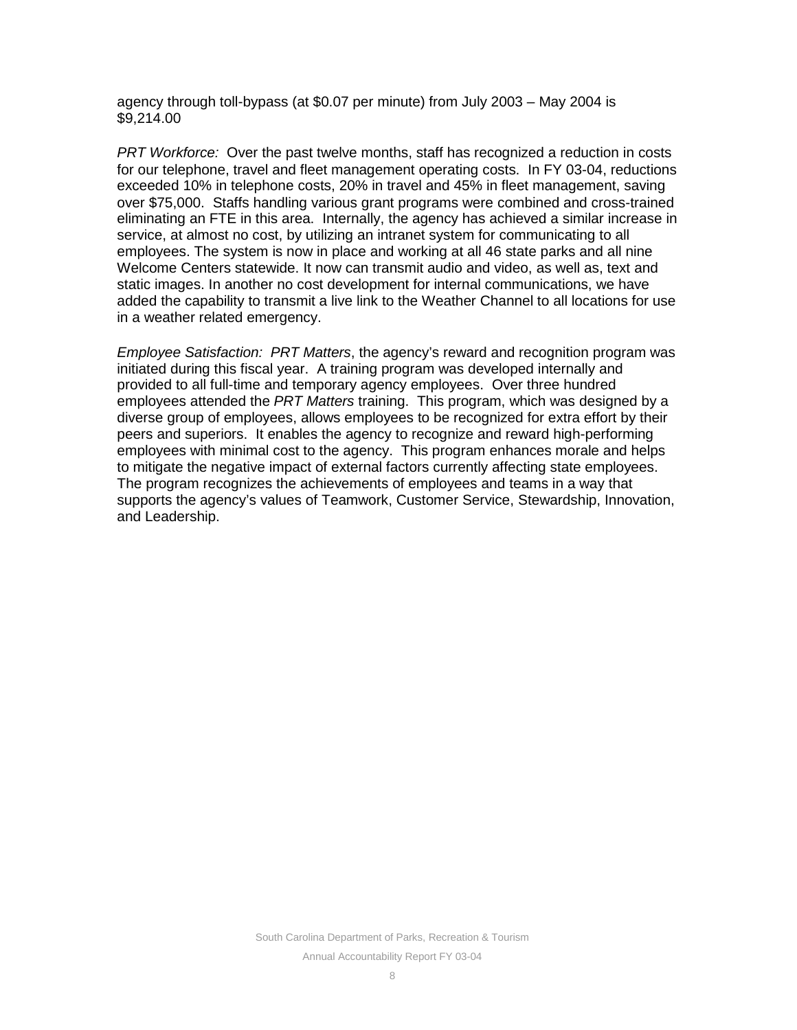agency through toll-bypass (at $0.07 per minute) from July 2003 – May 2004 is $9,214.00

*PRT Workforce:* Over the past twelve months, staff has recognized a reduction in costs for our telephone, travel and fleet management operating costs. In FY 03-04, reductions exceeded 10% in telephone costs, 20% in travel and 45% in fleet management, saving over $75,000. Staffs handling various grant programs were combined and cross-trained eliminating an FTE in this area. Internally, the agency has achieved a similar increase in service, at almost no cost, by utilizing an intranet system for communicating to all employees. The system is now in place and working at all 46 state parks and all nine Welcome Centers statewide. It now can transmit audio and video, as well as, text and static images. In another no cost development for internal communications, we have added the capability to transmit a live link to the Weather Channel to all locations for use in a weather related emergency.

*Employee Satisfaction: PRT Matters*, the agency's reward and recognition program was initiated during this fiscal year. A training program was developed internally and provided to all full-time and temporary agency employees. Over three hundred employees attended the *PRT Matters* training. This program, which was designed by a diverse group of employees, allows employees to be recognized for extra effort by their peers and superiors. It enables the agency to recognize and reward high-performing employees with minimal cost to the agency. This program enhances morale and helps to mitigate the negative impact of external factors currently affecting state employees. The program recognizes the achievements of employees and teams in a way that supports the agency's values of Teamwork, Customer Service, Stewardship, Innovation, and Leadership.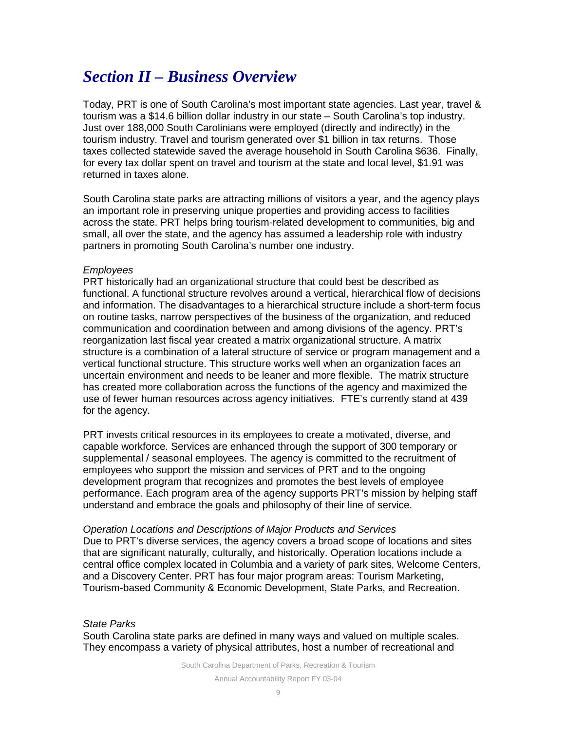# *Section II – Business Overview*

Today, PRT is one of South Carolina's most important state agencies. Last year, travel & tourism was a $14.6 billion dollar industry in our state – South Carolina's top industry. Just over 188,000 South Carolinians were employed (directly and indirectly) in the tourism industry. Travel and tourism generated over $1 billion in tax returns. Those taxes collected statewide saved the average household in South Carolina $636. Finally, for every tax dollar spent on travel and tourism at the state and local level, $1.91 was returned in taxes alone.

South Carolina state parks are attracting millions of visitors a year, and the agency plays an important role in preserving unique properties and providing access to facilities across the state. PRT helps bring tourism-related development to communities, big and small, all over the state, and the agency has assumed a leadership role with industry partners in promoting South Carolina's number one industry.

*Employees*

PRT historically had an organizational structure that could best be described as functional. A functional structure revolves around a vertical, hierarchical flow of decisions and information. The disadvantages to a hierarchical structure include a short-term focus on routine tasks, narrow perspectives of the business of the organization, and reduced communication and coordination between and among divisions of the agency. PRT's reorganization last fiscal year created a matrix organizational structure. A matrix structure is a combination of a lateral structure of service or program management and a vertical functional structure. This structure works well when an organization faces an uncertain environment and needs to be leaner and more flexible. The matrix structure has created more collaboration across the functions of the agency and maximized the use of fewer human resources across agency initiatives. FTE's currently stand at 439 for the agency.

PRT invests critical resources in its employees to create a motivated, diverse, and capable workforce. Services are enhanced through the support of 300 temporary or supplemental / seasonal employees. The agency is committed to the recruitment of employees who support the mission and services of PRT and to the ongoing development program that recognizes and promotes the best levels of employee performance. Each program area of the agency supports PRT's mission by helping staff understand and embrace the goals and philosophy of their line of service.

*Operation Locations and Descriptions of Major Products and Services*

Due to PRT's diverse services, the agency covers a broad scope of locations and sites that are significant naturally, culturally, and historically. Operation locations include a central office complex located in Columbia and a variety of park sites, Welcome Centers, and a Discovery Center. PRT has four major program areas: Tourism Marketing, Tourism-based Community & Economic Development, State Parks, and Recreation.

*State Parks*

South Carolina state parks are defined in many ways and valued on multiple scales. They encompass a variety of physical attributes, host a number of recreational and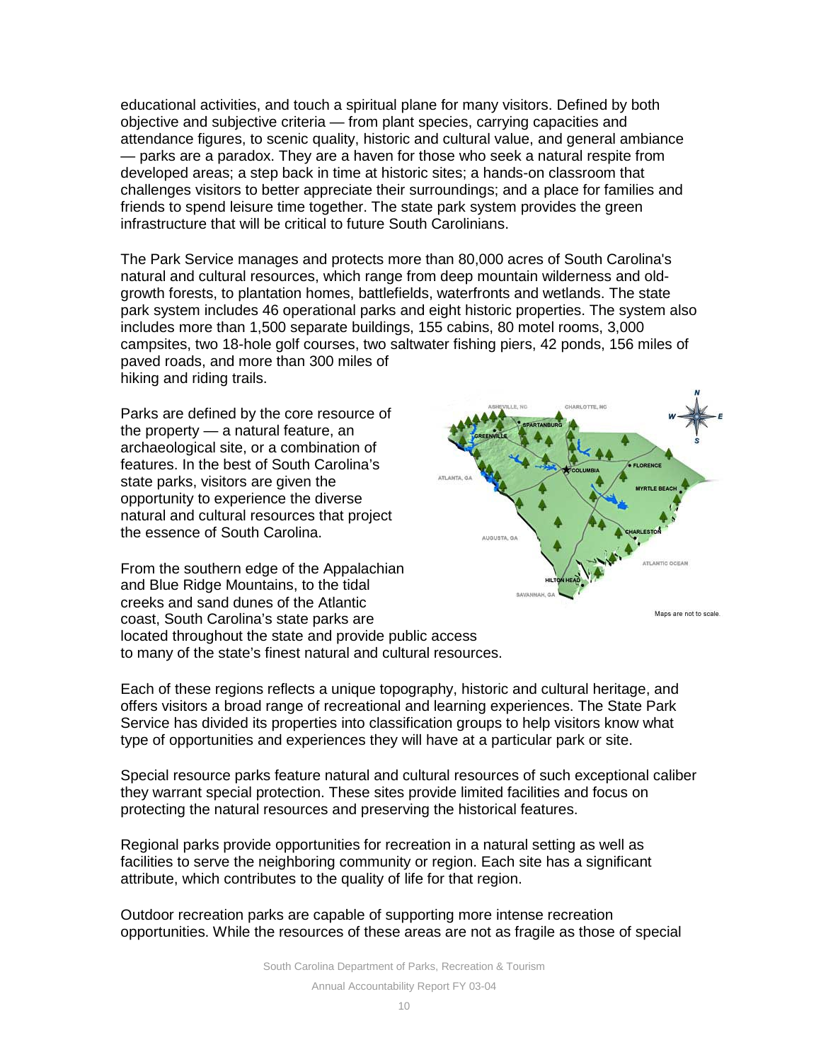educational activities, and touch a spiritual plane for many visitors. Defined by both objective and subjective criteria — from plant species, carrying capacities and attendance figures, to scenic quality, historic and cultural value, and general ambiance — parks are a paradox. They are a haven for those who seek a natural respite from developed areas; a step back in time at historic sites; a hands-on classroom that challenges visitors to better appreciate their surroundings; and a place for families and friends to spend leisure time together. The state park system provides the green infrastructure that will be critical to future South Carolinians.

The Park Service manages and protects more than 80,000 acres of South Carolina's natural and cultural resources, which range from deep mountain wilderness and old-growth forests, to plantation homes, battlefields, waterfronts and wetlands. The state park system includes 46 operational parks and eight historic properties. The system also includes more than 1,500 separate buildings, 155 cabins, 80 motel rooms, 3,000 campsites, two 18-hole golf courses, two saltwater fishing piers, 42 ponds, 156 miles of paved roads, and more than 300 miles of hiking and riding trails.

Parks are defined by the core resource of the property — a natural feature, an archaeological site, or a combination of features. In the best of South Carolina's state parks, visitors are given the opportunity to experience the diverse natural and cultural resources that project the essence of South Carolina.

From the southern edge of the Appalachian and Blue Ridge Mountains, to the tidal creeks and sand dunes of the Atlantic coast, South Carolina's state parks are located throughout the state and provide public access to many of the state's finest natural and cultural resources.

Maps are not to scale.

Each of these regions reflects a unique topography, historic and cultural heritage, and offers visitors a broad range of recreational and learning experiences. The State Park Service has divided its properties into classification groups to help visitors know what type of opportunities and experiences they will have at a particular park or site.

Special resource parks feature natural and cultural resources of such exceptional caliber they warrant special protection. These sites provide limited facilities and focus on protecting the natural resources and preserving the historical features.

Regional parks provide opportunities for recreation in a natural setting as well as facilities to serve the neighboring community or region. Each site has a significant attribute, which contributes to the quality of life for that region.

Outdoor recreation parks are capable of supporting more intense recreation opportunities. While the resources of these areas are not as fragile as those of special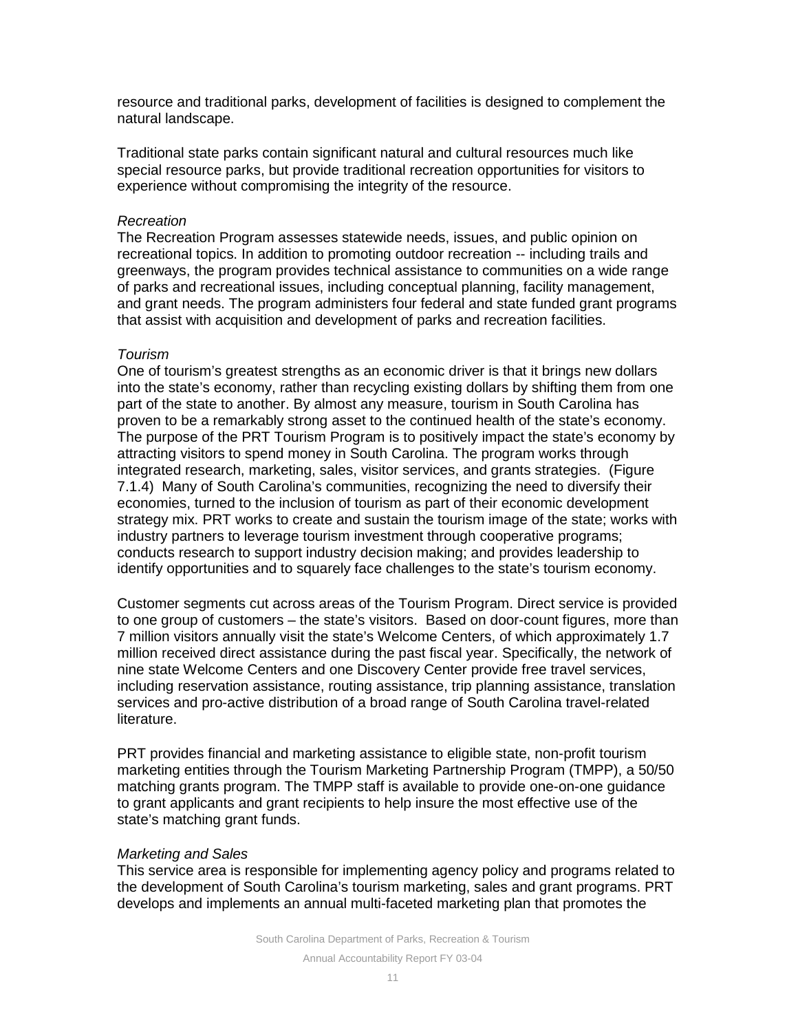resource and traditional parks, development of facilities is designed to complement the natural landscape.

Traditional state parks contain significant natural and cultural resources much like special resource parks, but provide traditional recreation opportunities for visitors to experience without compromising the integrity of the resource.

*Recreation*

The Recreation Program assesses statewide needs, issues, and public opinion on recreational topics. In addition to promoting outdoor recreation -- including trails and greenways, the program provides technical assistance to communities on a wide range of parks and recreational issues, including conceptual planning, facility management, and grant needs. The program administers four federal and state funded grant programs that assist with acquisition and development of parks and recreation facilities.

*Tourism*

One of tourism's greatest strengths as an economic driver is that it brings new dollars into the state's economy, rather than recycling existing dollars by shifting them from one part of the state to another. By almost any measure, tourism in South Carolina has proven to be a remarkably strong asset to the continued health of the state's economy. The purpose of the PRT Tourism Program is to positively impact the state's economy by attracting visitors to spend money in South Carolina. The program works through integrated research, marketing, sales, visitor services, and grants strategies. (Figure 7.1.4) Many of South Carolina's communities, recognizing the need to diversify their economies, turned to the inclusion of tourism as part of their economic development strategy mix. PRT works to create and sustain the tourism image of the state; works with industry partners to leverage tourism investment through cooperative programs; conducts research to support industry decision making; and provides leadership to identify opportunities and to squarely face challenges to the state's tourism economy.

Customer segments cut across areas of the Tourism Program. Direct service is provided to one group of customers – the state's visitors. Based on door-count figures, more than 7 million visitors annually visit the state's Welcome Centers, of which approximately 1.7 million received direct assistance during the past fiscal year. Specifically, the network of nine state Welcome Centers and one Discovery Center provide free travel services, including reservation assistance, routing assistance, trip planning assistance, translation services and pro-active distribution of a broad range of South Carolina travel-related literature.

PRT provides financial and marketing assistance to eligible state, non-profit tourism marketing entities through the Tourism Marketing Partnership Program (TMPP), a 50/50 matching grants program. The TMPP staff is available to provide one-on-one guidance to grant applicants and grant recipients to help insure the most effective use of the state's matching grant funds.

*Marketing and Sales*

This service area is responsible for implementing agency policy and programs related to the development of South Carolina's tourism marketing, sales and grant programs. PRT develops and implements an annual multi-faceted marketing plan that promotes the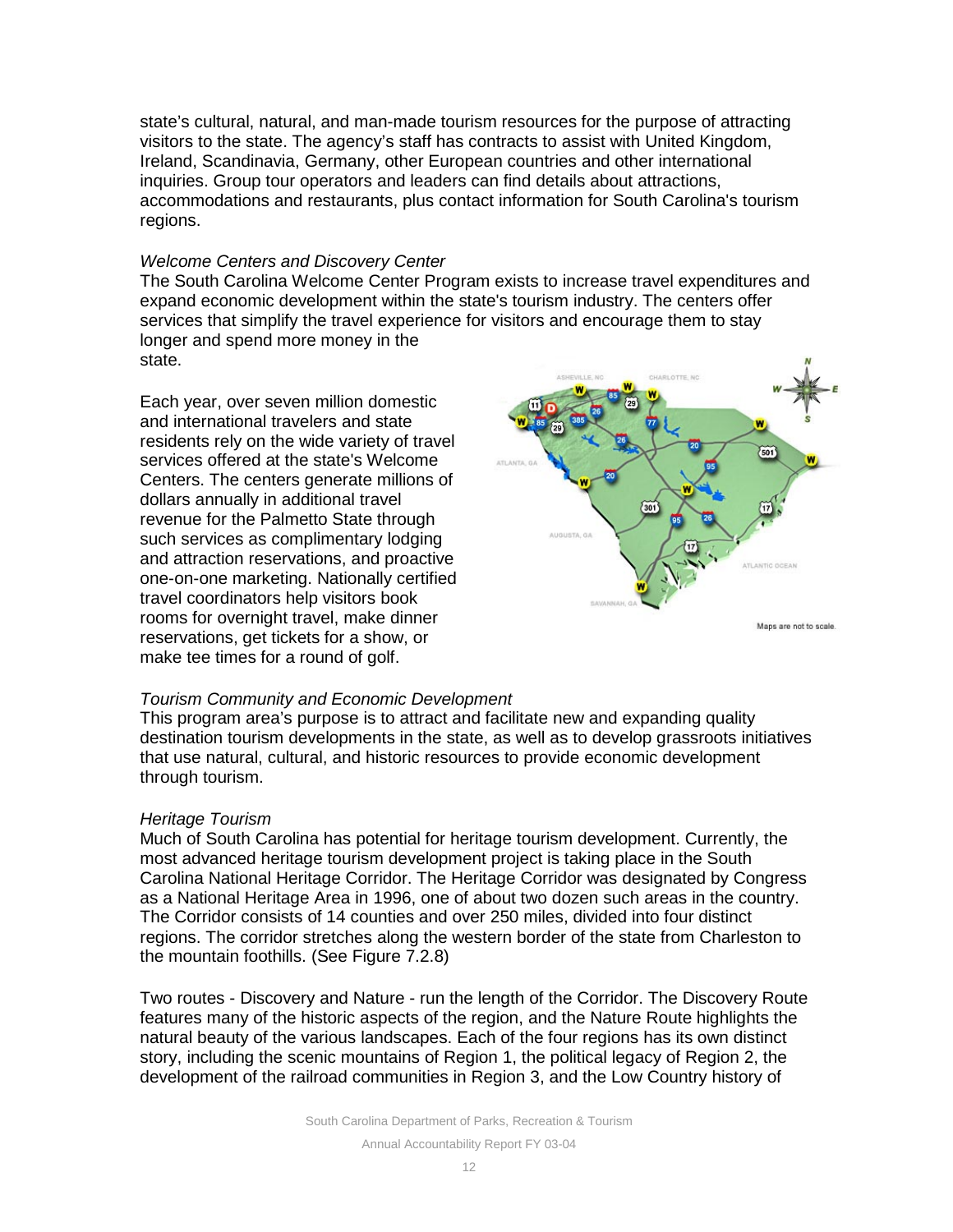state's cultural, natural, and man-made tourism resources for the purpose of attracting visitors to the state. The agency's staff has contracts to assist with United Kingdom, Ireland, Scandinavia, Germany, other European countries and other international inquiries. Group tour operators and leaders can find details about attractions, accommodations and restaurants, plus contact information for South Carolina's tourism regions.

*Welcome Centers and Discovery Center*

The South Carolina Welcome Center Program exists to increase travel expenditures and expand economic development within the state's tourism industry. The centers offer services that simplify the travel experience for visitors and encourage them to stay longer and spend more money in the state.

Each year, over seven million domestic and international travelers and state residents rely on the wide variety of travel services offered at the state's Welcome Centers. The centers generate millions of dollars annually in additional travel revenue for the Palmetto State through such services as complimentary lodging and attraction reservations, and proactive one-on-one marketing. Nationally certified travel coordinators help visitors book rooms for overnight travel, make dinner reservations, get tickets for a show, or make tee times for a round of golf.

Maps are not to scale.

*Tourism Community and Economic Development*

This program area's purpose is to attract and facilitate new and expanding quality destination tourism developments in the state, as well as to develop grassroots initiatives that use natural, cultural, and historic resources to provide economic development through tourism.

*Heritage Tourism*

Much of South Carolina has potential for heritage tourism development. Currently, the most advanced heritage tourism development project is taking place in the South Carolina National Heritage Corridor. The Heritage Corridor was designated by Congress as a National Heritage Area in 1996, one of about two dozen such areas in the country. The Corridor consists of 14 counties and over 250 miles, divided into four distinct regions. The corridor stretches along the western border of the state from Charleston to the mountain foothills. (See Figure 7.2.8)

Two routes - Discovery and Nature - run the length of the Corridor. The Discovery Route features many of the historic aspects of the region, and the Nature Route highlights the natural beauty of the various landscapes. Each of the four regions has its own distinct story, including the scenic mountains of Region 1, the political legacy of Region 2, the development of the railroad communities in Region 3, and the Low Country history of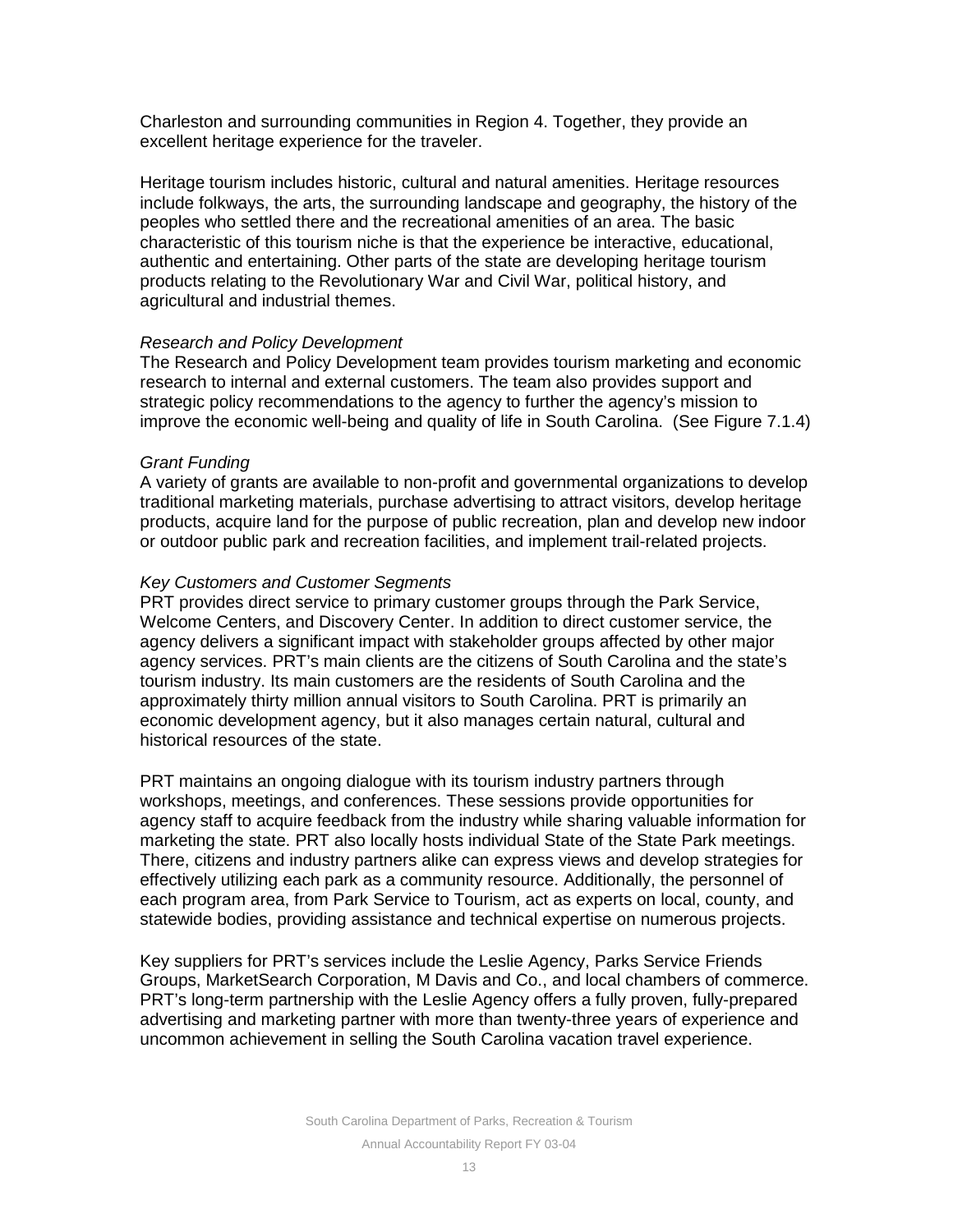Charleston and surrounding communities in Region 4. Together, they provide an excellent heritage experience for the traveler.

Heritage tourism includes historic, cultural and natural amenities. Heritage resources include folkways, the arts, the surrounding landscape and geography, the history of the peoples who settled there and the recreational amenities of an area. The basic characteristic of this tourism niche is that the experience be interactive, educational, authentic and entertaining. Other parts of the state are developing heritage tourism products relating to the Revolutionary War and Civil War, political history, and agricultural and industrial themes.

*Research and Policy Development*

The Research and Policy Development team provides tourism marketing and economic research to internal and external customers. The team also provides support and strategic policy recommendations to the agency to further the agency's mission to improve the economic well-being and quality of life in South Carolina. (See Figure 7.1.4)

*Grant Funding*

A variety of grants are available to non-profit and governmental organizations to develop traditional marketing materials, purchase advertising to attract visitors, develop heritage products, acquire land for the purpose of public recreation, plan and develop new indoor or outdoor public park and recreation facilities, and implement trail-related projects.

*Key Customers and Customer Segments*

PRT provides direct service to primary customer groups through the Park Service, Welcome Centers, and Discovery Center. In addition to direct customer service, the agency delivers a significant impact with stakeholder groups affected by other major agency services. PRT's main clients are the citizens of South Carolina and the state's tourism industry. Its main customers are the residents of South Carolina and the approximately thirty million annual visitors to South Carolina. PRT is primarily an economic development agency, but it also manages certain natural, cultural and historical resources of the state.

PRT maintains an ongoing dialogue with its tourism industry partners through workshops, meetings, and conferences. These sessions provide opportunities for agency staff to acquire feedback from the industry while sharing valuable information for marketing the state. PRT also locally hosts individual State of the State Park meetings. There, citizens and industry partners alike can express views and develop strategies for effectively utilizing each park as a community resource. Additionally, the personnel of each program area, from Park Service to Tourism, act as experts on local, county, and statewide bodies, providing assistance and technical expertise on numerous projects.

Key suppliers for PRT's services include the Leslie Agency, Parks Service Friends Groups, MarketSearch Corporation, M Davis and Co., and local chambers of commerce. PRT's long-term partnership with the Leslie Agency offers a fully proven, fully-prepared advertising and marketing partner with more than twenty-three years of experience and uncommon achievement in selling the South Carolina vacation travel experience.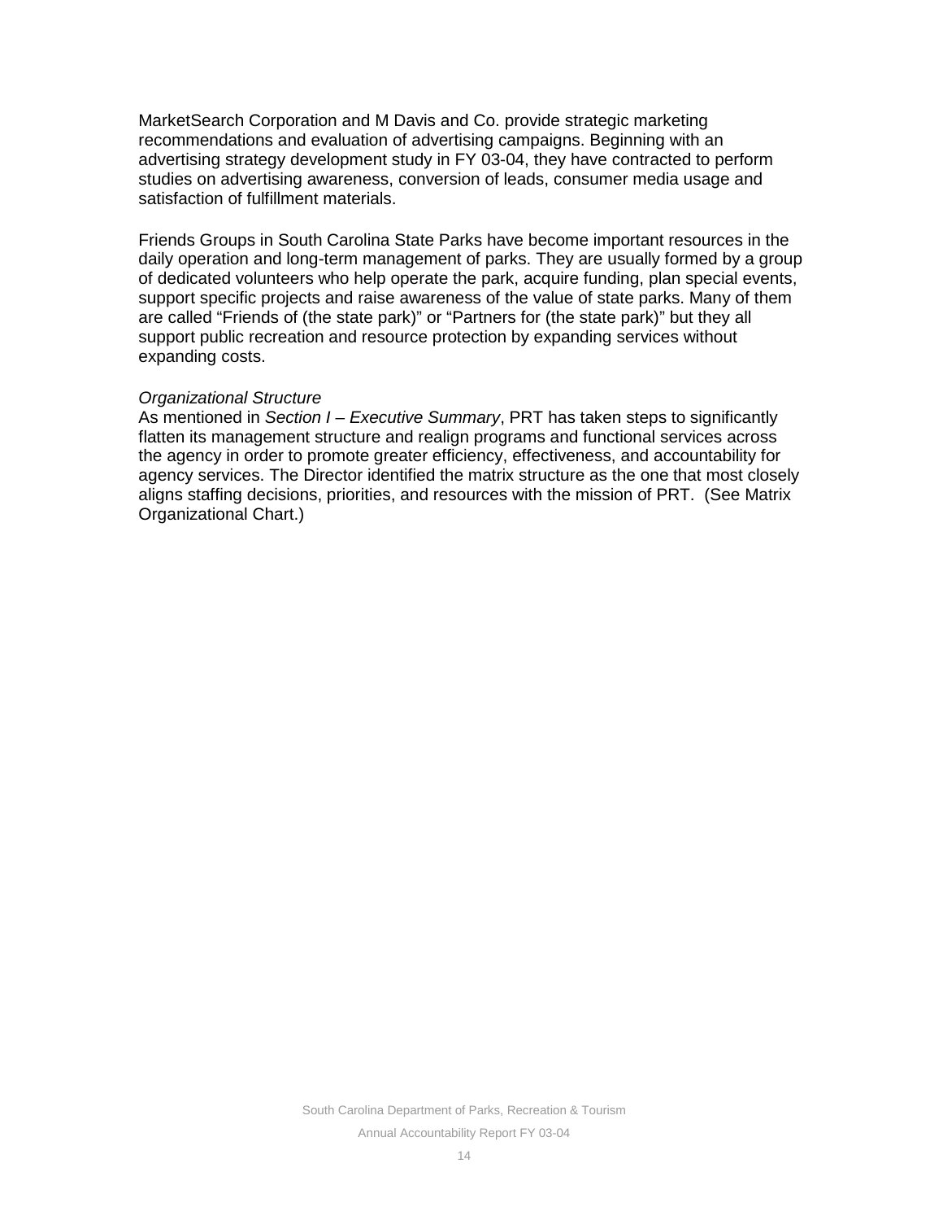MarketSearch Corporation and M Davis and Co. provide strategic marketing recommendations and evaluation of advertising campaigns. Beginning with an advertising strategy development study in FY 03-04, they have contracted to perform studies on advertising awareness, conversion of leads, consumer media usage and satisfaction of fulfillment materials.

Friends Groups in South Carolina State Parks have become important resources in the daily operation and long-term management of parks. They are usually formed by a group of dedicated volunteers who help operate the park, acquire funding, plan special events, support specific projects and raise awareness of the value of state parks. Many of them are called "Friends of (the state park)" or "Partners for (the state park)" but they all support public recreation and resource protection by expanding services without expanding costs.

*Organizational Structure*

As mentioned in *Section I – Executive Summary*, PRT has taken steps to significantly flatten its management structure and realign programs and functional services across the agency in order to promote greater efficiency, effectiveness, and accountability for agency services. The Director identified the matrix structure as the one that most closely aligns staffing decisions, priorities, and resources with the mission of PRT. (See Matrix Organizational Chart.)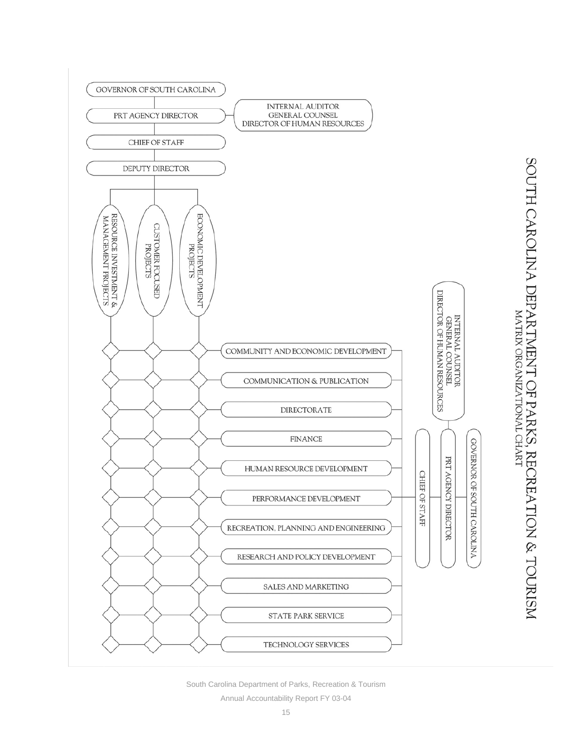# SOUTH CAROLINA DEPARTMENT OF PARKS, RECREATION & TOURISM

## MATRIX ORGANIZATIONAL CHART

GOVERNOR OF SOUTH CAROLINA

PRT AGENCY DIRECTOR — INTERNAL AUDITOR, GENERAL COUNSEL, DIRECTOR OF HUMAN RESOURCES

CHIEF OF STAFF

DEPUTY DIRECTOR

- RESOURCE INVESTMENT & MANAGEMENT PROJECTS
- CUSTOMER FOCUSED PROJECTS
- ECONOMIC DEVELOPMENT PROJECTS

Divisions:

- COMMUNITY AND ECONOMIC DEVELOPMENT
- COMMUNICATION & PUBLICATION
- DIRECTORATE
- FINANCE
- HUMAN RESOURCE DEVELOPMENT
- PERFORMANCE DEVELOPMENT
- RECREATION, PLANNING AND ENGINEERING
- RESEARCH AND POLICY DEVELOPMENT
- SALES AND MARKETING
- STATE PARK SERVICE
- TECHNOLOGY SERVICES

GOVERNOR OF SOUTH CAROLINA

PRT AGENCY DIRECTOR — INTERNAL AUDITOR, GENERAL COUNSEL, DIRECTOR OF HUMAN RESOURCES

CHIEF OF STAFF

South Carolina Department of Parks, Recreation & Tourism

Annual Accountability Report FY 03-04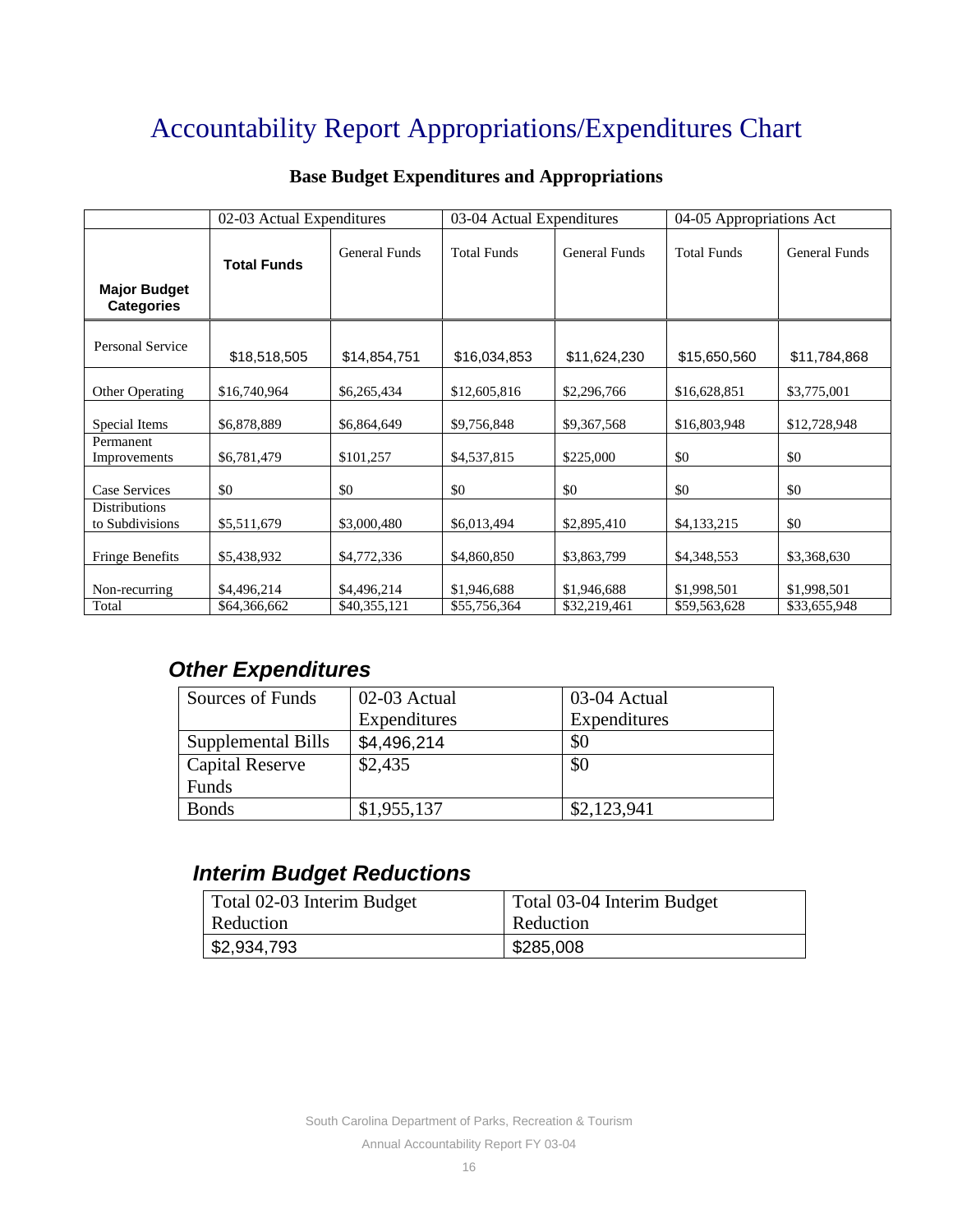# Accountability Report Appropriations/Expenditures Chart

**Base Budget Expenditures and Appropriations**

| | 02-03 Actual Expenditures | | 03-04 Actual Expenditures | | 04-05 Appropriations Act | |
|---|---|---|---|---|---|---|
| **Major Budget Categories** | **Total Funds** | General Funds | Total Funds | General Funds | Total Funds | General Funds |
| Personal Service | $18,518,505 | $14,854,751 | $16,034,853 | $11,624,230 | $15,650,560 | $11,784,868 |
| Other Operating | $16,740,964 | $6,265,434 | $12,605,816 | $2,296,766 | $16,628,851 | $3,775,001 |
| Special Items | $6,878,889 | $6,864,649 | $9,756,848 | $9,367,568 | $16,803,948 | $12,728,948 |
| Permanent Improvements | $6,781,479 | $101,257 | $4,537,815 | $225,000 | $0 | $0 |
| Case Services | $0 | $0 | $0 | $0 | $0 | $0 |
| Distributions to Subdivisions | $5,511,679 | $3,000,480 | $6,013,494 | $2,895,410 | $4,133,215 | $0 |
| Fringe Benefits | $5,438,932 | $4,772,336 | $4,860,850 | $3,863,799 | $4,348,553 | $3,368,630 |
| Non-recurring | $4,496,214 | $4,496,214 | $1,946,688 | $1,946,688 | $1,998,501 | $1,998,501 |
| Total | $64,366,662 | $40,355,121 | $55,756,364 | $32,219,461 | $59,563,628 | $33,655,948 |

## *Other Expenditures*

| Sources of Funds | 02-03 Actual Expenditures | 03-04 Actual Expenditures |
|---|---|---|
| Supplemental Bills | $4,496,214 | $0 |
| Capital Reserve Funds | $2,435 | $0 |
| Bonds | $1,955,137 | $2,123,941 |

## *Interim Budget Reductions*

| Total 02-03 Interim Budget Reduction | Total 03-04 Interim Budget Reduction |
|---|---|
| $2,934,793 | $285,008 |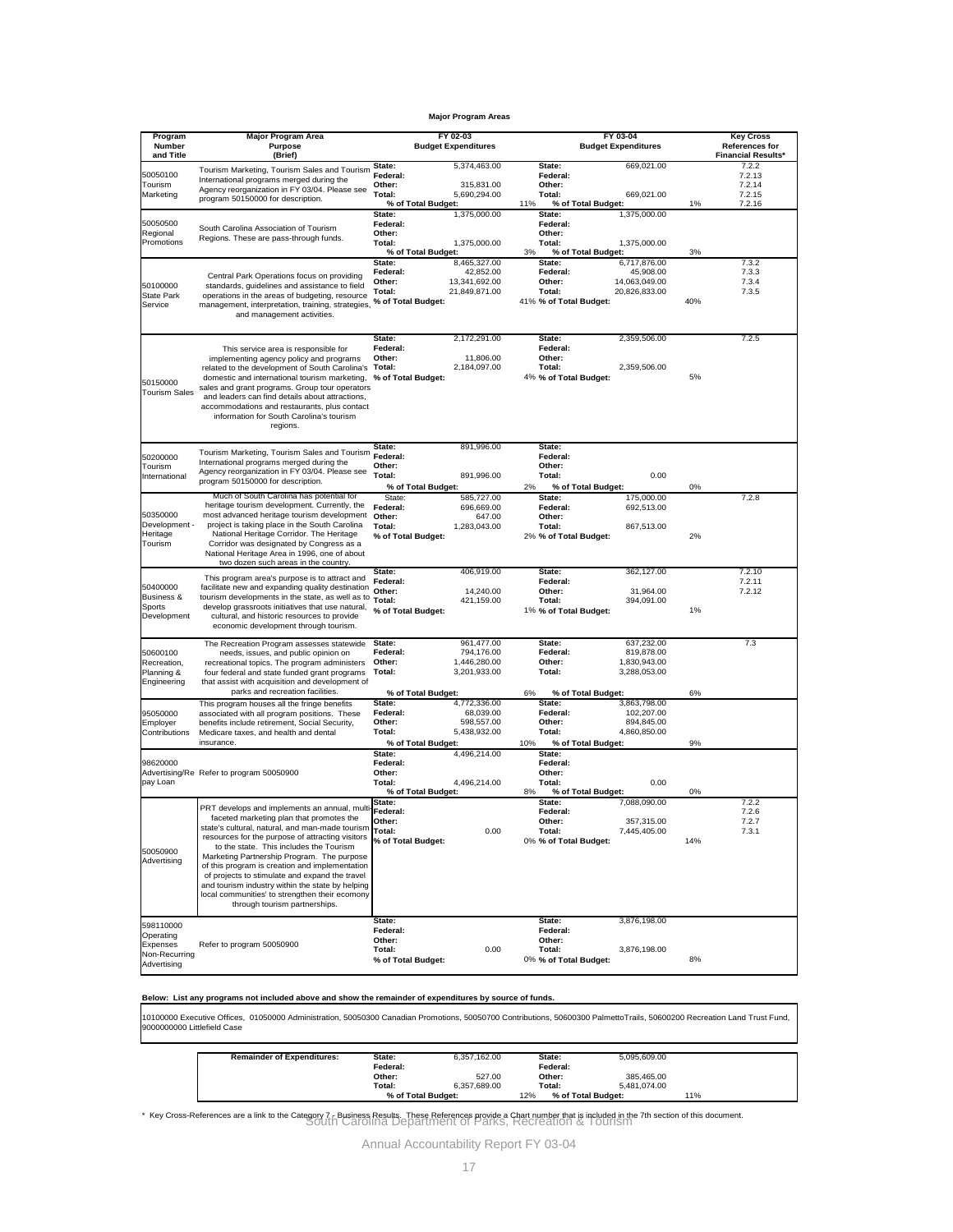**Major Program Areas**

| Program Number and Title | Major Program Area Purpose (Brief) | FY 02-03 Budget Expenditures | | | FY 03-04 Budget Expenditures | | | Key Cross References for Financial Results* |
|---|---|---|---|---|---|---|---|---|
| 50050100 Tourism Marketing | Tourism Marketing, Tourism Sales and Tourism International programs merged during the Agency reorganization in FY 03/04. Please see program 50150000 for description. | State: | 5,374,463.00 | | State: | 669,021.00 | | 7.2.2 |
| | | Federal: | | | Federal: | | | 7.2.13 |
| | | Other: | 315,831.00 | | Other: | | | 7.2.14 |
| | | Total: | 5,690,294.00 | | Total: | 669,021.00 | | 7.2.15 |
| | | % of Total Budget: | | 11% | % of Total Budget: | | 1% | 7.2.16 |
| 50050500 Regional Promotions | South Carolina Association of Tourism Regions. These are pass-through funds. | State: | 1,375,000.00 | | State: | 1,375,000.00 | | |
| | | Federal: | | | Federal: | | | |
| | | Other: | | | Other: | | | |
| | | Total: | 1,375,000.00 | | Total: | 1,375,000.00 | | |
| | | % of Total Budget: | | 3% | % of Total Budget: | | 3% | |
| 50100000 State Park Service | Central Park Operations focus on providing standards, guidelines and assistance to field operations in the areas of budgeting, resource management, interpretation, training, strategies, and management activities. | State: | 8,465,327.00 | | State: | 6,717,876.00 | | 7.3.2 |
| | | Federal: | 42,852.00 | | Federal: | 45,908.00 | | 7.3.3 |
| | | Other: | 13,341,692.00 | | Other: | 14,063,049.00 | | 7.3.4 |
| | | Total: | 21,849,871.00 | | Total: | 20,826,833.00 | | 7.3.5 |
| | | % of Total Budget: | | 41% | % of Total Budget: | | 40% | |
| 50150000 Tourism Sales | This service area is responsible for implementing agency policy and programs related to the development of South Carolina's domestic and international tourism marketing, sales and grant programs. Group tour operators and leaders can find details about attractions, accommodations and restaurants, plus contact information for South Carolina's tourism regions. | State: | 2,172,291.00 | | State: | 2,359,506.00 | | 7.2.5 |
| | | Federal: | | | Federal: | | | |
| | | Other: | 11,806.00 | | Other: | | | |
| | | Total: | 2,184,097.00 | | Total: | 2,359,506.00 | | |
| | | % of Total Budget: | | 4% | % of Total Budget: | | 5% | |
| 50200000 Tourism International | Tourism Marketing, Tourism Sales and Tourism International programs merged during the Agency reorganization in FY 03/04. Please see program 50150000 for description. | State: | 891,996.00 | | State: | | | |
| | | Federal: | | | Federal: | | | |
| | | Other: | | | Other: | | | |
| | | Total: | 891,996.00 | | Total: | 0.00 | | |
| | | % of Total Budget: | | 2% | % of Total Budget: | | 0% | |
| 50350000 Development - Heritage Tourism | Much of South Carolina has potential for heritage tourism development. Currently, the most advanced heritage tourism development project is taking place in the South Carolina National Heritage Corridor. The Heritage Corridor was designated by Congress as a National Heritage Area in 1996, one of about two dozen such areas in the country. | State: | 585,727.00 | | State: | 175,000.00 | | 7.2.8 |
| | | Federal: | 696,669.00 | | Federal: | 692,513.00 | | |
| | | Other: | 647.00 | | Other: | | | |
| | | Total: | 1,283,043.00 | | Total: | 867,513.00 | | |
| | | % of Total Budget: | | 2% | % of Total Budget: | | 2% | |
| 50400000 Business & Sports Development | This program area's purpose is to attract and facilitate new and expanding quality destination tourism developments in the state, as well as to develop grassroots initiatives that use natural, cultural, and historic resources to provide economic development through tourism. | State: | 406,919.00 | | State: | 362,127.00 | | 7.2.10 |
| | | Federal: | | | Federal: | | | 7.2.11 |
| | | Other: | 14,240.00 | | Other: | 31,964.00 | | 7.2.12 |
| | | Total: | 421,159.00 | | Total: | 394,091.00 | | |
| | | % of Total Budget: | | 1% | % of Total Budget: | | 1% | |
| 50600100 Recreation, Planning & Engineering | The Recreation Program assesses statewide needs, issues, and public opinion on recreational topics. The program administers four federal and state funded grant programs that assist with acquisition and development of parks and recreation facilities. | State: | 961,477.00 | | State: | 637,232.00 | | 7.3 |
| | | Federal: | 794,176.00 | | Federal: | 819,878.00 | | |
| | | Other: | 1,446,280.00 | | Other: | 1,830,943.00 | | |
| | | Total: | 3,201,933.00 | | Total: | 3,288,053.00 | | |
| | | % of Total Budget: | | 6% | % of Total Budget: | | 6% | |
| 95050000 Employer Contributions | This program houses all the fringe benefits associated with all program positions. These benefits include retirement, Social Security, Medicare taxes, and health and dental insurance. | State: | 4,772,336.00 | | State: | 3,863,798.00 | | |
| | | Federal: | 68,039.00 | | Federal: | 102,207.00 | | |
| | | Other: | 598,557.00 | | Other: | 894,845.00 | | |
| | | Total: | 5,438,932.00 | | Total: | 4,860,850.00 | | |
| | | % of Total Budget: | | 10% | % of Total Budget: | | 9% | |
| 98620000 Advertising/Repay Loan | Refer to program 50050900 | State: | 4,496,214.00 | | State: | | | |
| | | Federal: | | | Federal: | | | |
| | | Other: | | | Other: | | | |
| | | Total: | 4,496,214.00 | | Total: | 0.00 | | |
| | | % of Total Budget: | | 8% | % of Total Budget: | | 0% | |
| 50050900 Advertising | PRT develops and implements an annual, multi-faceted marketing plan that promotes the state's cultural, natural, and man-made tourism resources for the purpose of attracting visitors to the state. This includes the Tourism Marketing Partnership Program. The purpose of this program is creation and implementation of projects to stimulate and expand the travel and tourism industry within the state by helping local communities' to strengthen their ecomony through tourism partnerships. | State: | | | State: | 7,088,090.00 | | 7.2.2 |
| | | Federal: | | | Federal: | | | 7.2.6 |
| | | Other: | | | Other: | 357,315.00 | | 7.2.7 |
| | | Total: | 0.00 | | Total: | 7,445,405.00 | | 7.3.1 |
| | | % of Total Budget: | | 0% | % of Total Budget: | | 14% | |
| 598110000 Operating Expenses Non-Recurring Advertising | Refer to program 50050900 | State: | | | State: | 3,876,198.00 | | |
| | | Federal: | | | Federal: | | | |
| | | Other: | | | Other: | | | |
| | | Total: | 0.00 | | Total: | 3,876,198.00 | | |
| | | % of Total Budget: | | 0% | % of Total Budget: | | 8% | |

**Below: List any programs not included above and show the remainder of expenditures by source of funds.**

10100000 Executive Offices, 01050000 Administration, 50050300 Canadian Promotions, 50050700 Contributions, 50600300 PalmettoTrails, 50600200 Recreation Land Trust Fund, 9000000000 Littlefield Case

| Remainder of Expenditures: | FY 02-03 | | | FY 03-04 | | |
|---|---|---|---|---|---|---|
| | State: | 6,357,162.00 | | State: | 5,095,609.00 | |
| | Federal: | | | Federal: | | |
| | Other: | 527.00 | | Other: | 385,465.00 | |
| | Total: | 6,357,689.00 | | Total: | 5,481,074.00 | |
| | % of Total Budget: | | 12% | % of Total Budget: | | 11% |

\* Key Cross-References are a link to the Category 7 - Business Results. These References provide a Chart number that is included in the 7th section of this document.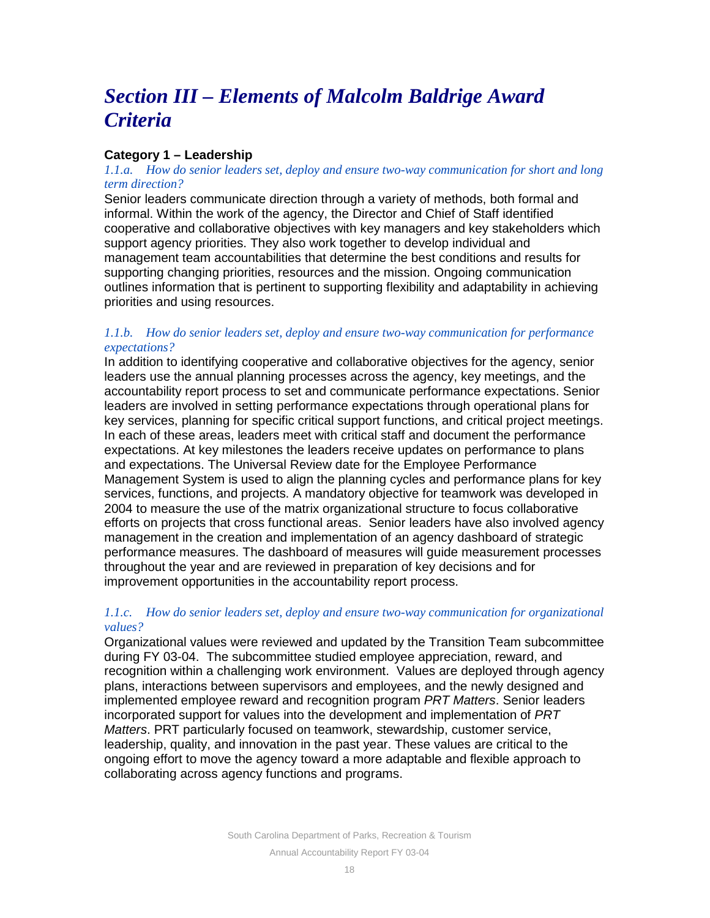# *Section III – Elements of Malcolm Baldrige Award Criteria*

**Category 1 – Leadership**

*1.1.a. How do senior leaders set, deploy and ensure two-way communication for short and long term direction?*

Senior leaders communicate direction through a variety of methods, both formal and informal. Within the work of the agency, the Director and Chief of Staff identified cooperative and collaborative objectives with key managers and key stakeholders which support agency priorities. They also work together to develop individual and management team accountabilities that determine the best conditions and results for supporting changing priorities, resources and the mission. Ongoing communication outlines information that is pertinent to supporting flexibility and adaptability in achieving priorities and using resources.

*1.1.b. How do senior leaders set, deploy and ensure two-way communication for performance expectations?*

In addition to identifying cooperative and collaborative objectives for the agency, senior leaders use the annual planning processes across the agency, key meetings, and the accountability report process to set and communicate performance expectations. Senior leaders are involved in setting performance expectations through operational plans for key services, planning for specific critical support functions, and critical project meetings. In each of these areas, leaders meet with critical staff and document the performance expectations. At key milestones the leaders receive updates on performance to plans and expectations. The Universal Review date for the Employee Performance Management System is used to align the planning cycles and performance plans for key services, functions, and projects. A mandatory objective for teamwork was developed in 2004 to measure the use of the matrix organizational structure to focus collaborative efforts on projects that cross functional areas. Senior leaders have also involved agency management in the creation and implementation of an agency dashboard of strategic performance measures. The dashboard of measures will guide measurement processes throughout the year and are reviewed in preparation of key decisions and for improvement opportunities in the accountability report process.

*1.1.c. How do senior leaders set, deploy and ensure two-way communication for organizational values?*

Organizational values were reviewed and updated by the Transition Team subcommittee during FY 03-04. The subcommittee studied employee appreciation, reward, and recognition within a challenging work environment. Values are deployed through agency plans, interactions between supervisors and employees, and the newly designed and implemented employee reward and recognition program *PRT Matters*. Senior leaders incorporated support for values into the development and implementation of *PRT Matters*. PRT particularly focused on teamwork, stewardship, customer service, leadership, quality, and innovation in the past year. These values are critical to the ongoing effort to move the agency toward a more adaptable and flexible approach to collaborating across agency functions and programs.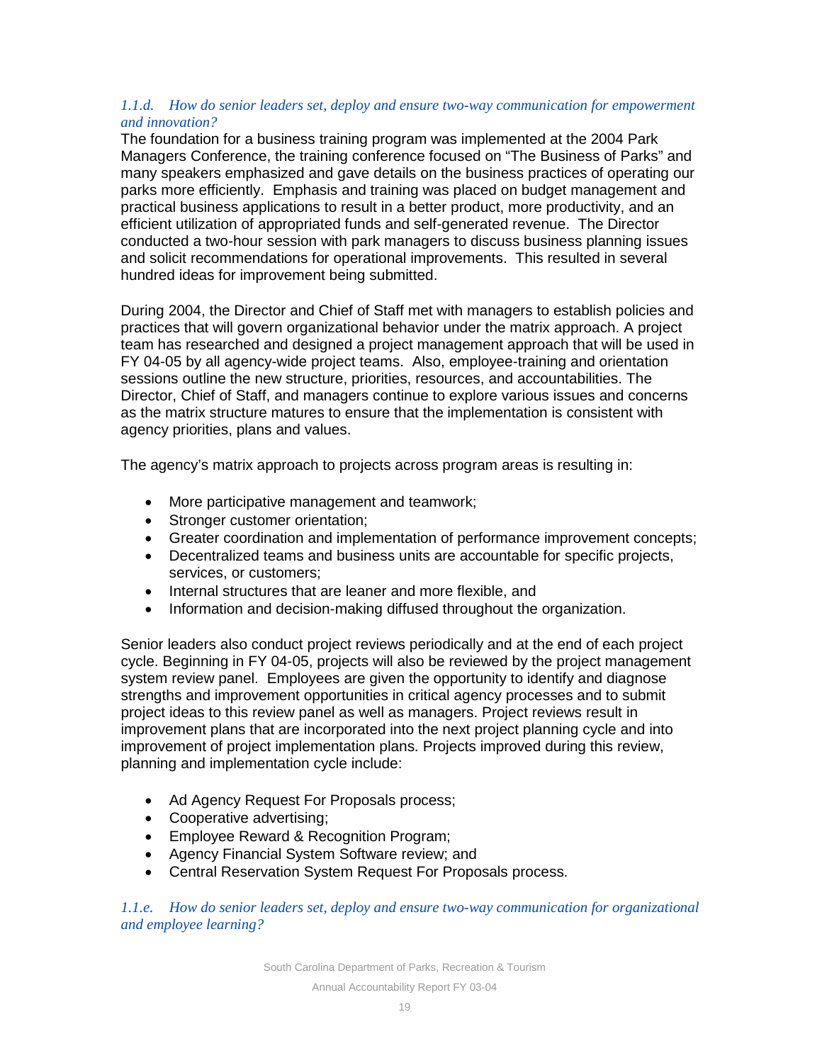*1.1.d. How do senior leaders set, deploy and ensure two-way communication for empowerment and innovation?*

The foundation for a business training program was implemented at the 2004 Park Managers Conference, the training conference focused on “The Business of Parks” and many speakers emphasized and gave details on the business practices of operating our parks more efficiently. Emphasis and training was placed on budget management and practical business applications to result in a better product, more productivity, and an efficient utilization of appropriated funds and self-generated revenue. The Director conducted a two-hour session with park managers to discuss business planning issues and solicit recommendations for operational improvements. This resulted in several hundred ideas for improvement being submitted.

During 2004, the Director and Chief of Staff met with managers to establish policies and practices that will govern organizational behavior under the matrix approach. A project team has researched and designed a project management approach that will be used in FY 04-05 by all agency-wide project teams. Also, employee-training and orientation sessions outline the new structure, priorities, resources, and accountabilities. The Director, Chief of Staff, and managers continue to explore various issues and concerns as the matrix structure matures to ensure that the implementation is consistent with agency priorities, plans and values.

The agency’s matrix approach to projects across program areas is resulting in:

- More participative management and teamwork;
- Stronger customer orientation;
- Greater coordination and implementation of performance improvement concepts;
- Decentralized teams and business units are accountable for specific projects, services, or customers;
- Internal structures that are leaner and more flexible, and
- Information and decision-making diffused throughout the organization.

Senior leaders also conduct project reviews periodically and at the end of each project cycle. Beginning in FY 04-05, projects will also be reviewed by the project management system review panel. Employees are given the opportunity to identify and diagnose strengths and improvement opportunities in critical agency processes and to submit project ideas to this review panel as well as managers. Project reviews result in improvement plans that are incorporated into the next project planning cycle and into improvement of project implementation plans. Projects improved during this review, planning and implementation cycle include:

- Ad Agency Request For Proposals process;
- Cooperative advertising;
- Employee Reward & Recognition Program;
- Agency Financial System Software review; and
- Central Reservation System Request For Proposals process.

*1.1.e. How do senior leaders set, deploy and ensure two-way communication for organizational and employee learning?*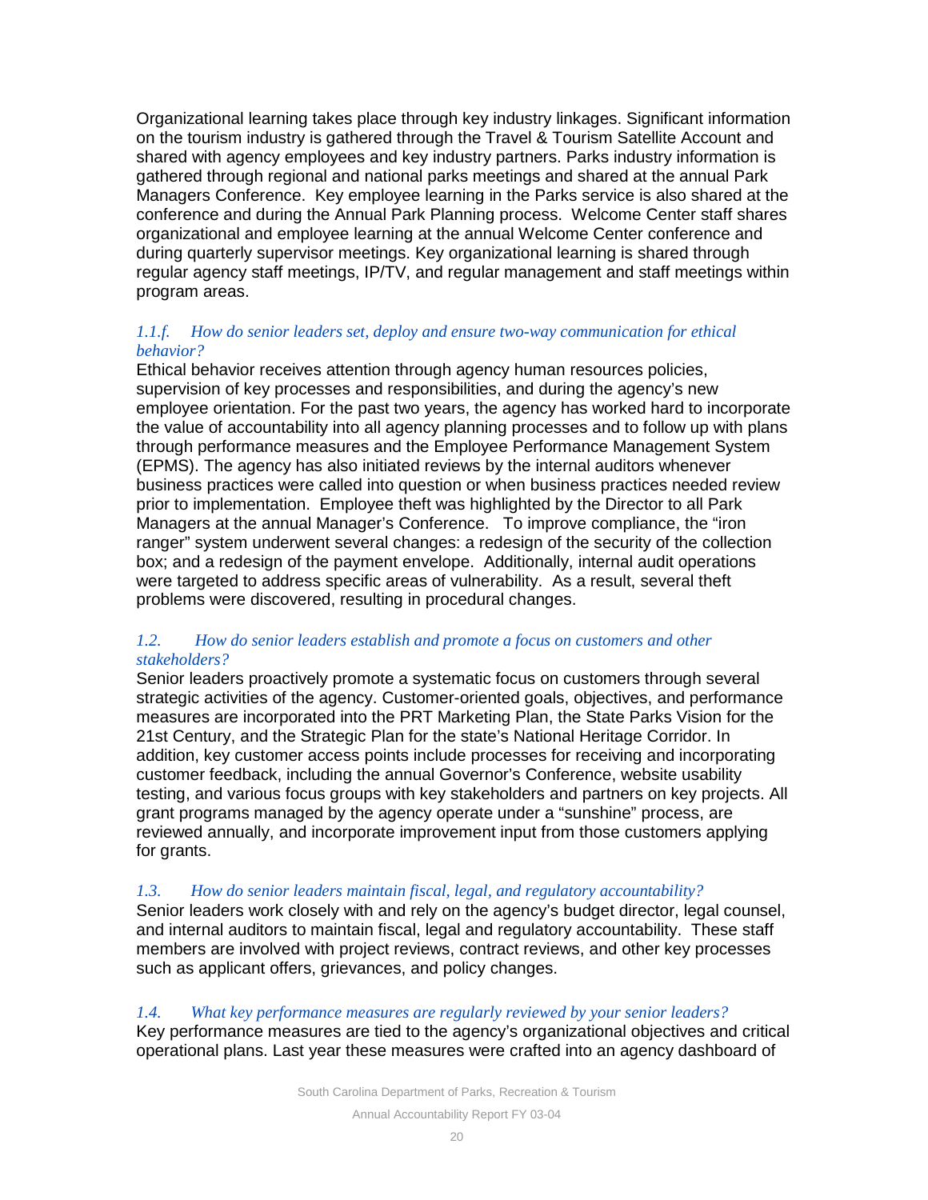Organizational learning takes place through key industry linkages. Significant information on the tourism industry is gathered through the Travel & Tourism Satellite Account and shared with agency employees and key industry partners. Parks industry information is gathered through regional and national parks meetings and shared at the annual Park Managers Conference. Key employee learning in the Parks service is also shared at the conference and during the Annual Park Planning process. Welcome Center staff shares organizational and employee learning at the annual Welcome Center conference and during quarterly supervisor meetings. Key organizational learning is shared through regular agency staff meetings, IP/TV, and regular management and staff meetings within program areas.

*1.1.f. How do senior leaders set, deploy and ensure two-way communication for ethical behavior?*

Ethical behavior receives attention through agency human resources policies, supervision of key processes and responsibilities, and during the agency's new employee orientation. For the past two years, the agency has worked hard to incorporate the value of accountability into all agency planning processes and to follow up with plans through performance measures and the Employee Performance Management System (EPMS). The agency has also initiated reviews by the internal auditors whenever business practices were called into question or when business practices needed review prior to implementation. Employee theft was highlighted by the Director to all Park Managers at the annual Manager's Conference. To improve compliance, the "iron ranger" system underwent several changes: a redesign of the security of the collection box; and a redesign of the payment envelope. Additionally, internal audit operations were targeted to address specific areas of vulnerability. As a result, several theft problems were discovered, resulting in procedural changes.

*1.2. How do senior leaders establish and promote a focus on customers and other stakeholders?*

Senior leaders proactively promote a systematic focus on customers through several strategic activities of the agency. Customer-oriented goals, objectives, and performance measures are incorporated into the PRT Marketing Plan, the State Parks Vision for the 21st Century, and the Strategic Plan for the state's National Heritage Corridor. In addition, key customer access points include processes for receiving and incorporating customer feedback, including the annual Governor's Conference, website usability testing, and various focus groups with key stakeholders and partners on key projects. All grant programs managed by the agency operate under a "sunshine" process, are reviewed annually, and incorporate improvement input from those customers applying for grants.

*1.3. How do senior leaders maintain fiscal, legal, and regulatory accountability?*

Senior leaders work closely with and rely on the agency's budget director, legal counsel, and internal auditors to maintain fiscal, legal and regulatory accountability. These staff members are involved with project reviews, contract reviews, and other key processes such as applicant offers, grievances, and policy changes.

*1.4. What key performance measures are regularly reviewed by your senior leaders?*

Key performance measures are tied to the agency's organizational objectives and critical operational plans. Last year these measures were crafted into an agency dashboard of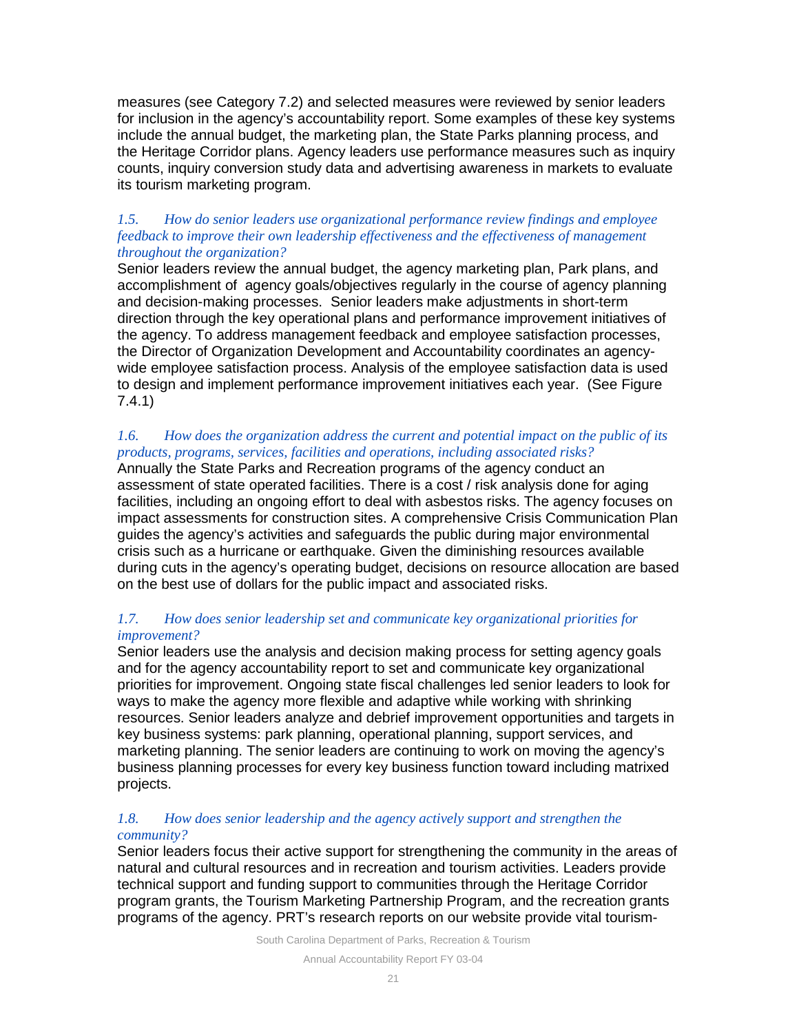measures (see Category 7.2) and selected measures were reviewed by senior leaders for inclusion in the agency's accountability report. Some examples of these key systems include the annual budget, the marketing plan, the State Parks planning process, and the Heritage Corridor plans. Agency leaders use performance measures such as inquiry counts, inquiry conversion study data and advertising awareness in markets to evaluate its tourism marketing program.

*1.5. How do senior leaders use organizational performance review findings and employee feedback to improve their own leadership effectiveness and the effectiveness of management throughout the organization?*

Senior leaders review the annual budget, the agency marketing plan, Park plans, and accomplishment of agency goals/objectives regularly in the course of agency planning and decision-making processes. Senior leaders make adjustments in short-term direction through the key operational plans and performance improvement initiatives of the agency. To address management feedback and employee satisfaction processes, the Director of Organization Development and Accountability coordinates an agency-wide employee satisfaction process. Analysis of the employee satisfaction data is used to design and implement performance improvement initiatives each year. (See Figure 7.4.1)

*1.6. How does the organization address the current and potential impact on the public of its products, programs, services, facilities and operations, including associated risks?*

Annually the State Parks and Recreation programs of the agency conduct an assessment of state operated facilities. There is a cost / risk analysis done for aging facilities, including an ongoing effort to deal with asbestos risks. The agency focuses on impact assessments for construction sites. A comprehensive Crisis Communication Plan guides the agency's activities and safeguards the public during major environmental crisis such as a hurricane or earthquake. Given the diminishing resources available during cuts in the agency's operating budget, decisions on resource allocation are based on the best use of dollars for the public impact and associated risks.

*1.7. How does senior leadership set and communicate key organizational priorities for improvement?*

Senior leaders use the analysis and decision making process for setting agency goals and for the agency accountability report to set and communicate key organizational priorities for improvement. Ongoing state fiscal challenges led senior leaders to look for ways to make the agency more flexible and adaptive while working with shrinking resources. Senior leaders analyze and debrief improvement opportunities and targets in key business systems: park planning, operational planning, support services, and marketing planning. The senior leaders are continuing to work on moving the agency's business planning processes for every key business function toward including matrixed projects.

*1.8. How does senior leadership and the agency actively support and strengthen the community?*

Senior leaders focus their active support for strengthening the community in the areas of natural and cultural resources and in recreation and tourism activities. Leaders provide technical support and funding support to communities through the Heritage Corridor program grants, the Tourism Marketing Partnership Program, and the recreation grants programs of the agency. PRT's research reports on our website provide vital tourism-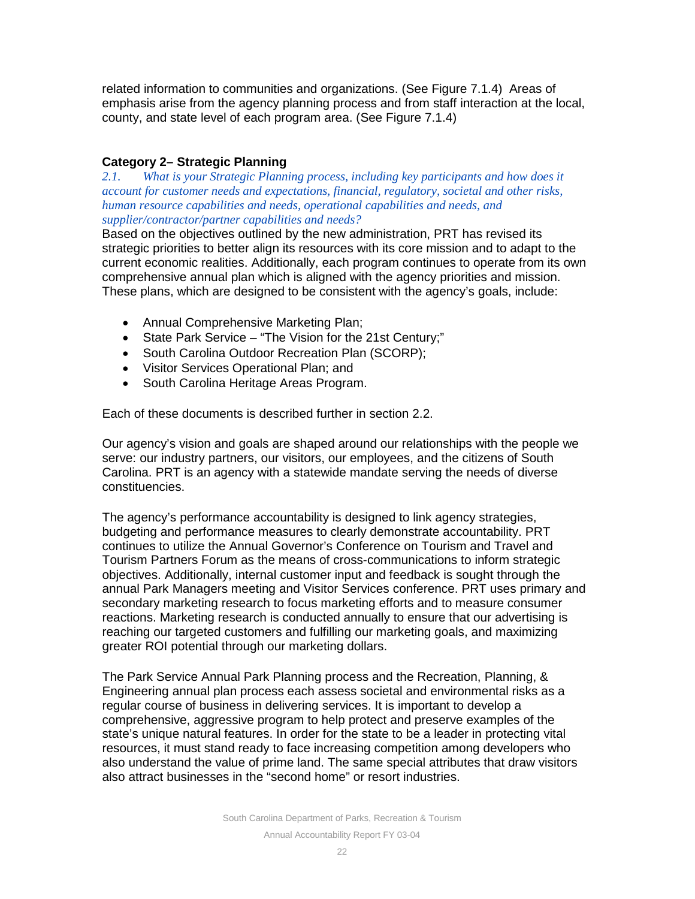related information to communities and organizations. (See Figure 7.1.4) Areas of emphasis arise from the agency planning process and from staff interaction at the local, county, and state level of each program area. (See Figure 7.1.4)

### Category 2– Strategic Planning

*2.1. What is your Strategic Planning process, including key participants and how does it account for customer needs and expectations, financial, regulatory, societal and other risks, human resource capabilities and needs, operational capabilities and needs, and supplier/contractor/partner capabilities and needs?*

Based on the objectives outlined by the new administration, PRT has revised its strategic priorities to better align its resources with its core mission and to adapt to the current economic realities. Additionally, each program continues to operate from its own comprehensive annual plan which is aligned with the agency priorities and mission. These plans, which are designed to be consistent with the agency's goals, include:

- Annual Comprehensive Marketing Plan;
- State Park Service – "The Vision for the 21st Century;"
- South Carolina Outdoor Recreation Plan (SCORP);
- Visitor Services Operational Plan; and
- South Carolina Heritage Areas Program.

Each of these documents is described further in section 2.2.

Our agency's vision and goals are shaped around our relationships with the people we serve: our industry partners, our visitors, our employees, and the citizens of South Carolina. PRT is an agency with a statewide mandate serving the needs of diverse constituencies.

The agency's performance accountability is designed to link agency strategies, budgeting and performance measures to clearly demonstrate accountability. PRT continues to utilize the Annual Governor's Conference on Tourism and Travel and Tourism Partners Forum as the means of cross-communications to inform strategic objectives. Additionally, internal customer input and feedback is sought through the annual Park Managers meeting and Visitor Services conference. PRT uses primary and secondary marketing research to focus marketing efforts and to measure consumer reactions. Marketing research is conducted annually to ensure that our advertising is reaching our targeted customers and fulfilling our marketing goals, and maximizing greater ROI potential through our marketing dollars.

The Park Service Annual Park Planning process and the Recreation, Planning, & Engineering annual plan process each assess societal and environmental risks as a regular course of business in delivering services. It is important to develop a comprehensive, aggressive program to help protect and preserve examples of the state's unique natural features. In order for the state to be a leader in protecting vital resources, it must stand ready to face increasing competition among developers who also understand the value of prime land. The same special attributes that draw visitors also attract businesses in the "second home" or resort industries.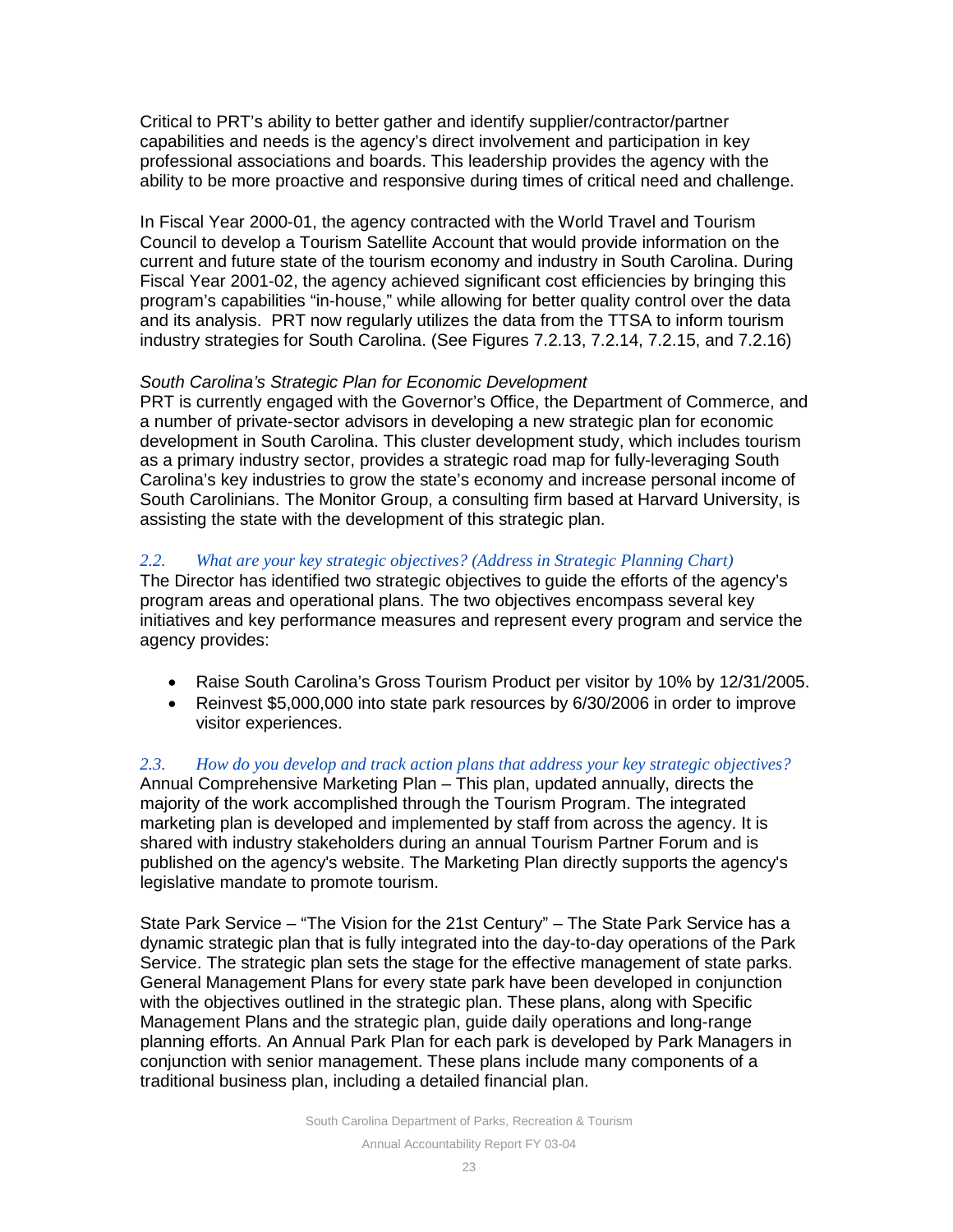Critical to PRT's ability to better gather and identify supplier/contractor/partner capabilities and needs is the agency's direct involvement and participation in key professional associations and boards. This leadership provides the agency with the ability to be more proactive and responsive during times of critical need and challenge.

In Fiscal Year 2000-01, the agency contracted with the World Travel and Tourism Council to develop a Tourism Satellite Account that would provide information on the current and future state of the tourism economy and industry in South Carolina. During Fiscal Year 2001-02, the agency achieved significant cost efficiencies by bringing this program's capabilities "in-house," while allowing for better quality control over the data and its analysis. PRT now regularly utilizes the data from the TTSA to inform tourism industry strategies for South Carolina. (See Figures 7.2.13, 7.2.14, 7.2.15, and 7.2.16)

*South Carolina's Strategic Plan for Economic Development*

PRT is currently engaged with the Governor's Office, the Department of Commerce, and a number of private-sector advisors in developing a new strategic plan for economic development in South Carolina. This cluster development study, which includes tourism as a primary industry sector, provides a strategic road map for fully-leveraging South Carolina's key industries to grow the state's economy and increase personal income of South Carolinians. The Monitor Group, a consulting firm based at Harvard University, is assisting the state with the development of this strategic plan.

*2.2. What are your key strategic objectives? (Address in Strategic Planning Chart)*

The Director has identified two strategic objectives to guide the efforts of the agency's program areas and operational plans. The two objectives encompass several key initiatives and key performance measures and represent every program and service the agency provides:

- Raise South Carolina's Gross Tourism Product per visitor by 10% by 12/31/2005.
- Reinvest $5,000,000 into state park resources by 6/30/2006 in order to improve visitor experiences.

*2.3. How do you develop and track action plans that address your key strategic objectives?*

Annual Comprehensive Marketing Plan – This plan, updated annually, directs the majority of the work accomplished through the Tourism Program. The integrated marketing plan is developed and implemented by staff from across the agency. It is shared with industry stakeholders during an annual Tourism Partner Forum and is published on the agency's website. The Marketing Plan directly supports the agency's legislative mandate to promote tourism.

State Park Service – "The Vision for the 21st Century" – The State Park Service has a dynamic strategic plan that is fully integrated into the day-to-day operations of the Park Service. The strategic plan sets the stage for the effective management of state parks. General Management Plans for every state park have been developed in conjunction with the objectives outlined in the strategic plan. These plans, along with Specific Management Plans and the strategic plan, guide daily operations and long-range planning efforts. An Annual Park Plan for each park is developed by Park Managers in conjunction with senior management. These plans include many components of a traditional business plan, including a detailed financial plan.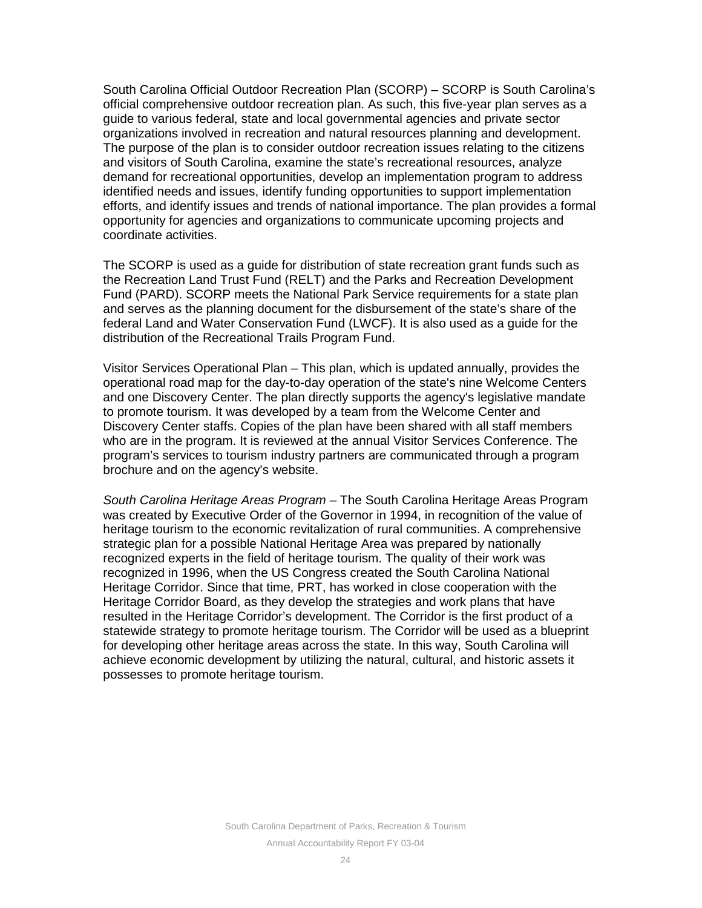South Carolina Official Outdoor Recreation Plan (SCORP) – SCORP is South Carolina's official comprehensive outdoor recreation plan. As such, this five-year plan serves as a guide to various federal, state and local governmental agencies and private sector organizations involved in recreation and natural resources planning and development. The purpose of the plan is to consider outdoor recreation issues relating to the citizens and visitors of South Carolina, examine the state's recreational resources, analyze demand for recreational opportunities, develop an implementation program to address identified needs and issues, identify funding opportunities to support implementation efforts, and identify issues and trends of national importance. The plan provides a formal opportunity for agencies and organizations to communicate upcoming projects and coordinate activities.

The SCORP is used as a guide for distribution of state recreation grant funds such as the Recreation Land Trust Fund (RELT) and the Parks and Recreation Development Fund (PARD). SCORP meets the National Park Service requirements for a state plan and serves as the planning document for the disbursement of the state's share of the federal Land and Water Conservation Fund (LWCF). It is also used as a guide for the distribution of the Recreational Trails Program Fund.

Visitor Services Operational Plan – This plan, which is updated annually, provides the operational road map for the day-to-day operation of the state's nine Welcome Centers and one Discovery Center. The plan directly supports the agency's legislative mandate to promote tourism. It was developed by a team from the Welcome Center and Discovery Center staffs. Copies of the plan have been shared with all staff members who are in the program. It is reviewed at the annual Visitor Services Conference. The program's services to tourism industry partners are communicated through a program brochure and on the agency's website.

*South Carolina Heritage Areas Program* – The South Carolina Heritage Areas Program was created by Executive Order of the Governor in 1994, in recognition of the value of heritage tourism to the economic revitalization of rural communities. A comprehensive strategic plan for a possible National Heritage Area was prepared by nationally recognized experts in the field of heritage tourism. The quality of their work was recognized in 1996, when the US Congress created the South Carolina National Heritage Corridor. Since that time, PRT, has worked in close cooperation with the Heritage Corridor Board, as they develop the strategies and work plans that have resulted in the Heritage Corridor's development. The Corridor is the first product of a statewide strategy to promote heritage tourism. The Corridor will be used as a blueprint for developing other heritage areas across the state. In this way, South Carolina will achieve economic development by utilizing the natural, cultural, and historic assets it possesses to promote heritage tourism.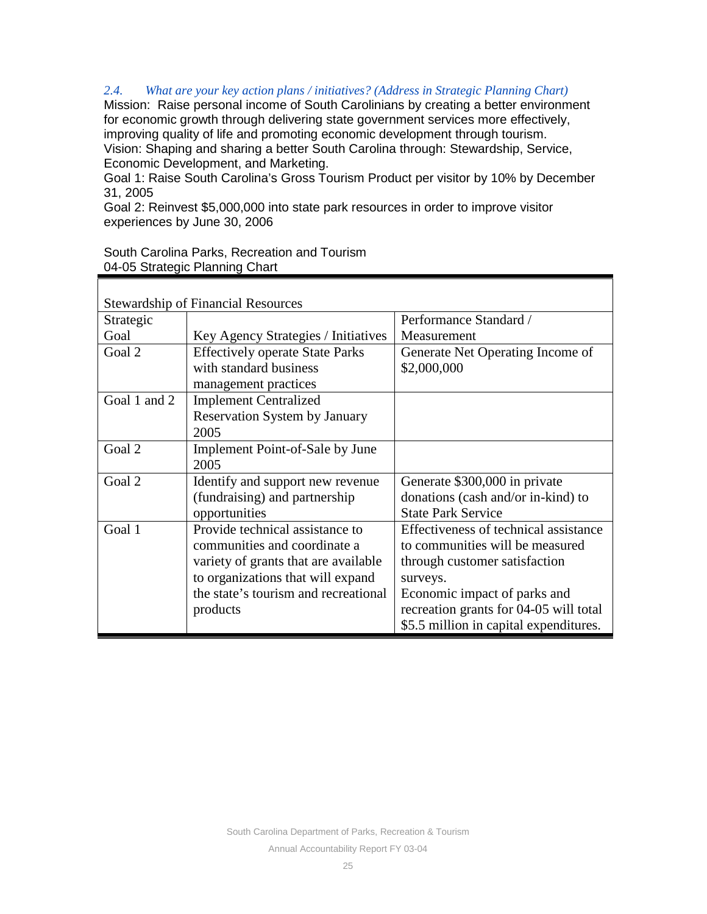*2.4. What are your key action plans / initiatives? (Address in Strategic Planning Chart)*

Mission: Raise personal income of South Carolinians by creating a better environment for economic growth through delivering state government services more effectively, improving quality of life and promoting economic development through tourism.

Vision: Shaping and sharing a better South Carolina through: Stewardship, Service, Economic Development, and Marketing.

Goal 1: Raise South Carolina's Gross Tourism Product per visitor by 10% by December 31, 2005

Goal 2: Reinvest $5,000,000 into state park resources in order to improve visitor experiences by June 30, 2006

South Carolina Parks, Recreation and Tourism
04-05 Strategic Planning Chart

| Stewardship of Financial Resources | | |
|---|---|---|
| Strategic Goal | Key Agency Strategies / Initiatives | Performance Standard / Measurement |
| Goal 2 | Effectively operate State Parks with standard business management practices | Generate Net Operating Income of $2,000,000 |
| Goal 1 and 2 | Implement Centralized Reservation System by January 2005 | |
| Goal 2 | Implement Point-of-Sale by June 2005 | |
| Goal 2 | Identify and support new revenue (fundraising) and partnership opportunities | Generate $300,000 in private donations (cash and/or in-kind) to State Park Service |
| Goal 1 | Provide technical assistance to communities and coordinate a variety of grants that are available to organizations that will expand the state's tourism and recreational products | Effectiveness of technical assistance to communities will be measured through customer satisfaction surveys.<br>Economic impact of parks and recreation grants for 04-05 will total $5.5 million in capital expenditures. |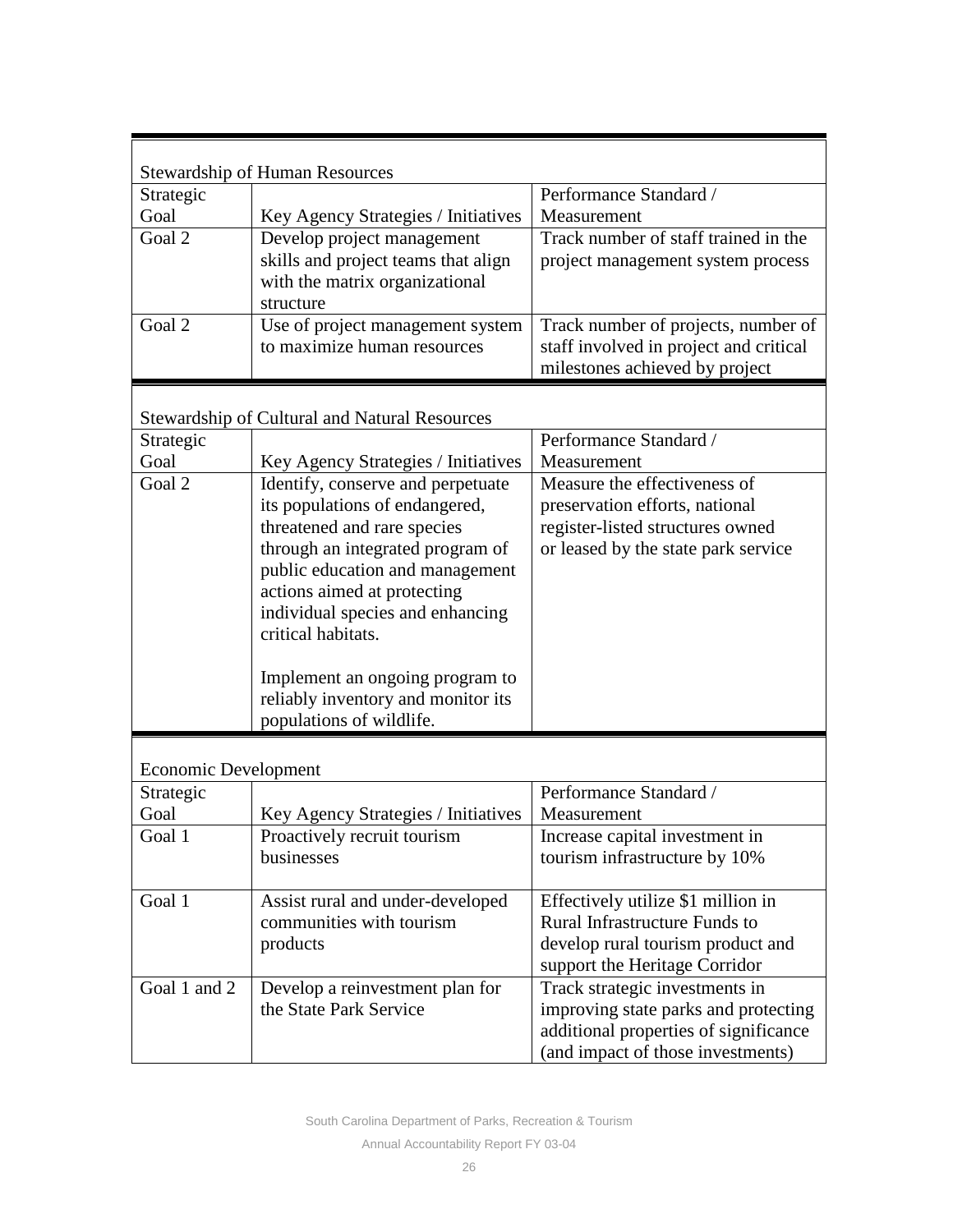### Stewardship of Human Resources

| Strategic Goal | Key Agency Strategies / Initiatives | Performance Standard / Measurement |
|---|---|---|
| Goal 2 | Develop project management skills and project teams that align with the matrix organizational structure | Track number of staff trained in the project management system process |
| Goal 2 | Use of project management system to maximize human resources | Track number of projects, number of staff involved in project and critical milestones achieved by project |

### Stewardship of Cultural and Natural Resources

| Strategic Goal | Key Agency Strategies / Initiatives | Performance Standard / Measurement |
|---|---|---|
| Goal 2 | Identify, conserve and perpetuate its populations of endangered, threatened and rare species through an integrated program of public education and management actions aimed at protecting individual species and enhancing critical habitats.<br><br>Implement an ongoing program to reliably inventory and monitor its populations of wildlife. | Measure the effectiveness of preservation efforts, national register-listed structures owned or leased by the state park service |

### Economic Development

| Strategic Goal | Key Agency Strategies / Initiatives | Performance Standard / Measurement |
|---|---|---|
| Goal 1 | Proactively recruit tourism businesses | Increase capital investment in tourism infrastructure by 10% |
| Goal 1 | Assist rural and under-developed communities with tourism products | Effectively utilize $1 million in Rural Infrastructure Funds to develop rural tourism product and support the Heritage Corridor |
| Goal 1 and 2 | Develop a reinvestment plan for the State Park Service | Track strategic investments in improving state parks and protecting additional properties of significance (and impact of those investments) |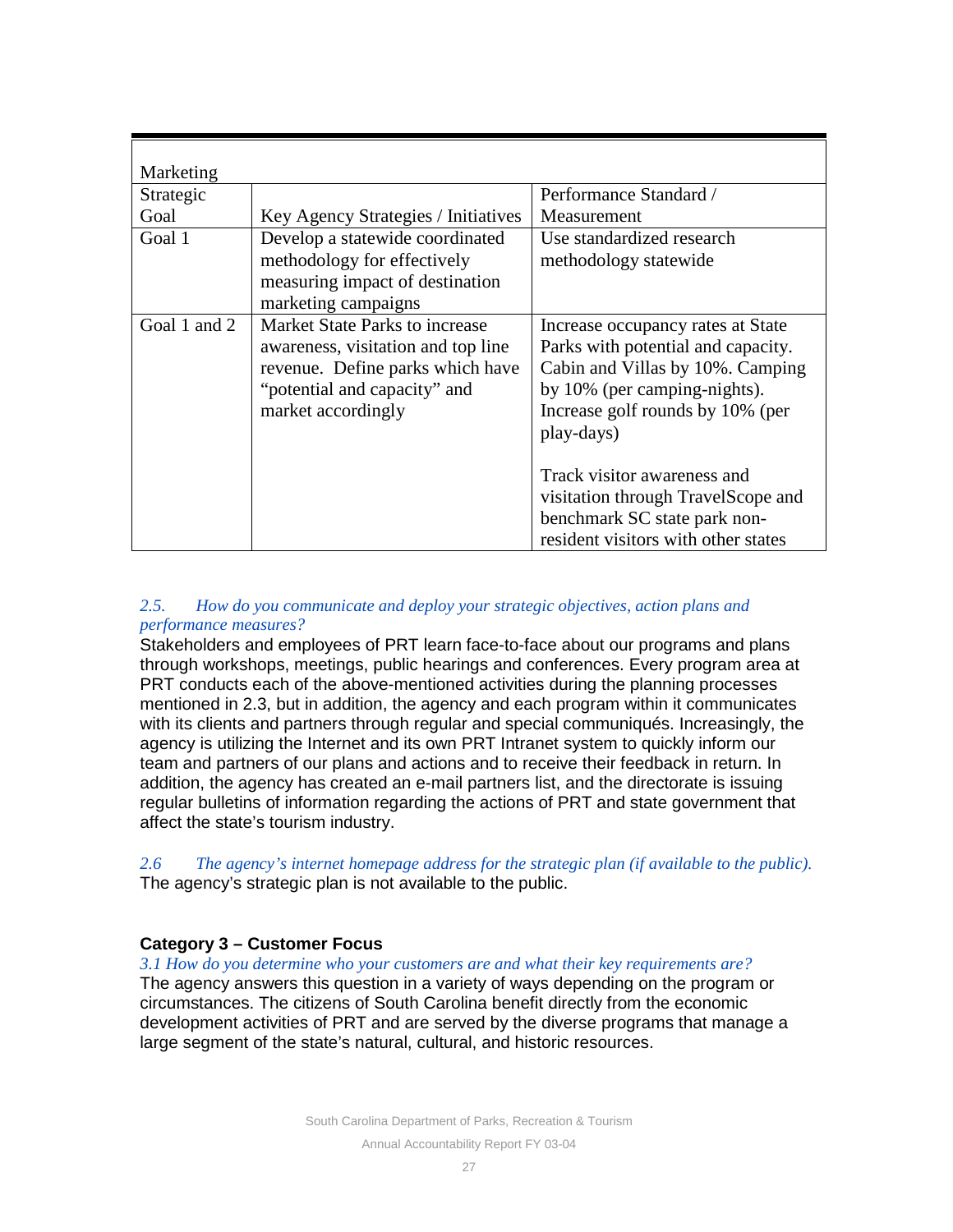| Marketing | | |
|---|---|---|
| Strategic Goal | Key Agency Strategies / Initiatives | Performance Standard / Measurement |
| Goal 1 | Develop a statewide coordinated methodology for effectively measuring impact of destination marketing campaigns | Use standardized research methodology statewide |
| Goal 1 and 2 | Market State Parks to increase awareness, visitation and top line revenue. Define parks which have “potential and capacity” and market accordingly | Increase occupancy rates at State Parks with potential and capacity. Cabin and Villas by 10%. Camping by 10% (per camping-nights). Increase golf rounds by 10% (per play-days)<br><br>Track visitor awareness and visitation through TravelScope and benchmark SC state park non-resident visitors with other states |

*2.5. How do you communicate and deploy your strategic objectives, action plans and performance measures?*

Stakeholders and employees of PRT learn face-to-face about our programs and plans through workshops, meetings, public hearings and conferences. Every program area at PRT conducts each of the above-mentioned activities during the planning processes mentioned in 2.3, but in addition, the agency and each program within it communicates with its clients and partners through regular and special communiqués. Increasingly, the agency is utilizing the Internet and its own PRT Intranet system to quickly inform our team and partners of our plans and actions and to receive their feedback in return. In addition, the agency has created an e-mail partners list, and the directorate is issuing regular bulletins of information regarding the actions of PRT and state government that affect the state’s tourism industry.

*2.6 The agency’s internet homepage address for the strategic plan (if available to the public).*

The agency’s strategic plan is not available to the public.

## Category 3 – Customer Focus

*3.1 How do you determine who your customers are and what their key requirements are?*

The agency answers this question in a variety of ways depending on the program or circumstances. The citizens of South Carolina benefit directly from the economic development activities of PRT and are served by the diverse programs that manage a large segment of the state’s natural, cultural, and historic resources.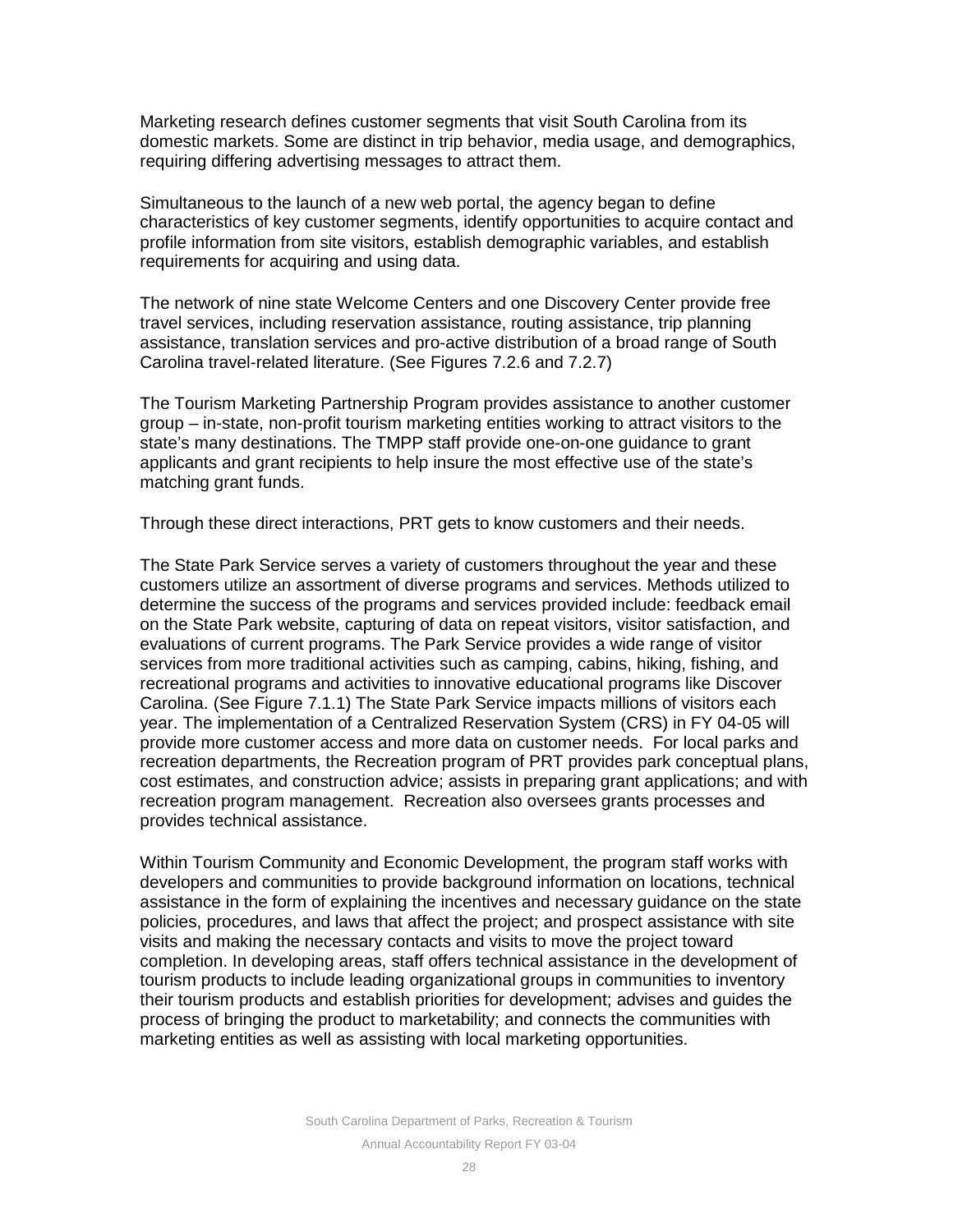Marketing research defines customer segments that visit South Carolina from its domestic markets. Some are distinct in trip behavior, media usage, and demographics, requiring differing advertising messages to attract them.

Simultaneous to the launch of a new web portal, the agency began to define characteristics of key customer segments, identify opportunities to acquire contact and profile information from site visitors, establish demographic variables, and establish requirements for acquiring and using data.

The network of nine state Welcome Centers and one Discovery Center provide free travel services, including reservation assistance, routing assistance, trip planning assistance, translation services and pro-active distribution of a broad range of South Carolina travel-related literature. (See Figures 7.2.6 and 7.2.7)

The Tourism Marketing Partnership Program provides assistance to another customer group – in-state, non-profit tourism marketing entities working to attract visitors to the state's many destinations. The TMPP staff provide one-on-one guidance to grant applicants and grant recipients to help insure the most effective use of the state's matching grant funds.

Through these direct interactions, PRT gets to know customers and their needs.

The State Park Service serves a variety of customers throughout the year and these customers utilize an assortment of diverse programs and services. Methods utilized to determine the success of the programs and services provided include: feedback email on the State Park website, capturing of data on repeat visitors, visitor satisfaction, and evaluations of current programs. The Park Service provides a wide range of visitor services from more traditional activities such as camping, cabins, hiking, fishing, and recreational programs and activities to innovative educational programs like Discover Carolina. (See Figure 7.1.1) The State Park Service impacts millions of visitors each year. The implementation of a Centralized Reservation System (CRS) in FY 04-05 will provide more customer access and more data on customer needs. For local parks and recreation departments, the Recreation program of PRT provides park conceptual plans, cost estimates, and construction advice; assists in preparing grant applications; and with recreation program management. Recreation also oversees grants processes and provides technical assistance.

Within Tourism Community and Economic Development, the program staff works with developers and communities to provide background information on locations, technical assistance in the form of explaining the incentives and necessary guidance on the state policies, procedures, and laws that affect the project; and prospect assistance with site visits and making the necessary contacts and visits to move the project toward completion. In developing areas, staff offers technical assistance in the development of tourism products to include leading organizational groups in communities to inventory their tourism products and establish priorities for development; advises and guides the process of bringing the product to marketability; and connects the communities with marketing entities as well as assisting with local marketing opportunities.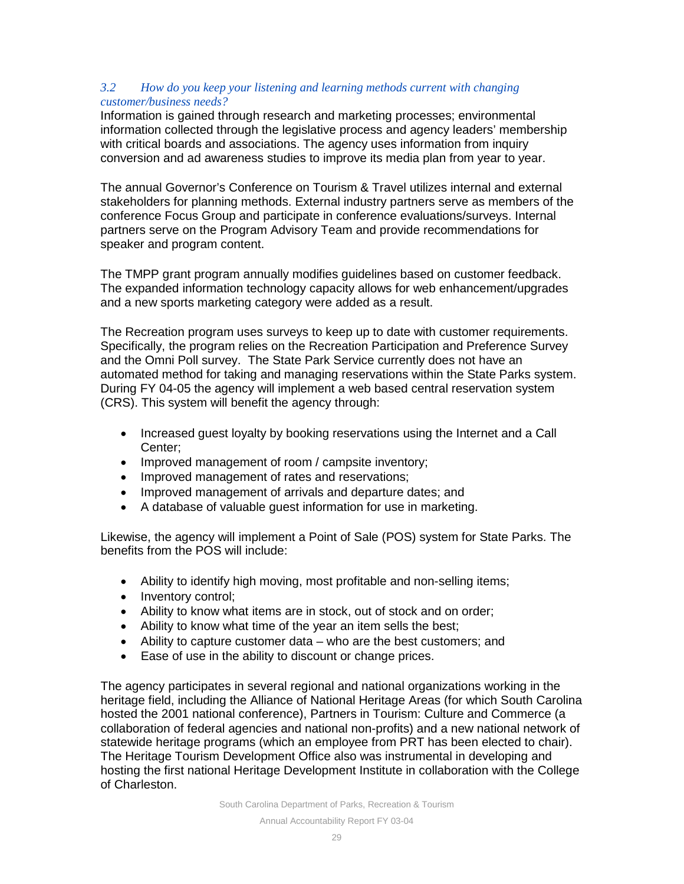*3.2 How do you keep your listening and learning methods current with changing customer/business needs?*

Information is gained through research and marketing processes; environmental information collected through the legislative process and agency leaders' membership with critical boards and associations. The agency uses information from inquiry conversion and ad awareness studies to improve its media plan from year to year.

The annual Governor's Conference on Tourism & Travel utilizes internal and external stakeholders for planning methods. External industry partners serve as members of the conference Focus Group and participate in conference evaluations/surveys. Internal partners serve on the Program Advisory Team and provide recommendations for speaker and program content.

The TMPP grant program annually modifies guidelines based on customer feedback. The expanded information technology capacity allows for web enhancement/upgrades and a new sports marketing category were added as a result.

The Recreation program uses surveys to keep up to date with customer requirements. Specifically, the program relies on the Recreation Participation and Preference Survey and the Omni Poll survey. The State Park Service currently does not have an automated method for taking and managing reservations within the State Parks system. During FY 04-05 the agency will implement a web based central reservation system (CRS). This system will benefit the agency through:

- Increased guest loyalty by booking reservations using the Internet and a Call Center;
- Improved management of room / campsite inventory;
- Improved management of rates and reservations;
- Improved management of arrivals and departure dates; and
- A database of valuable guest information for use in marketing.

Likewise, the agency will implement a Point of Sale (POS) system for State Parks. The benefits from the POS will include:

- Ability to identify high moving, most profitable and non-selling items;
- Inventory control;
- Ability to know what items are in stock, out of stock and on order;
- Ability to know what time of the year an item sells the best;
- Ability to capture customer data – who are the best customers; and
- Ease of use in the ability to discount or change prices.

The agency participates in several regional and national organizations working in the heritage field, including the Alliance of National Heritage Areas (for which South Carolina hosted the 2001 national conference), Partners in Tourism: Culture and Commerce (a collaboration of federal agencies and national non-profits) and a new national network of statewide heritage programs (which an employee from PRT has been elected to chair). The Heritage Tourism Development Office also was instrumental in developing and hosting the first national Heritage Development Institute in collaboration with the College of Charleston.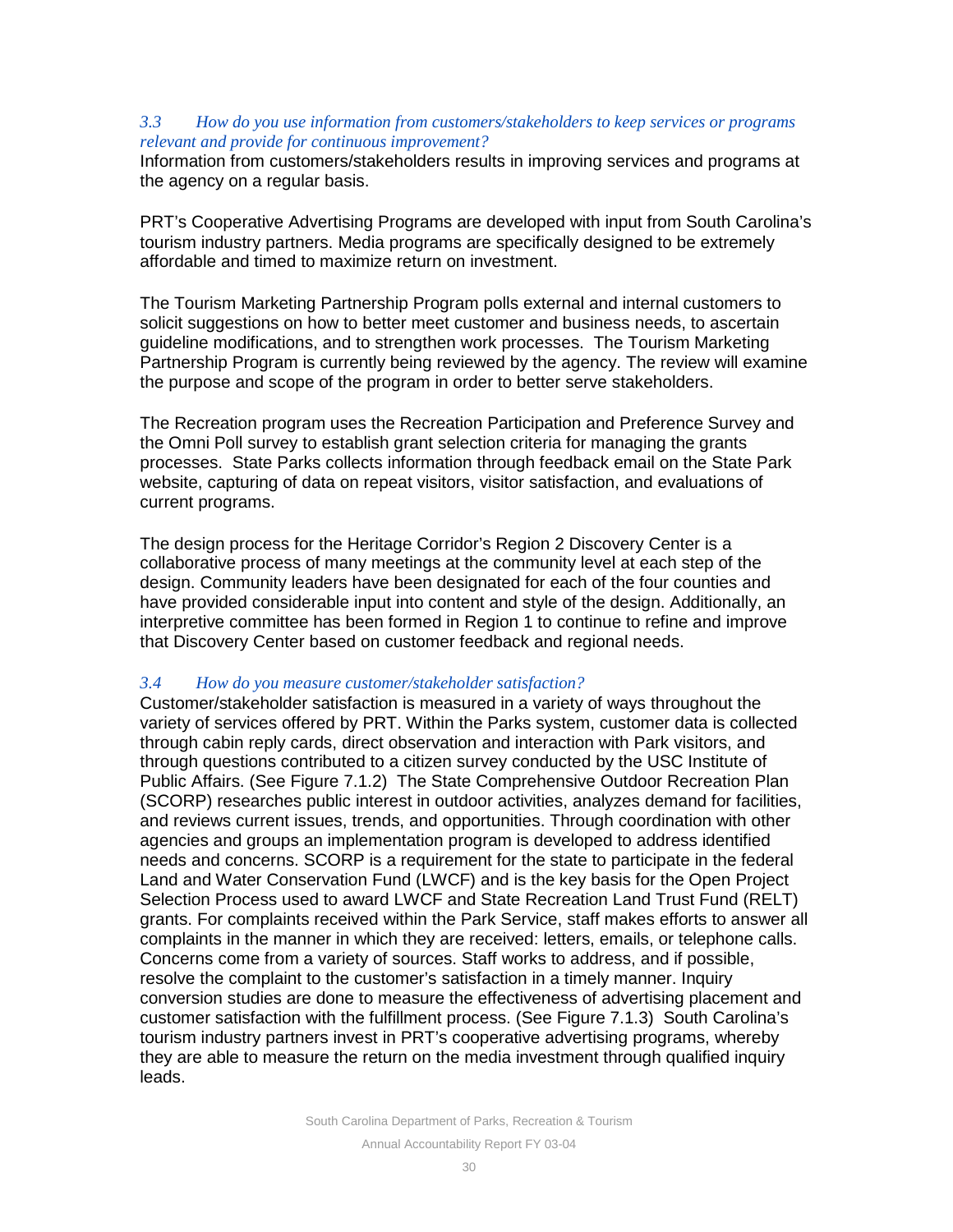### *3.3 How do you use information from customers/stakeholders to keep services or programs relevant and provide for continuous improvement?*

Information from customers/stakeholders results in improving services and programs at the agency on a regular basis.

PRT's Cooperative Advertising Programs are developed with input from South Carolina's tourism industry partners. Media programs are specifically designed to be extremely affordable and timed to maximize return on investment.

The Tourism Marketing Partnership Program polls external and internal customers to solicit suggestions on how to better meet customer and business needs, to ascertain guideline modifications, and to strengthen work processes. The Tourism Marketing Partnership Program is currently being reviewed by the agency. The review will examine the purpose and scope of the program in order to better serve stakeholders.

The Recreation program uses the Recreation Participation and Preference Survey and the Omni Poll survey to establish grant selection criteria for managing the grants processes. State Parks collects information through feedback email on the State Park website, capturing of data on repeat visitors, visitor satisfaction, and evaluations of current programs.

The design process for the Heritage Corridor's Region 2 Discovery Center is a collaborative process of many meetings at the community level at each step of the design. Community leaders have been designated for each of the four counties and have provided considerable input into content and style of the design. Additionally, an interpretive committee has been formed in Region 1 to continue to refine and improve that Discovery Center based on customer feedback and regional needs.

### *3.4 How do you measure customer/stakeholder satisfaction?*

Customer/stakeholder satisfaction is measured in a variety of ways throughout the variety of services offered by PRT. Within the Parks system, customer data is collected through cabin reply cards, direct observation and interaction with Park visitors, and through questions contributed to a citizen survey conducted by the USC Institute of Public Affairs. (See Figure 7.1.2) The State Comprehensive Outdoor Recreation Plan (SCORP) researches public interest in outdoor activities, analyzes demand for facilities, and reviews current issues, trends, and opportunities. Through coordination with other agencies and groups an implementation program is developed to address identified needs and concerns. SCORP is a requirement for the state to participate in the federal Land and Water Conservation Fund (LWCF) and is the key basis for the Open Project Selection Process used to award LWCF and State Recreation Land Trust Fund (RELT) grants. For complaints received within the Park Service, staff makes efforts to answer all complaints in the manner in which they are received: letters, emails, or telephone calls. Concerns come from a variety of sources. Staff works to address, and if possible, resolve the complaint to the customer's satisfaction in a timely manner. Inquiry conversion studies are done to measure the effectiveness of advertising placement and customer satisfaction with the fulfillment process. (See Figure 7.1.3) South Carolina's tourism industry partners invest in PRT's cooperative advertising programs, whereby they are able to measure the return on the media investment through qualified inquiry leads.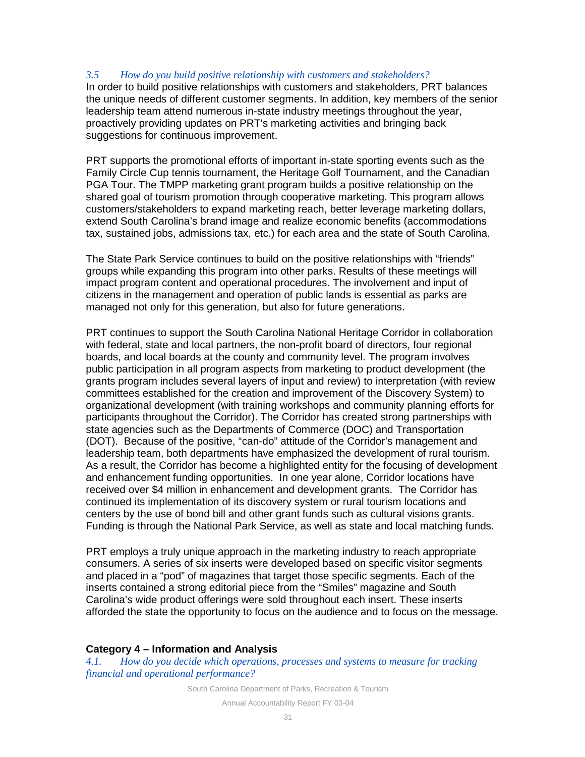*3.5 How do you build positive relationship with customers and stakeholders?*

In order to build positive relationships with customers and stakeholders, PRT balances the unique needs of different customer segments. In addition, key members of the senior leadership team attend numerous in-state industry meetings throughout the year, proactively providing updates on PRT's marketing activities and bringing back suggestions for continuous improvement.

PRT supports the promotional efforts of important in-state sporting events such as the Family Circle Cup tennis tournament, the Heritage Golf Tournament, and the Canadian PGA Tour. The TMPP marketing grant program builds a positive relationship on the shared goal of tourism promotion through cooperative marketing. This program allows customers/stakeholders to expand marketing reach, better leverage marketing dollars, extend South Carolina's brand image and realize economic benefits (accommodations tax, sustained jobs, admissions tax, etc.) for each area and the state of South Carolina.

The State Park Service continues to build on the positive relationships with "friends" groups while expanding this program into other parks. Results of these meetings will impact program content and operational procedures. The involvement and input of citizens in the management and operation of public lands is essential as parks are managed not only for this generation, but also for future generations.

PRT continues to support the South Carolina National Heritage Corridor in collaboration with federal, state and local partners, the non-profit board of directors, four regional boards, and local boards at the county and community level. The program involves public participation in all program aspects from marketing to product development (the grants program includes several layers of input and review) to interpretation (with review committees established for the creation and improvement of the Discovery System) to organizational development (with training workshops and community planning efforts for participants throughout the Corridor). The Corridor has created strong partnerships with state agencies such as the Departments of Commerce (DOC) and Transportation (DOT). Because of the positive, "can-do" attitude of the Corridor's management and leadership team, both departments have emphasized the development of rural tourism. As a result, the Corridor has become a highlighted entity for the focusing of development and enhancement funding opportunities. In one year alone, Corridor locations have received over $4 million in enhancement and development grants. The Corridor has continued its implementation of its discovery system or rural tourism locations and centers by the use of bond bill and other grant funds such as cultural visions grants. Funding is through the National Park Service, as well as state and local matching funds.

PRT employs a truly unique approach in the marketing industry to reach appropriate consumers. A series of six inserts were developed based on specific visitor segments and placed in a "pod" of magazines that target those specific segments. Each of the inserts contained a strong editorial piece from the "Smiles" magazine and South Carolina's wide product offerings were sold throughout each insert. These inserts afforded the state the opportunity to focus on the audience and to focus on the message.

## Category 4 – Information and Analysis

*4.1. How do you decide which operations, processes and systems to measure for tracking financial and operational performance?*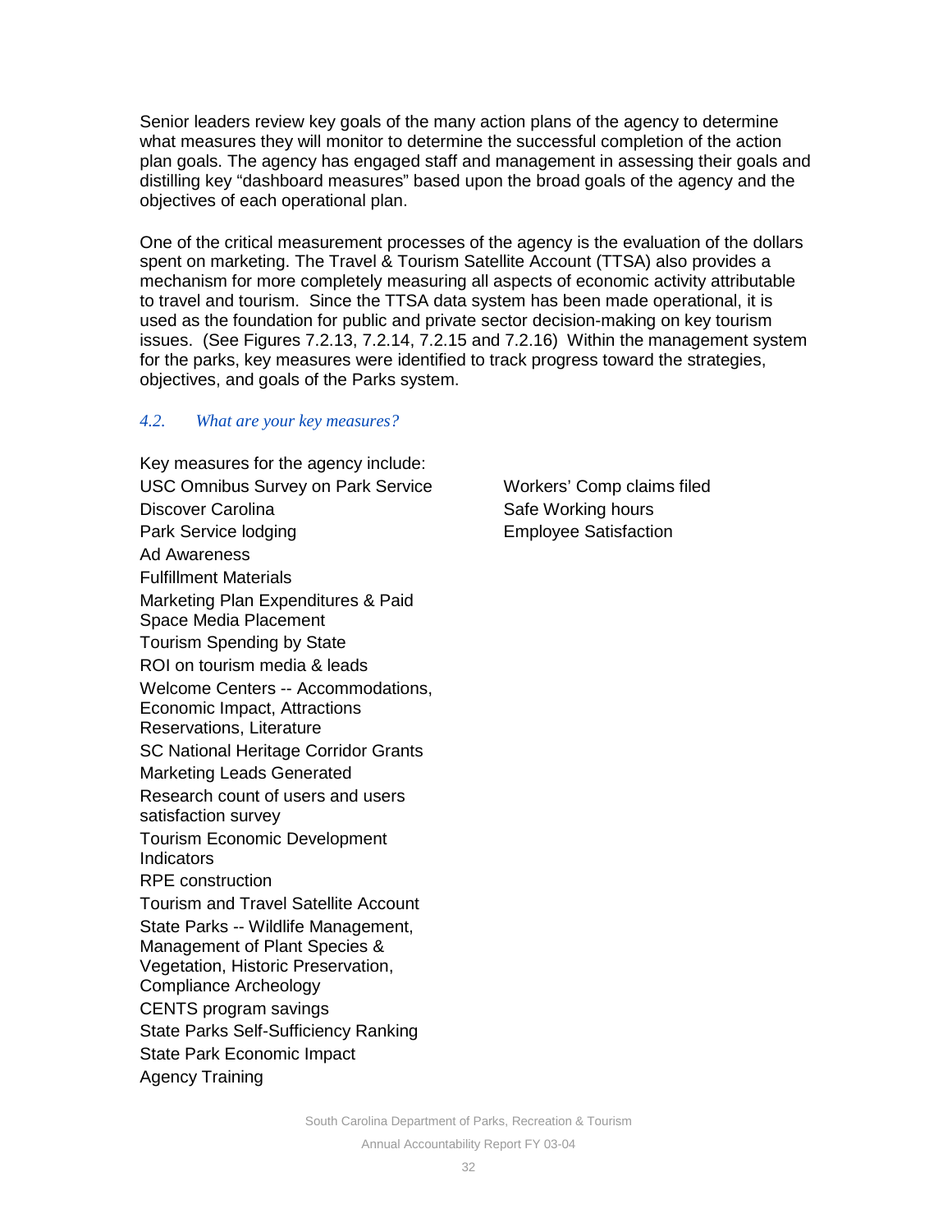Senior leaders review key goals of the many action plans of the agency to determine what measures they will monitor to determine the successful completion of the action plan goals. The agency has engaged staff and management in assessing their goals and distilling key "dashboard measures" based upon the broad goals of the agency and the objectives of each operational plan.

One of the critical measurement processes of the agency is the evaluation of the dollars spent on marketing. The Travel & Tourism Satellite Account (TTSA) also provides a mechanism for more completely measuring all aspects of economic activity attributable to travel and tourism. Since the TTSA data system has been made operational, it is used as the foundation for public and private sector decision-making on key tourism issues. (See Figures 7.2.13, 7.2.14, 7.2.15 and 7.2.16) Within the management system for the parks, key measures were identified to track progress toward the strategies, objectives, and goals of the Parks system.

### *4.2. What are your key measures?*

Key measures for the agency include:

- USC Omnibus Survey on Park Service
- Discover Carolina
- Park Service lodging
- Ad Awareness
- Fulfillment Materials
- Marketing Plan Expenditures & Paid Space Media Placement
- Tourism Spending by State
- ROI on tourism media & leads
- Welcome Centers -- Accommodations, Economic Impact, Attractions Reservations, Literature
- SC National Heritage Corridor Grants
- Marketing Leads Generated
- Research count of users and users satisfaction survey
- Tourism Economic Development Indicators
- RPE construction
- Tourism and Travel Satellite Account
- State Parks -- Wildlife Management, Management of Plant Species & Vegetation, Historic Preservation, Compliance Archeology
- CENTS program savings
- State Parks Self-Sufficiency Ranking
- State Park Economic Impact
- Agency Training
- Workers' Comp claims filed
- Safe Working hours
- Employee Satisfaction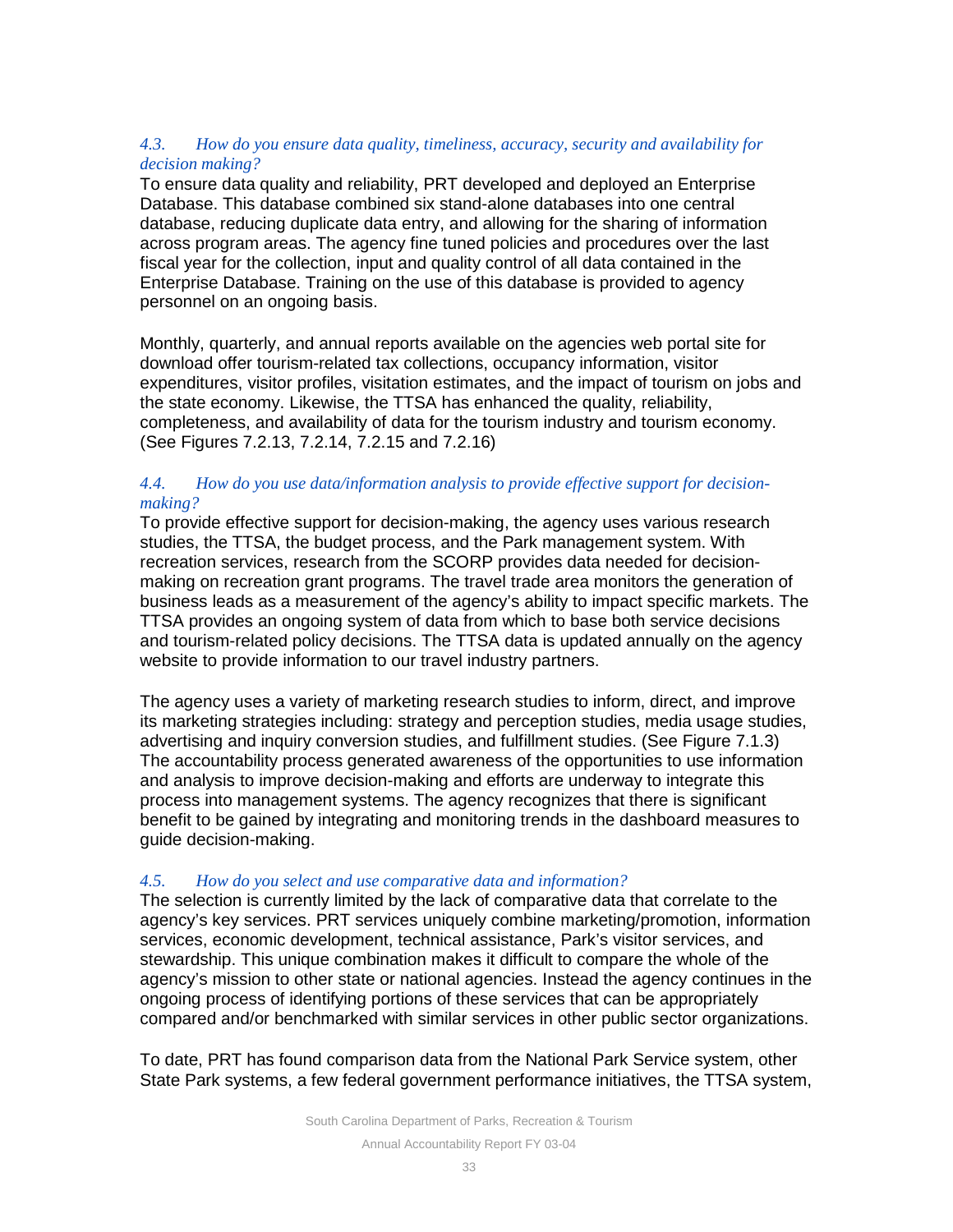### *4.3. How do you ensure data quality, timeliness, accuracy, security and availability for decision making?*

To ensure data quality and reliability, PRT developed and deployed an Enterprise Database. This database combined six stand-alone databases into one central database, reducing duplicate data entry, and allowing for the sharing of information across program areas. The agency fine tuned policies and procedures over the last fiscal year for the collection, input and quality control of all data contained in the Enterprise Database. Training on the use of this database is provided to agency personnel on an ongoing basis.

Monthly, quarterly, and annual reports available on the agencies web portal site for download offer tourism-related tax collections, occupancy information, visitor expenditures, visitor profiles, visitation estimates, and the impact of tourism on jobs and the state economy. Likewise, the TTSA has enhanced the quality, reliability, completeness, and availability of data for the tourism industry and tourism economy. (See Figures 7.2.13, 7.2.14, 7.2.15 and 7.2.16)

### *4.4. How do you use data/information analysis to provide effective support for decision-making?*

To provide effective support for decision-making, the agency uses various research studies, the TTSA, the budget process, and the Park management system. With recreation services, research from the SCORP provides data needed for decision-making on recreation grant programs. The travel trade area monitors the generation of business leads as a measurement of the agency's ability to impact specific markets. The TTSA provides an ongoing system of data from which to base both service decisions and tourism-related policy decisions. The TTSA data is updated annually on the agency website to provide information to our travel industry partners.

The agency uses a variety of marketing research studies to inform, direct, and improve its marketing strategies including: strategy and perception studies, media usage studies, advertising and inquiry conversion studies, and fulfillment studies. (See Figure 7.1.3) The accountability process generated awareness of the opportunities to use information and analysis to improve decision-making and efforts are underway to integrate this process into management systems. The agency recognizes that there is significant benefit to be gained by integrating and monitoring trends in the dashboard measures to guide decision-making.

### *4.5. How do you select and use comparative data and information?*

The selection is currently limited by the lack of comparative data that correlate to the agency's key services. PRT services uniquely combine marketing/promotion, information services, economic development, technical assistance, Park's visitor services, and stewardship. This unique combination makes it difficult to compare the whole of the agency's mission to other state or national agencies. Instead the agency continues in the ongoing process of identifying portions of these services that can be appropriately compared and/or benchmarked with similar services in other public sector organizations.

To date, PRT has found comparison data from the National Park Service system, other State Park systems, a few federal government performance initiatives, the TTSA system,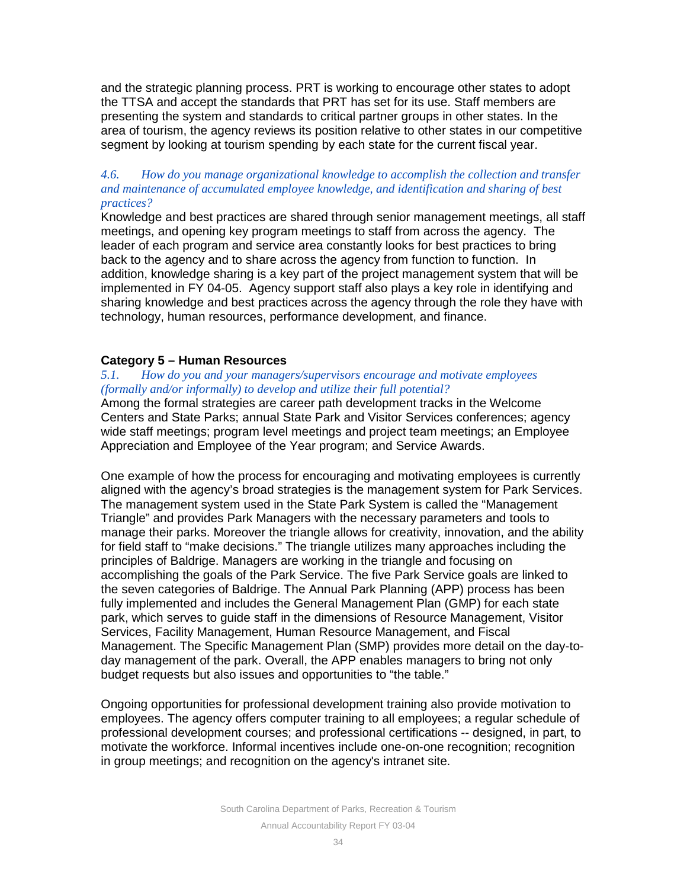and the strategic planning process. PRT is working to encourage other states to adopt the TTSA and accept the standards that PRT has set for its use. Staff members are presenting the system and standards to critical partner groups in other states. In the area of tourism, the agency reviews its position relative to other states in our competitive segment by looking at tourism spending by each state for the current fiscal year.

*4.6. How do you manage organizational knowledge to accomplish the collection and transfer and maintenance of accumulated employee knowledge, and identification and sharing of best practices?*

Knowledge and best practices are shared through senior management meetings, all staff meetings, and opening key program meetings to staff from across the agency. The leader of each program and service area constantly looks for best practices to bring back to the agency and to share across the agency from function to function. In addition, knowledge sharing is a key part of the project management system that will be implemented in FY 04-05. Agency support staff also plays a key role in identifying and sharing knowledge and best practices across the agency through the role they have with technology, human resources, performance development, and finance.

## Category 5 – Human Resources

*5.1. How do you and your managers/supervisors encourage and motivate employees (formally and/or informally) to develop and utilize their full potential?*

Among the formal strategies are career path development tracks in the Welcome Centers and State Parks; annual State Park and Visitor Services conferences; agency wide staff meetings; program level meetings and project team meetings; an Employee Appreciation and Employee of the Year program; and Service Awards.

One example of how the process for encouraging and motivating employees is currently aligned with the agency's broad strategies is the management system for Park Services. The management system used in the State Park System is called the "Management Triangle" and provides Park Managers with the necessary parameters and tools to manage their parks. Moreover the triangle allows for creativity, innovation, and the ability for field staff to "make decisions." The triangle utilizes many approaches including the principles of Baldrige. Managers are working in the triangle and focusing on accomplishing the goals of the Park Service. The five Park Service goals are linked to the seven categories of Baldrige. The Annual Park Planning (APP) process has been fully implemented and includes the General Management Plan (GMP) for each state park, which serves to guide staff in the dimensions of Resource Management, Visitor Services, Facility Management, Human Resource Management, and Fiscal Management. The Specific Management Plan (SMP) provides more detail on the day-to-day management of the park. Overall, the APP enables managers to bring not only budget requests but also issues and opportunities to "the table."

Ongoing opportunities for professional development training also provide motivation to employees. The agency offers computer training to all employees; a regular schedule of professional development courses; and professional certifications -- designed, in part, to motivate the workforce. Informal incentives include one-on-one recognition; recognition in group meetings; and recognition on the agency's intranet site.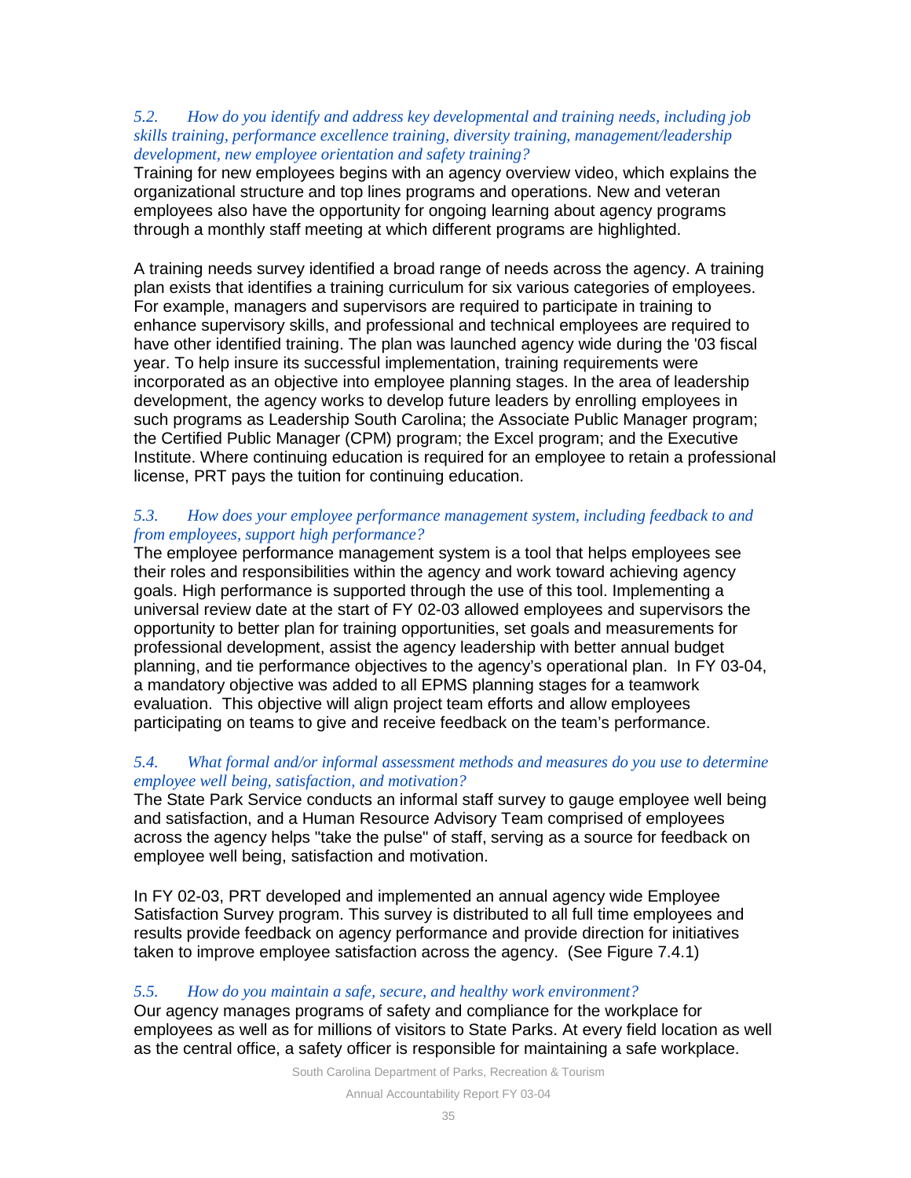*5.2. How do you identify and address key developmental and training needs, including job skills training, performance excellence training, diversity training, management/leadership development, new employee orientation and safety training?*

Training for new employees begins with an agency overview video, which explains the organizational structure and top lines programs and operations. New and veteran employees also have the opportunity for ongoing learning about agency programs through a monthly staff meeting at which different programs are highlighted.

A training needs survey identified a broad range of needs across the agency. A training plan exists that identifies a training curriculum for six various categories of employees. For example, managers and supervisors are required to participate in training to enhance supervisory skills, and professional and technical employees are required to have other identified training. The plan was launched agency wide during the '03 fiscal year. To help insure its successful implementation, training requirements were incorporated as an objective into employee planning stages. In the area of leadership development, the agency works to develop future leaders by enrolling employees in such programs as Leadership South Carolina; the Associate Public Manager program; the Certified Public Manager (CPM) program; the Excel program; and the Executive Institute. Where continuing education is required for an employee to retain a professional license, PRT pays the tuition for continuing education.

*5.3. How does your employee performance management system, including feedback to and from employees, support high performance?*

The employee performance management system is a tool that helps employees see their roles and responsibilities within the agency and work toward achieving agency goals. High performance is supported through the use of this tool. Implementing a universal review date at the start of FY 02-03 allowed employees and supervisors the opportunity to better plan for training opportunities, set goals and measurements for professional development, assist the agency leadership with better annual budget planning, and tie performance objectives to the agency's operational plan. In FY 03-04, a mandatory objective was added to all EPMS planning stages for a teamwork evaluation. This objective will align project team efforts and allow employees participating on teams to give and receive feedback on the team's performance.

*5.4. What formal and/or informal assessment methods and measures do you use to determine employee well being, satisfaction, and motivation?*

The State Park Service conducts an informal staff survey to gauge employee well being and satisfaction, and a Human Resource Advisory Team comprised of employees across the agency helps "take the pulse" of staff, serving as a source for feedback on employee well being, satisfaction and motivation.

In FY 02-03, PRT developed and implemented an annual agency wide Employee Satisfaction Survey program. This survey is distributed to all full time employees and results provide feedback on agency performance and provide direction for initiatives taken to improve employee satisfaction across the agency. (See Figure 7.4.1)

*5.5. How do you maintain a safe, secure, and healthy work environment?*

Our agency manages programs of safety and compliance for the workplace for employees as well as for millions of visitors to State Parks. At every field location as well as the central office, a safety officer is responsible for maintaining a safe workplace.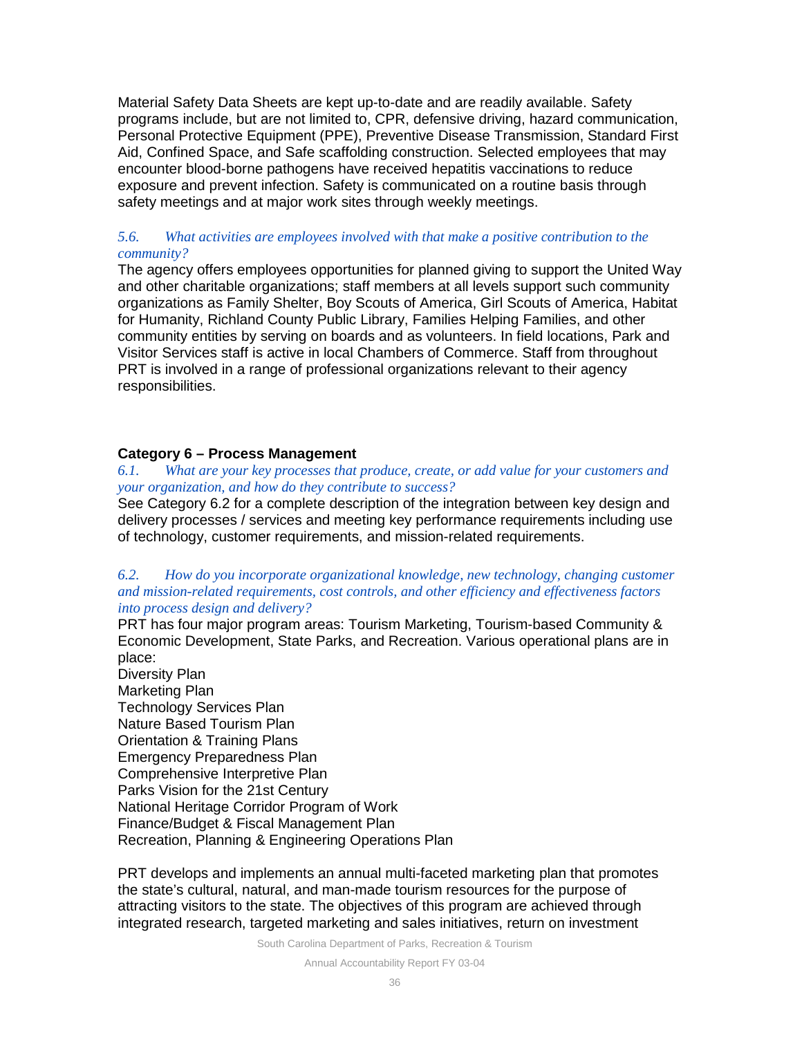Material Safety Data Sheets are kept up-to-date and are readily available. Safety programs include, but are not limited to, CPR, defensive driving, hazard communication, Personal Protective Equipment (PPE), Preventive Disease Transmission, Standard First Aid, Confined Space, and Safe scaffolding construction. Selected employees that may encounter blood-borne pathogens have received hepatitis vaccinations to reduce exposure and prevent infection. Safety is communicated on a routine basis through safety meetings and at major work sites through weekly meetings.

*5.6. What activities are employees involved with that make a positive contribution to the community?*

The agency offers employees opportunities for planned giving to support the United Way and other charitable organizations; staff members at all levels support such community organizations as Family Shelter, Boy Scouts of America, Girl Scouts of America, Habitat for Humanity, Richland County Public Library, Families Helping Families, and other community entities by serving on boards and as volunteers. In field locations, Park and Visitor Services staff is active in local Chambers of Commerce. Staff from throughout PRT is involved in a range of professional organizations relevant to their agency responsibilities.

## Category 6 – Process Management

*6.1. What are your key processes that produce, create, or add value for your customers and your organization, and how do they contribute to success?*

See Category 6.2 for a complete description of the integration between key design and delivery processes / services and meeting key performance requirements including use of technology, customer requirements, and mission-related requirements.

*6.2. How do you incorporate organizational knowledge, new technology, changing customer and mission-related requirements, cost controls, and other efficiency and effectiveness factors into process design and delivery?*

PRT has four major program areas: Tourism Marketing, Tourism-based Community & Economic Development, State Parks, and Recreation. Various operational plans are in place:

Diversity Plan
Marketing Plan
Technology Services Plan
Nature Based Tourism Plan
Orientation & Training Plans
Emergency Preparedness Plan
Comprehensive Interpretive Plan
Parks Vision for the 21st Century
National Heritage Corridor Program of Work
Finance/Budget & Fiscal Management Plan
Recreation, Planning & Engineering Operations Plan

PRT develops and implements an annual multi-faceted marketing plan that promotes the state's cultural, natural, and man-made tourism resources for the purpose of attracting visitors to the state. The objectives of this program are achieved through integrated research, targeted marketing and sales initiatives, return on investment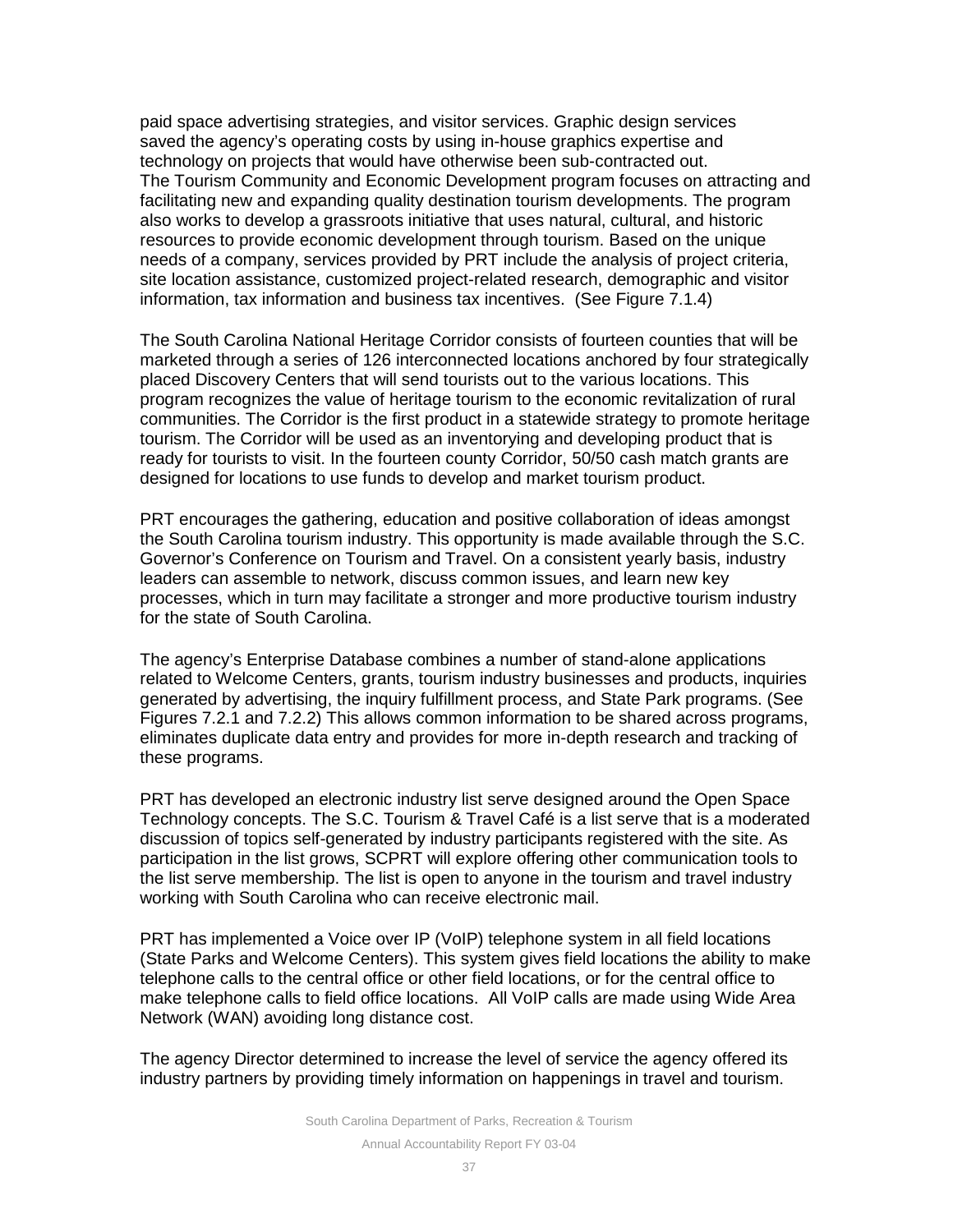paid space advertising strategies, and visitor services. Graphic design services saved the agency's operating costs by using in-house graphics expertise and technology on projects that would have otherwise been sub-contracted out. The Tourism Community and Economic Development program focuses on attracting and facilitating new and expanding quality destination tourism developments. The program also works to develop a grassroots initiative that uses natural, cultural, and historic resources to provide economic development through tourism. Based on the unique needs of a company, services provided by PRT include the analysis of project criteria, site location assistance, customized project-related research, demographic and visitor information, tax information and business tax incentives. (See Figure 7.1.4)

The South Carolina National Heritage Corridor consists of fourteen counties that will be marketed through a series of 126 interconnected locations anchored by four strategically placed Discovery Centers that will send tourists out to the various locations. This program recognizes the value of heritage tourism to the economic revitalization of rural communities. The Corridor is the first product in a statewide strategy to promote heritage tourism. The Corridor will be used as an inventorying and developing product that is ready for tourists to visit. In the fourteen county Corridor, 50/50 cash match grants are designed for locations to use funds to develop and market tourism product.

PRT encourages the gathering, education and positive collaboration of ideas amongst the South Carolina tourism industry. This opportunity is made available through the S.C. Governor's Conference on Tourism and Travel. On a consistent yearly basis, industry leaders can assemble to network, discuss common issues, and learn new key processes, which in turn may facilitate a stronger and more productive tourism industry for the state of South Carolina.

The agency's Enterprise Database combines a number of stand-alone applications related to Welcome Centers, grants, tourism industry businesses and products, inquiries generated by advertising, the inquiry fulfillment process, and State Park programs. (See Figures 7.2.1 and 7.2.2) This allows common information to be shared across programs, eliminates duplicate data entry and provides for more in-depth research and tracking of these programs.

PRT has developed an electronic industry list serve designed around the Open Space Technology concepts. The S.C. Tourism & Travel Café is a list serve that is a moderated discussion of topics self-generated by industry participants registered with the site. As participation in the list grows, SCPRT will explore offering other communication tools to the list serve membership. The list is open to anyone in the tourism and travel industry working with South Carolina who can receive electronic mail.

PRT has implemented a Voice over IP (VoIP) telephone system in all field locations (State Parks and Welcome Centers). This system gives field locations the ability to make telephone calls to the central office or other field locations, or for the central office to make telephone calls to field office locations. All VoIP calls are made using Wide Area Network (WAN) avoiding long distance cost.

The agency Director determined to increase the level of service the agency offered its industry partners by providing timely information on happenings in travel and tourism.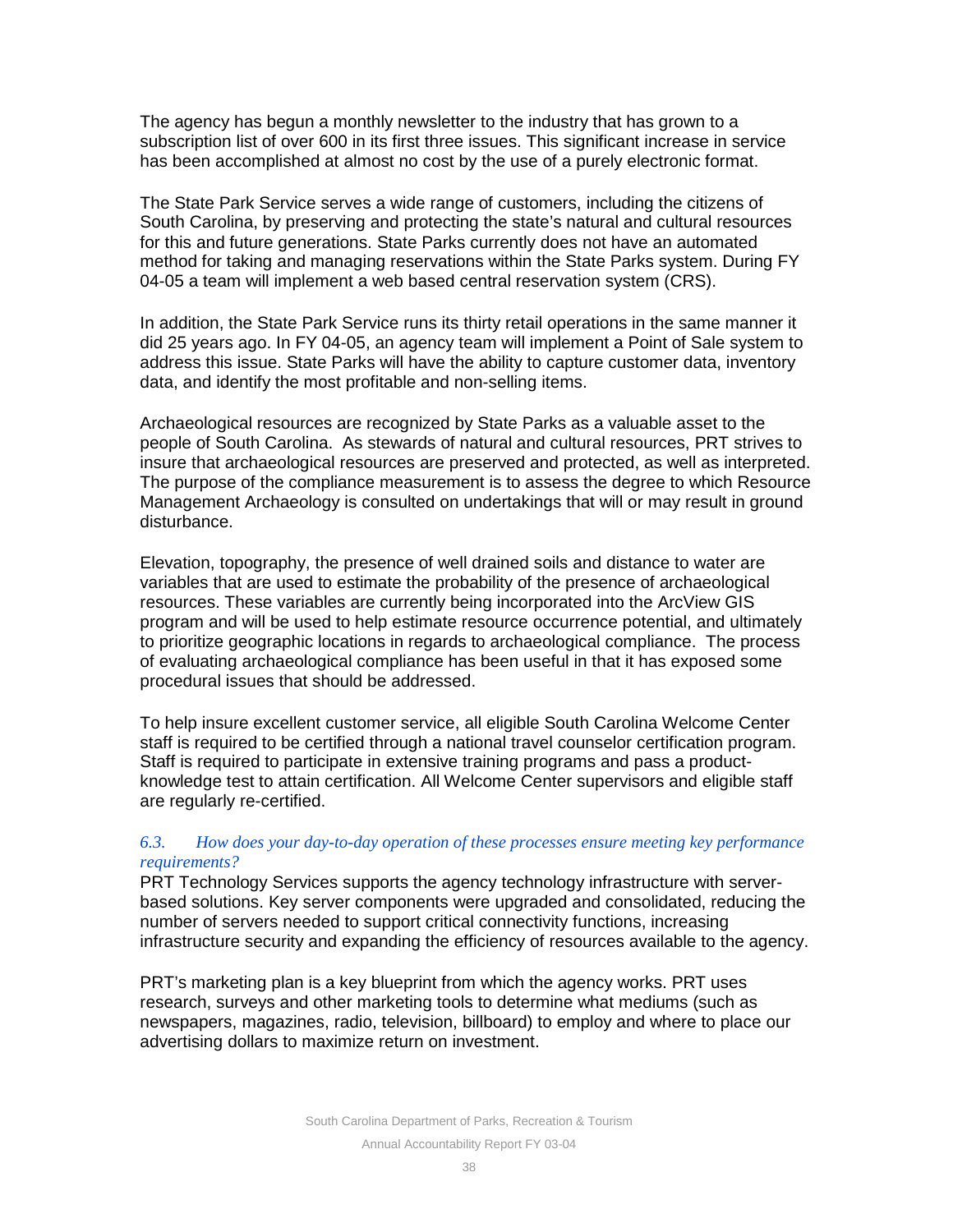The agency has begun a monthly newsletter to the industry that has grown to a subscription list of over 600 in its first three issues. This significant increase in service has been accomplished at almost no cost by the use of a purely electronic format.

The State Park Service serves a wide range of customers, including the citizens of South Carolina, by preserving and protecting the state's natural and cultural resources for this and future generations. State Parks currently does not have an automated method for taking and managing reservations within the State Parks system. During FY 04-05 a team will implement a web based central reservation system (CRS).

In addition, the State Park Service runs its thirty retail operations in the same manner it did 25 years ago. In FY 04-05, an agency team will implement a Point of Sale system to address this issue. State Parks will have the ability to capture customer data, inventory data, and identify the most profitable and non-selling items.

Archaeological resources are recognized by State Parks as a valuable asset to the people of South Carolina. As stewards of natural and cultural resources, PRT strives to insure that archaeological resources are preserved and protected, as well as interpreted. The purpose of the compliance measurement is to assess the degree to which Resource Management Archaeology is consulted on undertakings that will or may result in ground disturbance.

Elevation, topography, the presence of well drained soils and distance to water are variables that are used to estimate the probability of the presence of archaeological resources. These variables are currently being incorporated into the ArcView GIS program and will be used to help estimate resource occurrence potential, and ultimately to prioritize geographic locations in regards to archaeological compliance. The process of evaluating archaeological compliance has been useful in that it has exposed some procedural issues that should be addressed.

To help insure excellent customer service, all eligible South Carolina Welcome Center staff is required to be certified through a national travel counselor certification program. Staff is required to participate in extensive training programs and pass a product-knowledge test to attain certification. All Welcome Center supervisors and eligible staff are regularly re-certified.

### *6.3. How does your day-to-day operation of these processes ensure meeting key performance requirements?*

PRT Technology Services supports the agency technology infrastructure with server-based solutions. Key server components were upgraded and consolidated, reducing the number of servers needed to support critical connectivity functions, increasing infrastructure security and expanding the efficiency of resources available to the agency.

PRT's marketing plan is a key blueprint from which the agency works. PRT uses research, surveys and other marketing tools to determine what mediums (such as newspapers, magazines, radio, television, billboard) to employ and where to place our advertising dollars to maximize return on investment.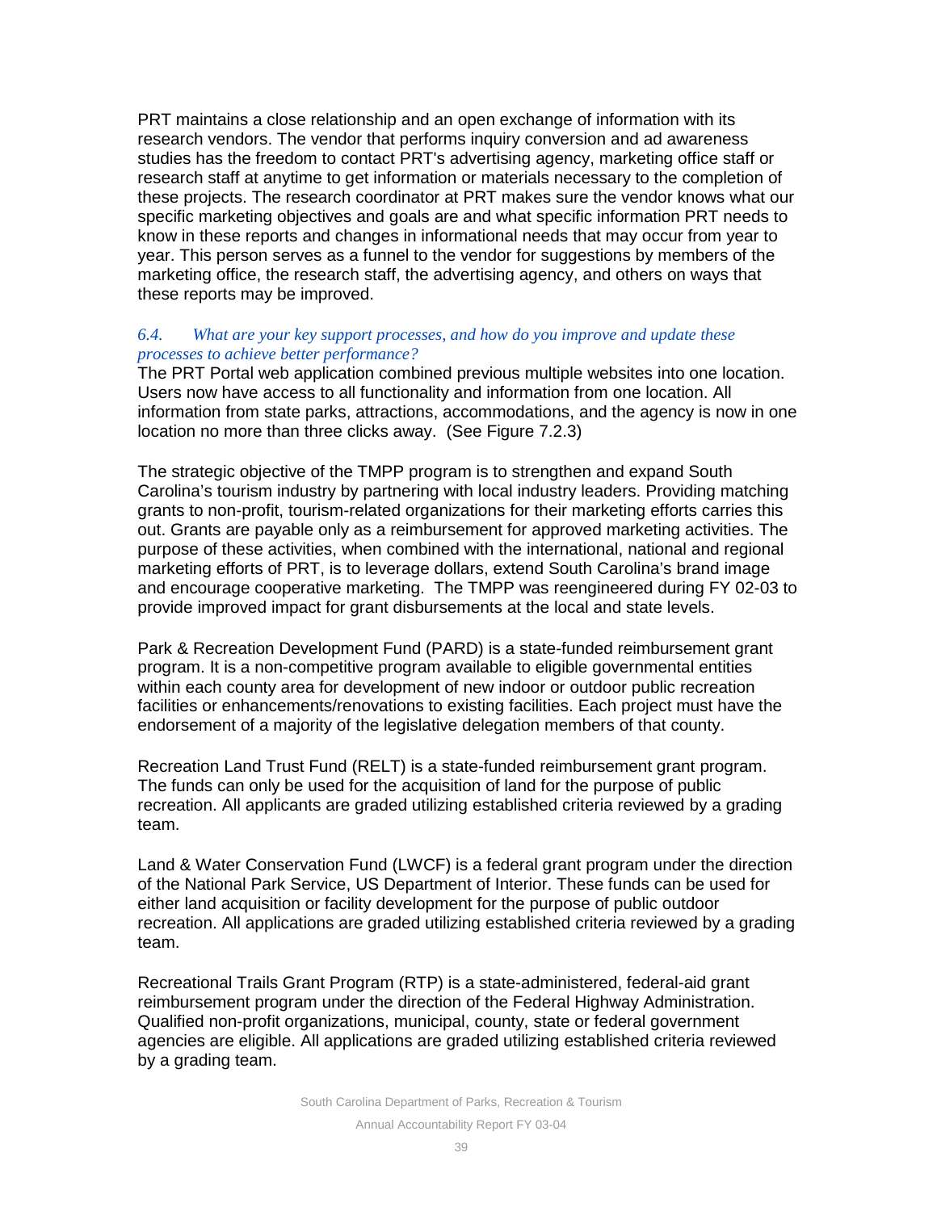PRT maintains a close relationship and an open exchange of information with its research vendors. The vendor that performs inquiry conversion and ad awareness studies has the freedom to contact PRT's advertising agency, marketing office staff or research staff at anytime to get information or materials necessary to the completion of these projects. The research coordinator at PRT makes sure the vendor knows what our specific marketing objectives and goals are and what specific information PRT needs to know in these reports and changes in informational needs that may occur from year to year. This person serves as a funnel to the vendor for suggestions by members of the marketing office, the research staff, the advertising agency, and others on ways that these reports may be improved.

*6.4. What are your key support processes, and how do you improve and update these processes to achieve better performance?*

The PRT Portal web application combined previous multiple websites into one location. Users now have access to all functionality and information from one location. All information from state parks, attractions, accommodations, and the agency is now in one location no more than three clicks away. (See Figure 7.2.3)

The strategic objective of the TMPP program is to strengthen and expand South Carolina's tourism industry by partnering with local industry leaders. Providing matching grants to non-profit, tourism-related organizations for their marketing efforts carries this out. Grants are payable only as a reimbursement for approved marketing activities. The purpose of these activities, when combined with the international, national and regional marketing efforts of PRT, is to leverage dollars, extend South Carolina's brand image and encourage cooperative marketing. The TMPP was reengineered during FY 02-03 to provide improved impact for grant disbursements at the local and state levels.

Park & Recreation Development Fund (PARD) is a state-funded reimbursement grant program. It is a non-competitive program available to eligible governmental entities within each county area for development of new indoor or outdoor public recreation facilities or enhancements/renovations to existing facilities. Each project must have the endorsement of a majority of the legislative delegation members of that county.

Recreation Land Trust Fund (RELT) is a state-funded reimbursement grant program. The funds can only be used for the acquisition of land for the purpose of public recreation. All applicants are graded utilizing established criteria reviewed by a grading team.

Land & Water Conservation Fund (LWCF) is a federal grant program under the direction of the National Park Service, US Department of Interior. These funds can be used for either land acquisition or facility development for the purpose of public outdoor recreation. All applications are graded utilizing established criteria reviewed by a grading team.

Recreational Trails Grant Program (RTP) is a state-administered, federal-aid grant reimbursement program under the direction of the Federal Highway Administration. Qualified non-profit organizations, municipal, county, state or federal government agencies are eligible. All applications are graded utilizing established criteria reviewed by a grading team.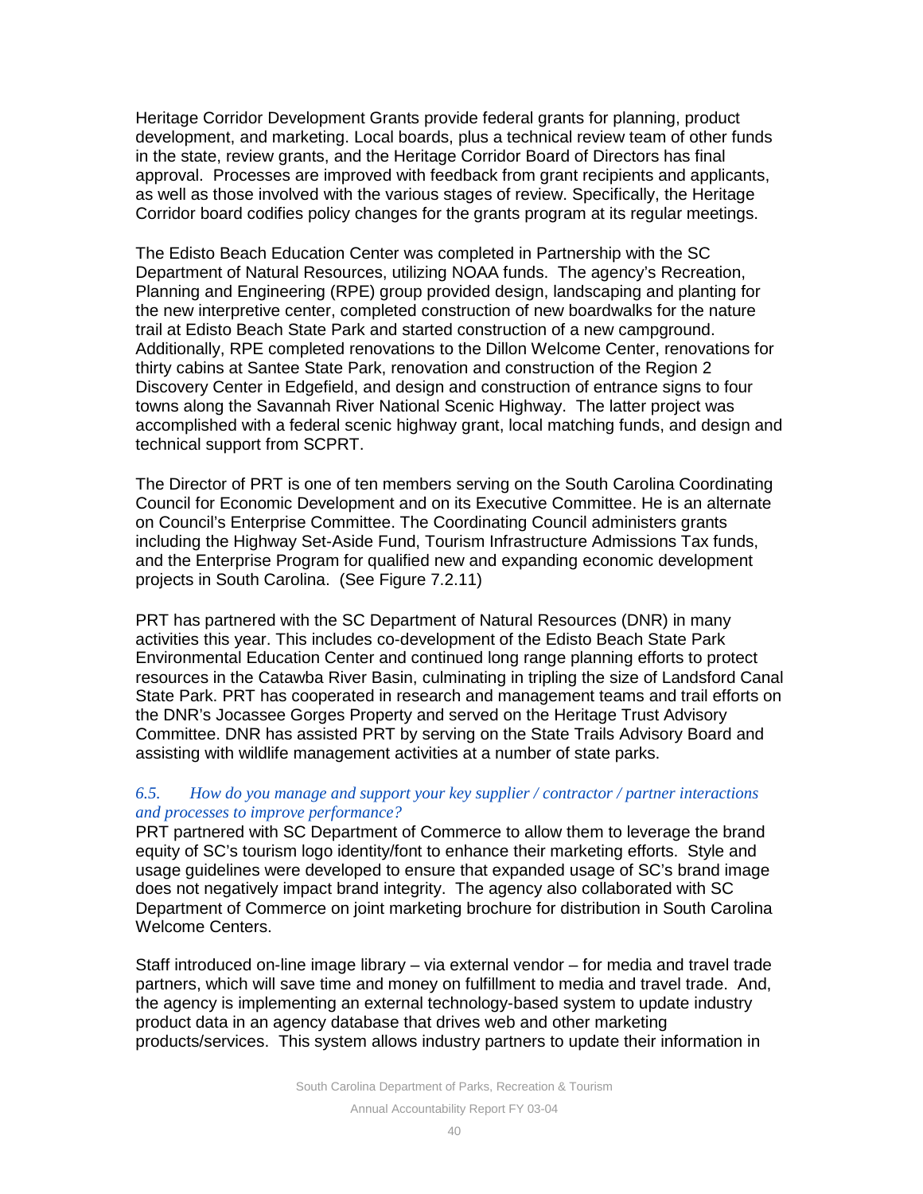Heritage Corridor Development Grants provide federal grants for planning, product development, and marketing. Local boards, plus a technical review team of other funds in the state, review grants, and the Heritage Corridor Board of Directors has final approval. Processes are improved with feedback from grant recipients and applicants, as well as those involved with the various stages of review. Specifically, the Heritage Corridor board codifies policy changes for the grants program at its regular meetings.

The Edisto Beach Education Center was completed in Partnership with the SC Department of Natural Resources, utilizing NOAA funds. The agency's Recreation, Planning and Engineering (RPE) group provided design, landscaping and planting for the new interpretive center, completed construction of new boardwalks for the nature trail at Edisto Beach State Park and started construction of a new campground. Additionally, RPE completed renovations to the Dillon Welcome Center, renovations for thirty cabins at Santee State Park, renovation and construction of the Region 2 Discovery Center in Edgefield, and design and construction of entrance signs to four towns along the Savannah River National Scenic Highway. The latter project was accomplished with a federal scenic highway grant, local matching funds, and design and technical support from SCPRT.

The Director of PRT is one of ten members serving on the South Carolina Coordinating Council for Economic Development and on its Executive Committee. He is an alternate on Council's Enterprise Committee. The Coordinating Council administers grants including the Highway Set-Aside Fund, Tourism Infrastructure Admissions Tax funds, and the Enterprise Program for qualified new and expanding economic development projects in South Carolina. (See Figure 7.2.11)

PRT has partnered with the SC Department of Natural Resources (DNR) in many activities this year. This includes co-development of the Edisto Beach State Park Environmental Education Center and continued long range planning efforts to protect resources in the Catawba River Basin, culminating in tripling the size of Landsford Canal State Park. PRT has cooperated in research and management teams and trail efforts on the DNR's Jocassee Gorges Property and served on the Heritage Trust Advisory Committee. DNR has assisted PRT by serving on the State Trails Advisory Board and assisting with wildlife management activities at a number of state parks.

*6.5. How do you manage and support your key supplier / contractor / partner interactions and processes to improve performance?*

PRT partnered with SC Department of Commerce to allow them to leverage the brand equity of SC's tourism logo identity/font to enhance their marketing efforts. Style and usage guidelines were developed to ensure that expanded usage of SC's brand image does not negatively impact brand integrity. The agency also collaborated with SC Department of Commerce on joint marketing brochure for distribution in South Carolina Welcome Centers.

Staff introduced on-line image library – via external vendor – for media and travel trade partners, which will save time and money on fulfillment to media and travel trade. And, the agency is implementing an external technology-based system to update industry product data in an agency database that drives web and other marketing products/services. This system allows industry partners to update their information in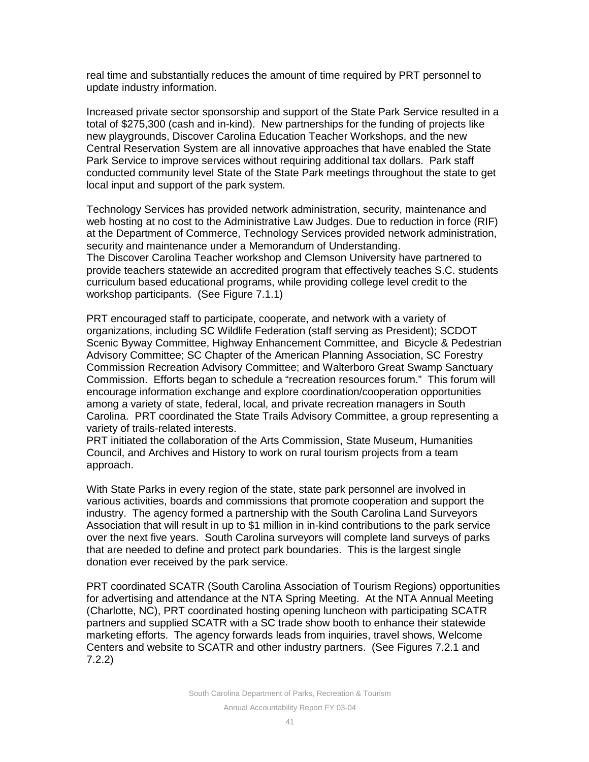real time and substantially reduces the amount of time required by PRT personnel to update industry information.

Increased private sector sponsorship and support of the State Park Service resulted in a total of $275,300 (cash and in-kind). New partnerships for the funding of projects like new playgrounds, Discover Carolina Education Teacher Workshops, and the new Central Reservation System are all innovative approaches that have enabled the State Park Service to improve services without requiring additional tax dollars. Park staff conducted community level State of the State Park meetings throughout the state to get local input and support of the park system.

Technology Services has provided network administration, security, maintenance and web hosting at no cost to the Administrative Law Judges. Due to reduction in force (RIF) at the Department of Commerce, Technology Services provided network administration, security and maintenance under a Memorandum of Understanding.
The Discover Carolina Teacher workshop and Clemson University have partnered to provide teachers statewide an accredited program that effectively teaches S.C. students curriculum based educational programs, while providing college level credit to the workshop participants. (See Figure 7.1.1)

PRT encouraged staff to participate, cooperate, and network with a variety of organizations, including SC Wildlife Federation (staff serving as President); SCDOT Scenic Byway Committee, Highway Enhancement Committee, and Bicycle & Pedestrian Advisory Committee; SC Chapter of the American Planning Association, SC Forestry Commission Recreation Advisory Committee; and Walterboro Great Swamp Sanctuary Commission. Efforts began to schedule a "recreation resources forum." This forum will encourage information exchange and explore coordination/cooperation opportunities among a variety of state, federal, local, and private recreation managers in South Carolina. PRT coordinated the State Trails Advisory Committee, a group representing a variety of trails-related interests.
PRT initiated the collaboration of the Arts Commission, State Museum, Humanities Council, and Archives and History to work on rural tourism projects from a team approach.

With State Parks in every region of the state, state park personnel are involved in various activities, boards and commissions that promote cooperation and support the industry. The agency formed a partnership with the South Carolina Land Surveyors Association that will result in up to $1 million in in-kind contributions to the park service over the next five years. South Carolina surveyors will complete land surveys of parks that are needed to define and protect park boundaries. This is the largest single donation ever received by the park service.

PRT coordinated SCATR (South Carolina Association of Tourism Regions) opportunities for advertising and attendance at the NTA Spring Meeting. At the NTA Annual Meeting (Charlotte, NC), PRT coordinated hosting opening luncheon with participating SCATR partners and supplied SCATR with a SC trade show booth to enhance their statewide marketing efforts. The agency forwards leads from inquiries, travel shows, Welcome Centers and website to SCATR and other industry partners. (See Figures 7.2.1 and 7.2.2)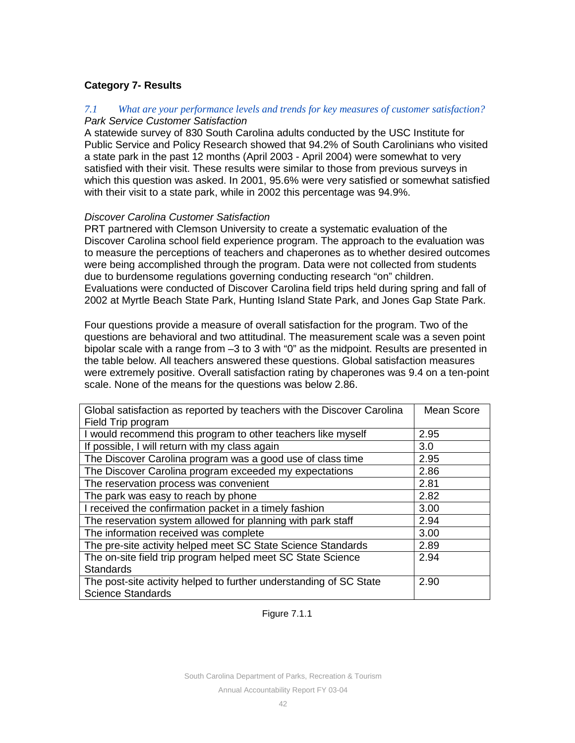## Category 7- Results

*7.1 What are your performance levels and trends for key measures of customer satisfaction?*

*Park Service Customer Satisfaction*

A statewide survey of 830 South Carolina adults conducted by the USC Institute for Public Service and Policy Research showed that 94.2% of South Carolinians who visited a state park in the past 12 months (April 2003 - April 2004) were somewhat to very satisfied with their visit. These results were similar to those from previous surveys in which this question was asked. In 2001, 95.6% were very satisfied or somewhat satisfied with their visit to a state park, while in 2002 this percentage was 94.9%.

*Discover Carolina Customer Satisfaction*

PRT partnered with Clemson University to create a systematic evaluation of the Discover Carolina school field experience program. The approach to the evaluation was to measure the perceptions of teachers and chaperones as to whether desired outcomes were being accomplished through the program. Data were not collected from students due to burdensome regulations governing conducting research "on" children. Evaluations were conducted of Discover Carolina field trips held during spring and fall of 2002 at Myrtle Beach State Park, Hunting Island State Park, and Jones Gap State Park.

Four questions provide a measure of overall satisfaction for the program. Two of the questions are behavioral and two attitudinal. The measurement scale was a seven point bipolar scale with a range from –3 to 3 with "0" as the midpoint. Results are presented in the table below. All teachers answered these questions. Global satisfaction measures were extremely positive. Overall satisfaction rating by chaperones was 9.4 on a ten-point scale. None of the means for the questions was below 2.86.

| Global satisfaction as reported by teachers with the Discover Carolina Field Trip program | Mean Score |
|---|---|
| I would recommend this program to other teachers like myself | 2.95 |
| If possible, I will return with my class again | 3.0 |
| The Discover Carolina program was a good use of class time | 2.95 |
| The Discover Carolina program exceeded my expectations | 2.86 |
| The reservation process was convenient | 2.81 |
| The park was easy to reach by phone | 2.82 |
| I received the confirmation packet in a timely fashion | 3.00 |
| The reservation system allowed for planning with park staff | 2.94 |
| The information received was complete | 3.00 |
| The pre-site activity helped meet SC State Science Standards | 2.89 |
| The on-site field trip program helped meet SC State Science Standards | 2.94 |
| The post-site activity helped to further understanding of SC State Science Standards | 2.90 |

Figure 7.1.1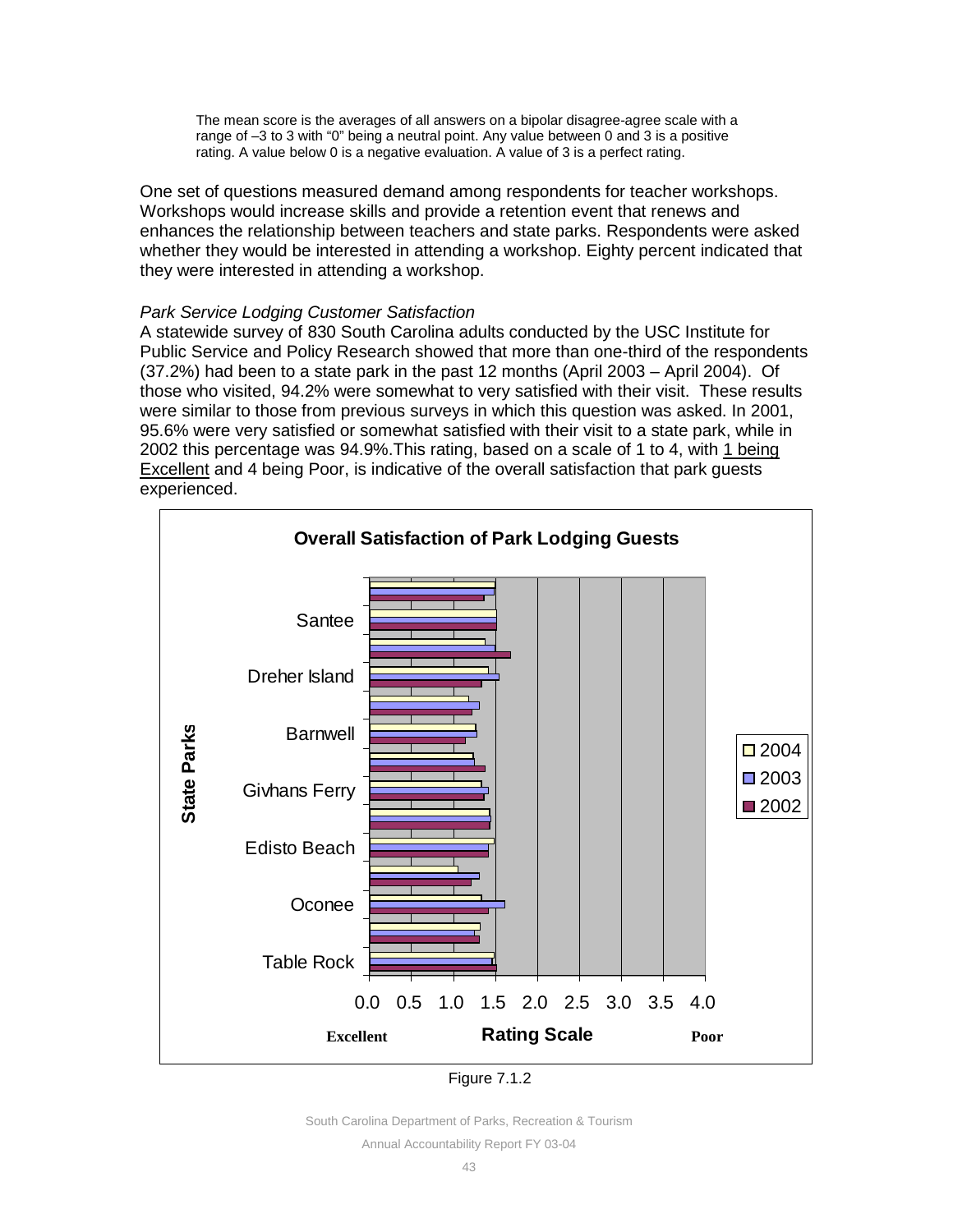The mean score is the averages of all answers on a bipolar disagree-agree scale with a range of –3 to 3 with "0" being a neutral point. Any value between 0 and 3 is a positive rating. A value below 0 is a negative evaluation. A value of 3 is a perfect rating.

One set of questions measured demand among respondents for teacher workshops. Workshops would increase skills and provide a retention event that renews and enhances the relationship between teachers and state parks. Respondents were asked whether they would be interested in attending a workshop. Eighty percent indicated that they were interested in attending a workshop.

*Park Service Lodging Customer Satisfaction*

A statewide survey of 830 South Carolina adults conducted by the USC Institute for Public Service and Policy Research showed that more than one-third of the respondents (37.2%) had been to a state park in the past 12 months (April 2003 – April 2004). Of those who visited, 94.2% were somewhat to very satisfied with their visit. These results were similar to those from previous surveys in which this question was asked. In 2001, 95.6% were very satisfied or somewhat satisfied with their visit to a state park, while in 2002 this percentage was 94.9%.This rating, based on a scale of 1 to 4, with 1 being Excellent and 4 being Poor, is indicative of the overall satisfaction that park guests experienced.

**Overall Satisfaction of Park Lodging Guests**

Figure 7.1.2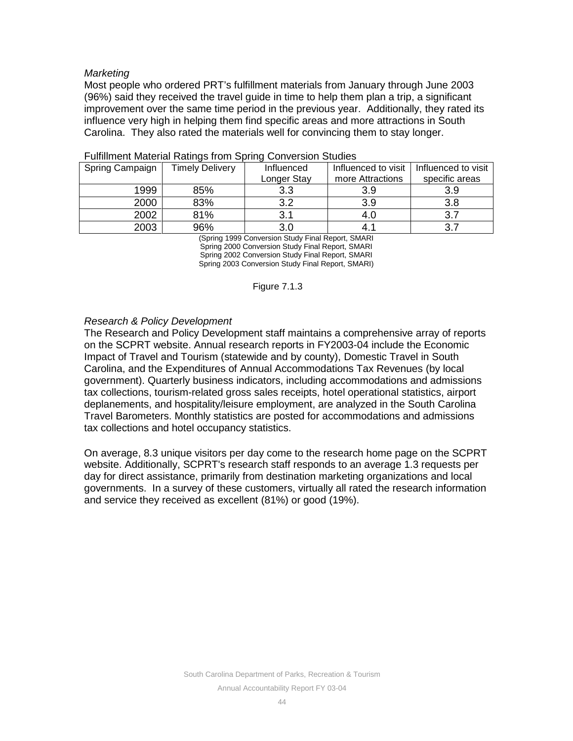*Marketing*

Most people who ordered PRT's fulfillment materials from January through June 2003 (96%) said they received the travel guide in time to help them plan a trip, a significant improvement over the same time period in the previous year. Additionally, they rated its influence very high in helping them find specific areas and more attractions in South Carolina. They also rated the materials well for convincing them to stay longer.

Fulfillment Material Ratings from Spring Conversion Studies

| Spring Campaign | Timely Delivery | Influenced Longer Stay | Influenced to visit more Attractions | Influenced to visit specific areas |
|---|---|---|---|---|
| 1999 | 85% | 3.3 | 3.9 | 3.9 |
| 2000 | 83% | 3.2 | 3.9 | 3.8 |
| 2002 | 81% | 3.1 | 4.0 | 3.7 |
| 2003 | 96% | 3.0 | 4.1 | 3.7 |

(Spring 1999 Conversion Study Final Report, SMARI
Spring 2000 Conversion Study Final Report, SMARI
Spring 2002 Conversion Study Final Report, SMARI
Spring 2003 Conversion Study Final Report, SMARI)

Figure 7.1.3

*Research & Policy Development*

The Research and Policy Development staff maintains a comprehensive array of reports on the SCPRT website. Annual research reports in FY2003-04 include the Economic Impact of Travel and Tourism (statewide and by county), Domestic Travel in South Carolina, and the Expenditures of Annual Accommodations Tax Revenues (by local government). Quarterly business indicators, including accommodations and admissions tax collections, tourism-related gross sales receipts, hotel operational statistics, airport deplanements, and hospitality/leisure employment, are analyzed in the South Carolina Travel Barometers. Monthly statistics are posted for accommodations and admissions tax collections and hotel occupancy statistics.

On average, 8.3 unique visitors per day come to the research home page on the SCPRT website. Additionally, SCPRT's research staff responds to an average 1.3 requests per day for direct assistance, primarily from destination marketing organizations and local governments. In a survey of these customers, virtually all rated the research information and service they received as excellent (81%) or good (19%).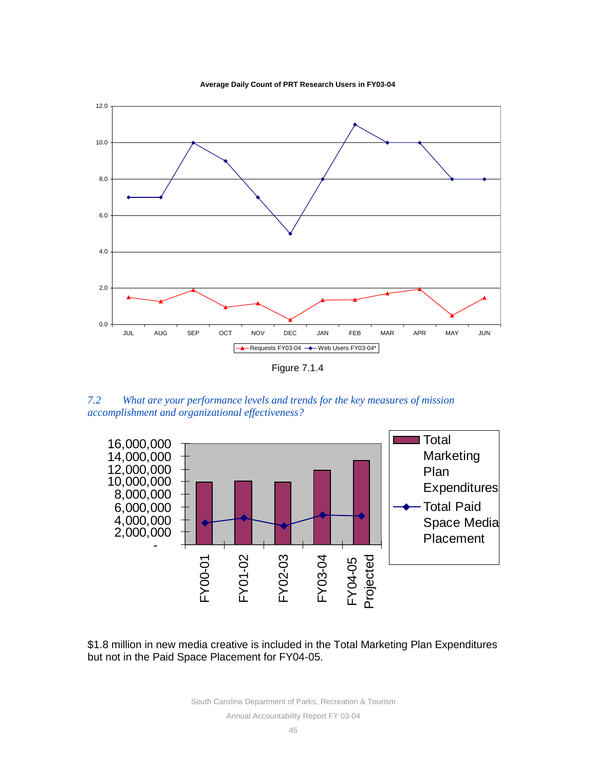**Average Daily Count of PRT Research Users in FY03-04**

Figure 7.1.4

*7.2 What are your performance levels and trends for the key measures of mission accomplishment and organizational effectiveness?*

$1.8 million in new media creative is included in the Total Marketing Plan Expenditures but not in the Paid Space Placement for FY04-05.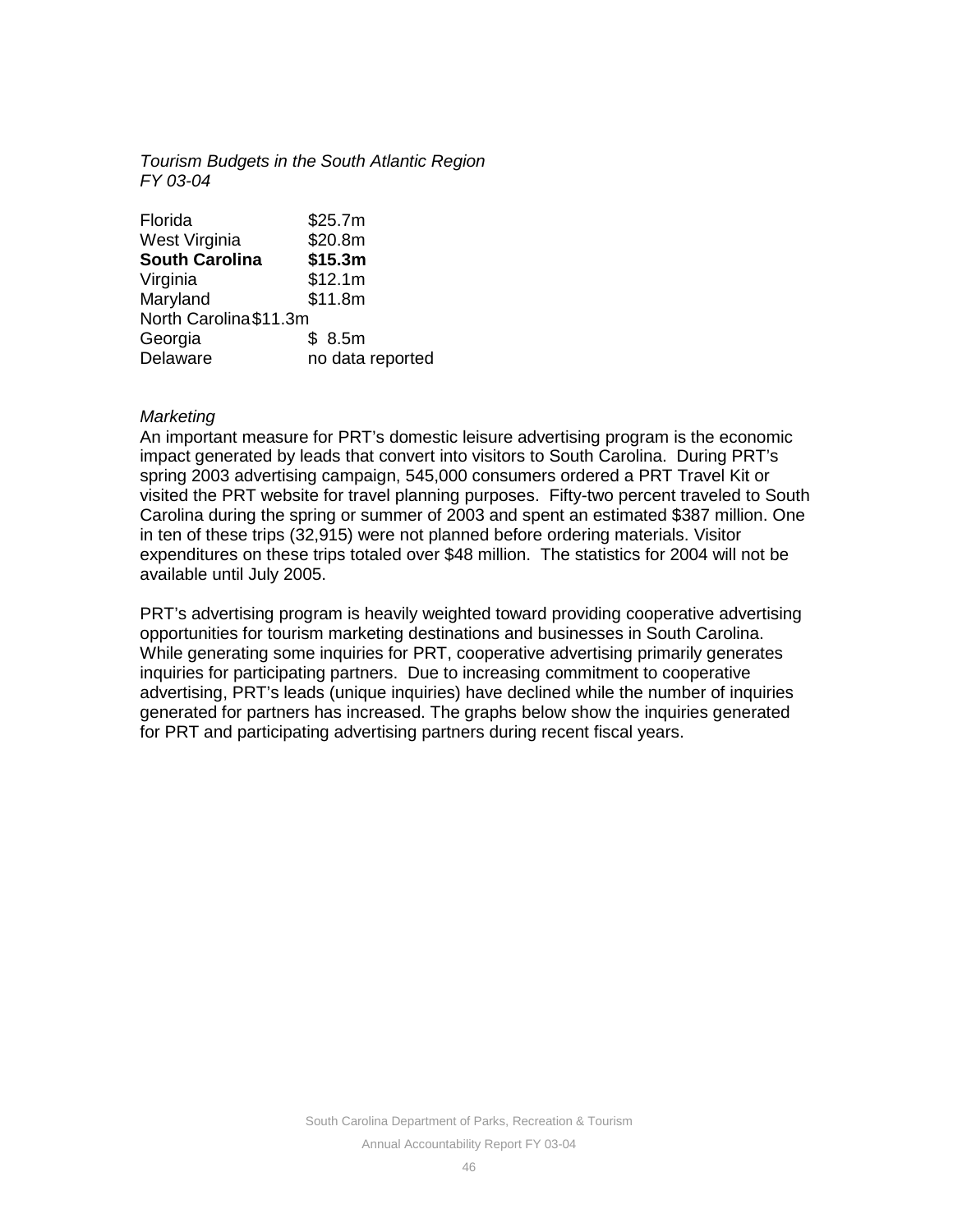*Tourism Budgets in the South Atlantic Region*
*FY 03-04*

| | |
|---|---|
| Florida | $25.7m |
| West Virginia | $20.8m |
| **South Carolina** | **$15.3m** |
| Virginia | $12.1m |
| Maryland | $11.8m |
| North Carolina | $11.3m |
| Georgia | $ 8.5m |
| Delaware | no data reported |

*Marketing*

An important measure for PRT's domestic leisure advertising program is the economic impact generated by leads that convert into visitors to South Carolina. During PRT's spring 2003 advertising campaign, 545,000 consumers ordered a PRT Travel Kit or visited the PRT website for travel planning purposes. Fifty-two percent traveled to South Carolina during the spring or summer of 2003 and spent an estimated $387 million. One in ten of these trips (32,915) were not planned before ordering materials. Visitor expenditures on these trips totaled over $48 million. The statistics for 2004 will not be available until July 2005.

PRT's advertising program is heavily weighted toward providing cooperative advertising opportunities for tourism marketing destinations and businesses in South Carolina. While generating some inquiries for PRT, cooperative advertising primarily generates inquiries for participating partners. Due to increasing commitment to cooperative advertising, PRT's leads (unique inquiries) have declined while the number of inquiries generated for partners has increased. The graphs below show the inquiries generated for PRT and participating advertising partners during recent fiscal years.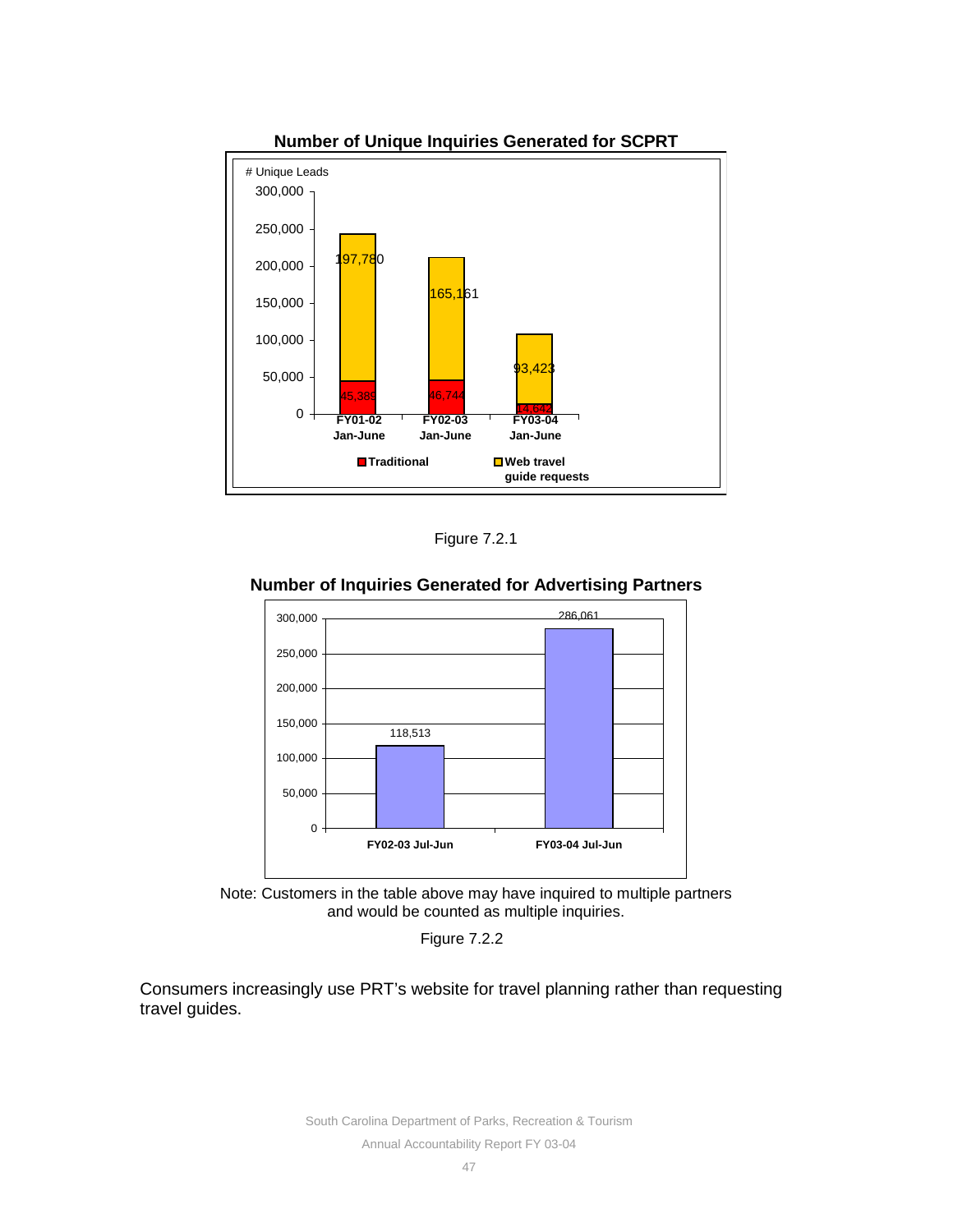**Number of Unique Inquiries Generated for SCPRT**

| # Unique Leads | FY01-02 Jan-June | FY02-03 Jan-June | FY03-04 Jan-June |
|---|---|---|---|
| Traditional | 45,389 | 46,744 | 14,642 |
| Web travel guide requests | 197,780 | 165,161 | 93,423 |

Figure 7.2.1

**Number of Inquiries Generated for Advertising Partners**

| | FY02-03 Jul-Jun | FY03-04 Jul-Jun |
|---|---|---|
| Inquiries | 118,513 | 286,061 |

Note: Customers in the table above may have inquired to multiple partners and would be counted as multiple inquiries.

Figure 7.2.2

Consumers increasingly use PRT's website for travel planning rather than requesting travel guides.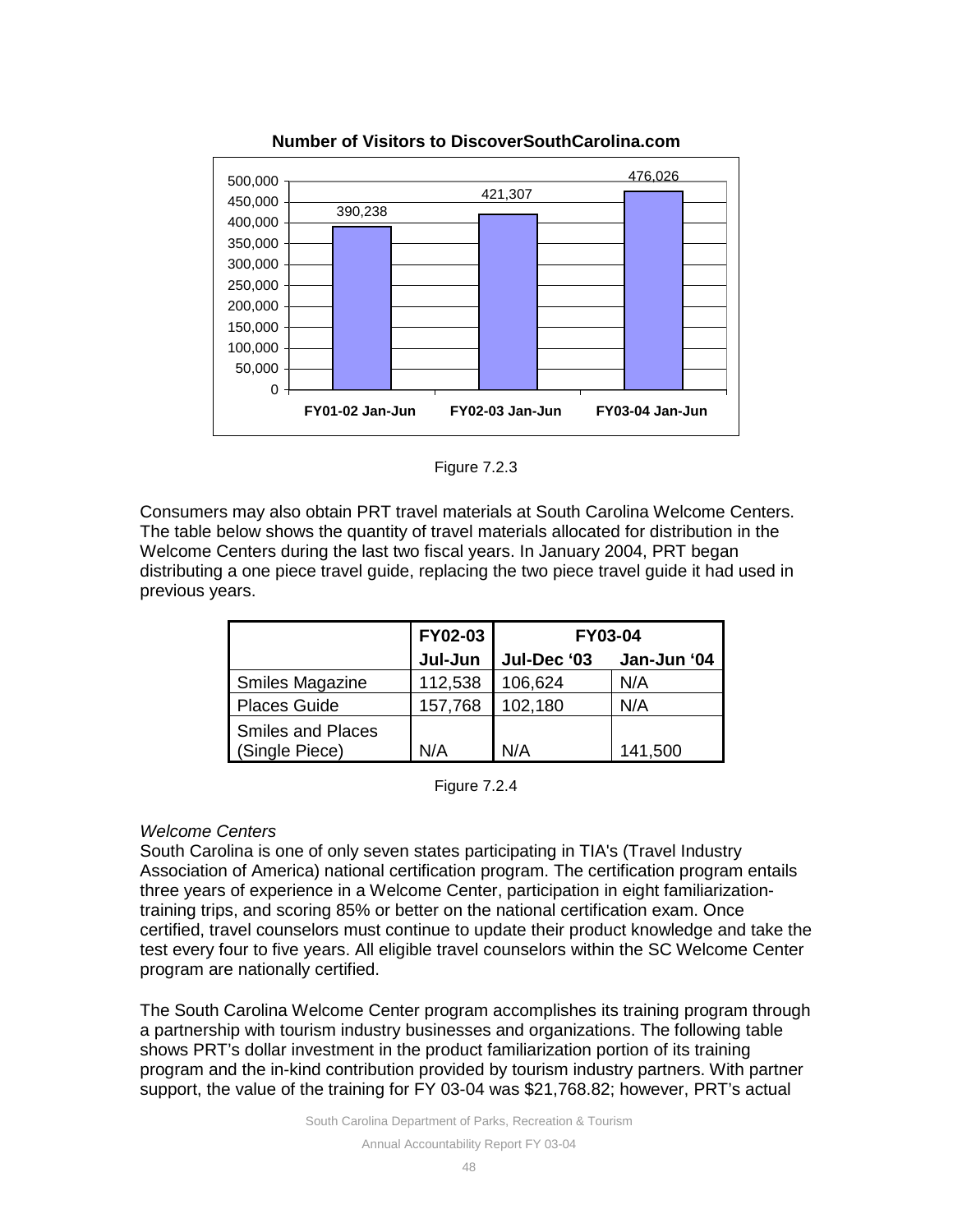**Number of Visitors to DiscoverSouthCarolina.com**

| Period | Visitors |
|---|---|
| FY01-02 Jan-Jun | 390,238 |
| FY02-03 Jan-Jun | 421,307 |
| FY03-04 Jan-Jun | 476,026 |

Figure 7.2.3

Consumers may also obtain PRT travel materials at South Carolina Welcome Centers. The table below shows the quantity of travel materials allocated for distribution in the Welcome Centers during the last two fiscal years. In January 2004, PRT began distributing a one piece travel guide, replacing the two piece travel guide it had used in previous years.

| | FY02-03 | FY03-04 | |
|---|---|---|---|
| | Jul-Jun | Jul-Dec '03 | Jan-Jun '04 |
| Smiles Magazine | 112,538 | 106,624 | N/A |
| Places Guide | 157,768 | 102,180 | N/A |
| Smiles and Places (Single Piece) | N/A | N/A | 141,500 |

Figure 7.2.4

*Welcome Centers*

South Carolina is one of only seven states participating in TIA's (Travel Industry Association of America) national certification program. The certification program entails three years of experience in a Welcome Center, participation in eight familiarization-training trips, and scoring 85% or better on the national certification exam. Once certified, travel counselors must continue to update their product knowledge and take the test every four to five years. All eligible travel counselors within the SC Welcome Center program are nationally certified.

The South Carolina Welcome Center program accomplishes its training program through a partnership with tourism industry businesses and organizations. The following table shows PRT's dollar investment in the product familiarization portion of its training program and the in-kind contribution provided by tourism industry partners. With partner support, the value of the training for FY 03-04 was $21,768.82; however, PRT's actual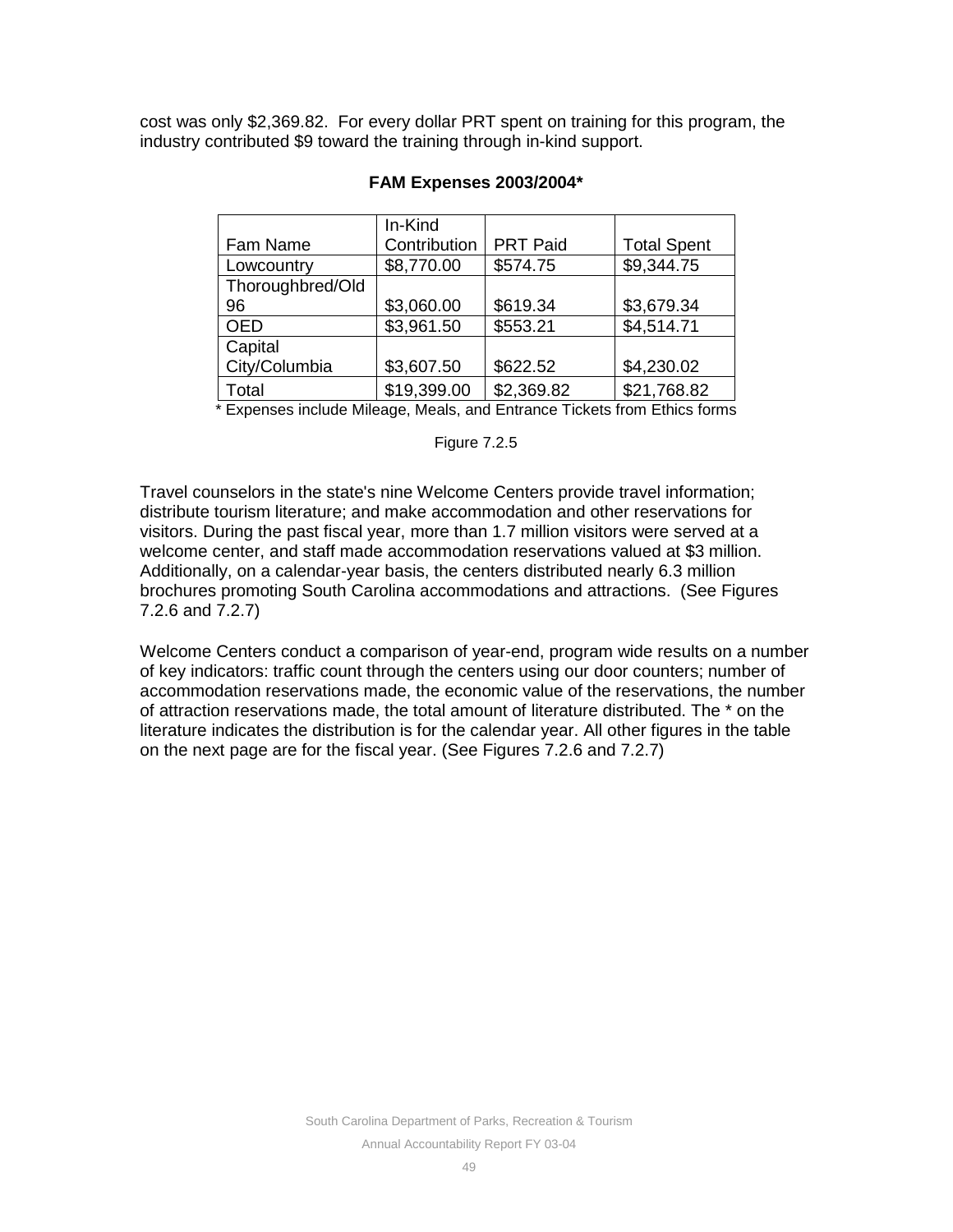cost was only $2,369.82. For every dollar PRT spent on training for this program, the industry contributed $9 toward the training through in-kind support.

**FAM Expenses 2003/2004***

| Fam Name | In-Kind Contribution | PRT Paid | Total Spent |
|---|---|---|---|
| Lowcountry | $8,770.00 | $574.75 | $9,344.75 |
| Thoroughbred/Old 96 | $3,060.00 | $619.34 | $3,679.34 |
| OED | $3,961.50 | $553.21 | $4,514.71 |
| Capital City/Columbia | $3,607.50 | $622.52 | $4,230.02 |
| Total | $19,399.00 | $2,369.82 | $21,768.82 |

* Expenses include Mileage, Meals, and Entrance Tickets from Ethics forms

Figure 7.2.5

Travel counselors in the state's nine Welcome Centers provide travel information; distribute tourism literature; and make accommodation and other reservations for visitors. During the past fiscal year, more than 1.7 million visitors were served at a welcome center, and staff made accommodation reservations valued at $3 million. Additionally, on a calendar-year basis, the centers distributed nearly 6.3 million brochures promoting South Carolina accommodations and attractions. (See Figures 7.2.6 and 7.2.7)

Welcome Centers conduct a comparison of year-end, program wide results on a number of key indicators: traffic count through the centers using our door counters; number of accommodation reservations made, the economic value of the reservations, the number of attraction reservations made, the total amount of literature distributed. The * on the literature indicates the distribution is for the calendar year. All other figures in the table on the next page are for the fiscal year. (See Figures 7.2.6 and 7.2.7)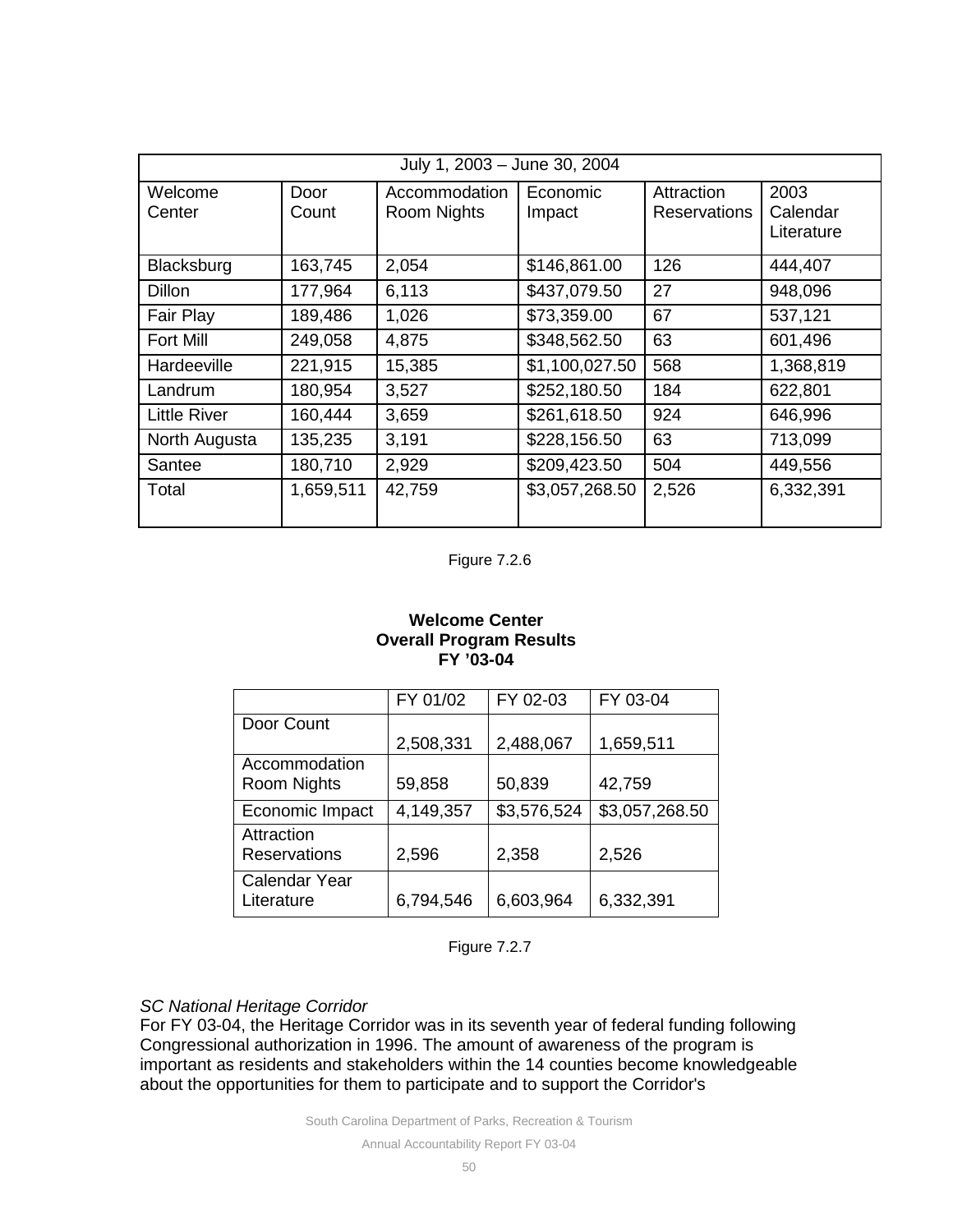| July 1, 2003 – June 30, 2004 | | | | | |
|---|---|---|---|---|---|
| Welcome Center | Door Count | Accommodation Room Nights | Economic Impact | Attraction Reservations | 2003 Calendar Literature |
| Blacksburg | 163,745 | 2,054 | $146,861.00 | 126 | 444,407 |
| Dillon | 177,964 | 6,113 | $437,079.50 | 27 | 948,096 |
| Fair Play | 189,486 | 1,026 | $73,359.00 | 67 | 537,121 |
| Fort Mill | 249,058 | 4,875 | $348,562.50 | 63 | 601,496 |
| Hardeeville | 221,915 | 15,385 | $1,100,027.50 | 568 | 1,368,819 |
| Landrum | 180,954 | 3,527 | $252,180.50 | 184 | 622,801 |
| Little River | 160,444 | 3,659 | $261,618.50 | 924 | 646,996 |
| North Augusta | 135,235 | 3,191 | $228,156.50 | 63 | 713,099 |
| Santee | 180,710 | 2,929 | $209,423.50 | 504 | 449,556 |
| Total | 1,659,511 | 42,759 | $3,057,268.50 | 2,526 | 6,332,391 |

Figure 7.2.6

**Welcome Center**
**Overall Program Results**
**FY '03-04**

| | FY 01/02 | FY 02-03 | FY 03-04 |
|---|---|---|---|
| Door Count | 2,508,331 | 2,488,067 | 1,659,511 |
| Accommodation Room Nights | 59,858 | 50,839 | 42,759 |
| Economic Impact | 4,149,357 | $3,576,524 | $3,057,268.50 |
| Attraction Reservations | 2,596 | 2,358 | 2,526 |
| Calendar Year Literature | 6,794,546 | 6,603,964 | 6,332,391 |

Figure 7.2.7

*SC National Heritage Corridor*

For FY 03-04, the Heritage Corridor was in its seventh year of federal funding following Congressional authorization in 1996. The amount of awareness of the program is important as residents and stakeholders within the 14 counties become knowledgeable about the opportunities for them to participate and to support the Corridor's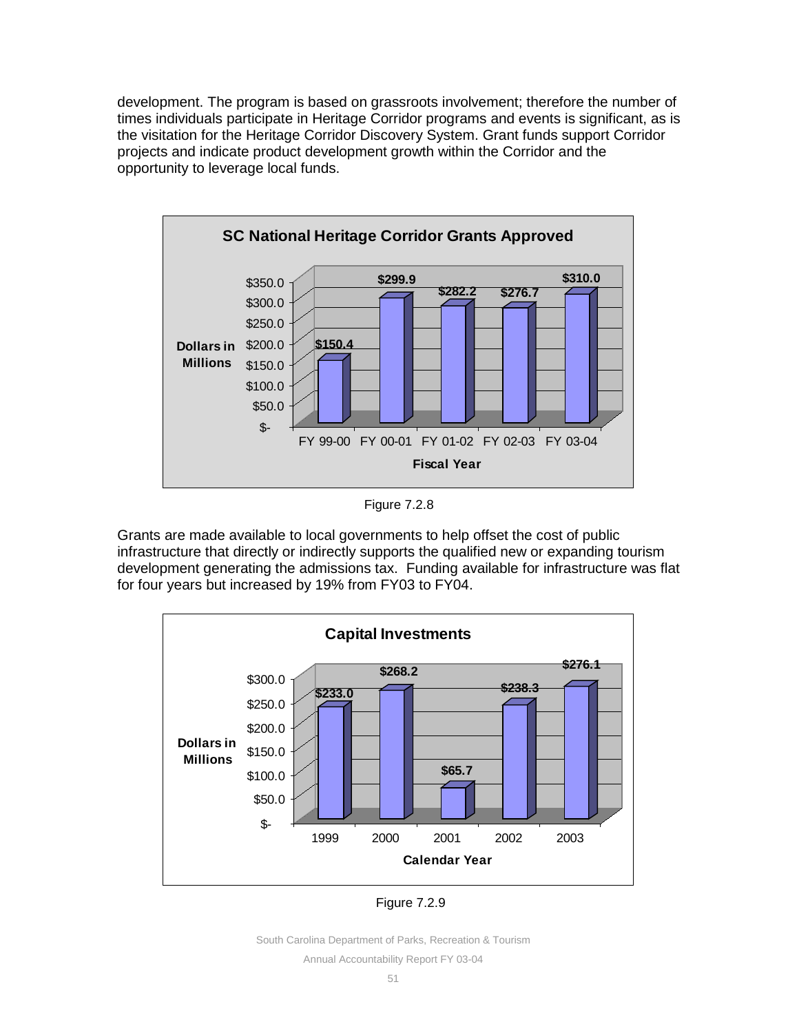development. The program is based on grassroots involvement; therefore the number of times individuals participate in Heritage Corridor programs and events is significant, as is the visitation for the Heritage Corridor Discovery System. Grant funds support Corridor projects and indicate product development growth within the Corridor and the opportunity to leverage local funds.

**SC National Heritage Corridor Grants Approved**

| Fiscal Year | Dollars in Millions |
|---|---|
| FY 99-00 | $150.4 |
| FY 00-01 | $299.9 |
| FY 01-02 | $282.2 |
| FY 02-03 | $276.7 |
| FY 03-04 | $310.0 |

Figure 7.2.8

Grants are made available to local governments to help offset the cost of public infrastructure that directly or indirectly supports the qualified new or expanding tourism development generating the admissions tax. Funding available for infrastructure was flat for four years but increased by 19% from FY03 to FY04.

**Capital Investments**

| Calendar Year | Dollars in Millions |
|---|---|
| 1999 | $233.0 |
| 2000 | $268.2 |
| 2001 | $65.7 |
| 2002 | $238.3 |
| 2003 | $276.1 |

Figure 7.2.9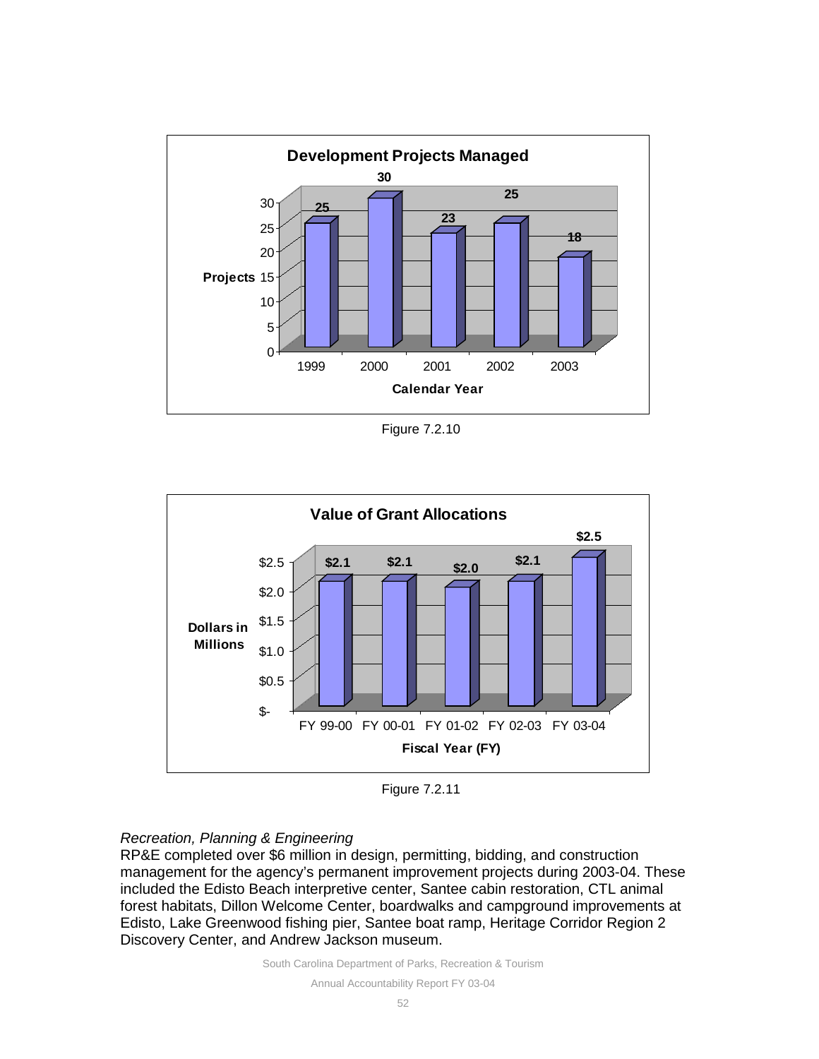**Development Projects Managed**

| Calendar Year | Projects |
|---|---|
| 1999 | 25 |
| 2000 | 30 |
| 2001 | 23 |
| 2002 | 25 |
| 2003 | 18 |

Figure 7.2.10

**Value of Grant Allocations**

| Fiscal Year (FY) | Dollars in Millions |
|---|---|
| FY 99-00 | $2.1 |
| FY 00-01 | $2.1 |
| FY 01-02 | $2.0 |
| FY 02-03 | $2.1 |
| FY 03-04 | $2.5 |

Figure 7.2.11

*Recreation, Planning & Engineering*

RP&E completed over $6 million in design, permitting, bidding, and construction management for the agency's permanent improvement projects during 2003-04. These included the Edisto Beach interpretive center, Santee cabin restoration, CTL animal forest habitats, Dillon Welcome Center, boardwalks and campground improvements at Edisto, Lake Greenwood fishing pier, Santee boat ramp, Heritage Corridor Region 2 Discovery Center, and Andrew Jackson museum.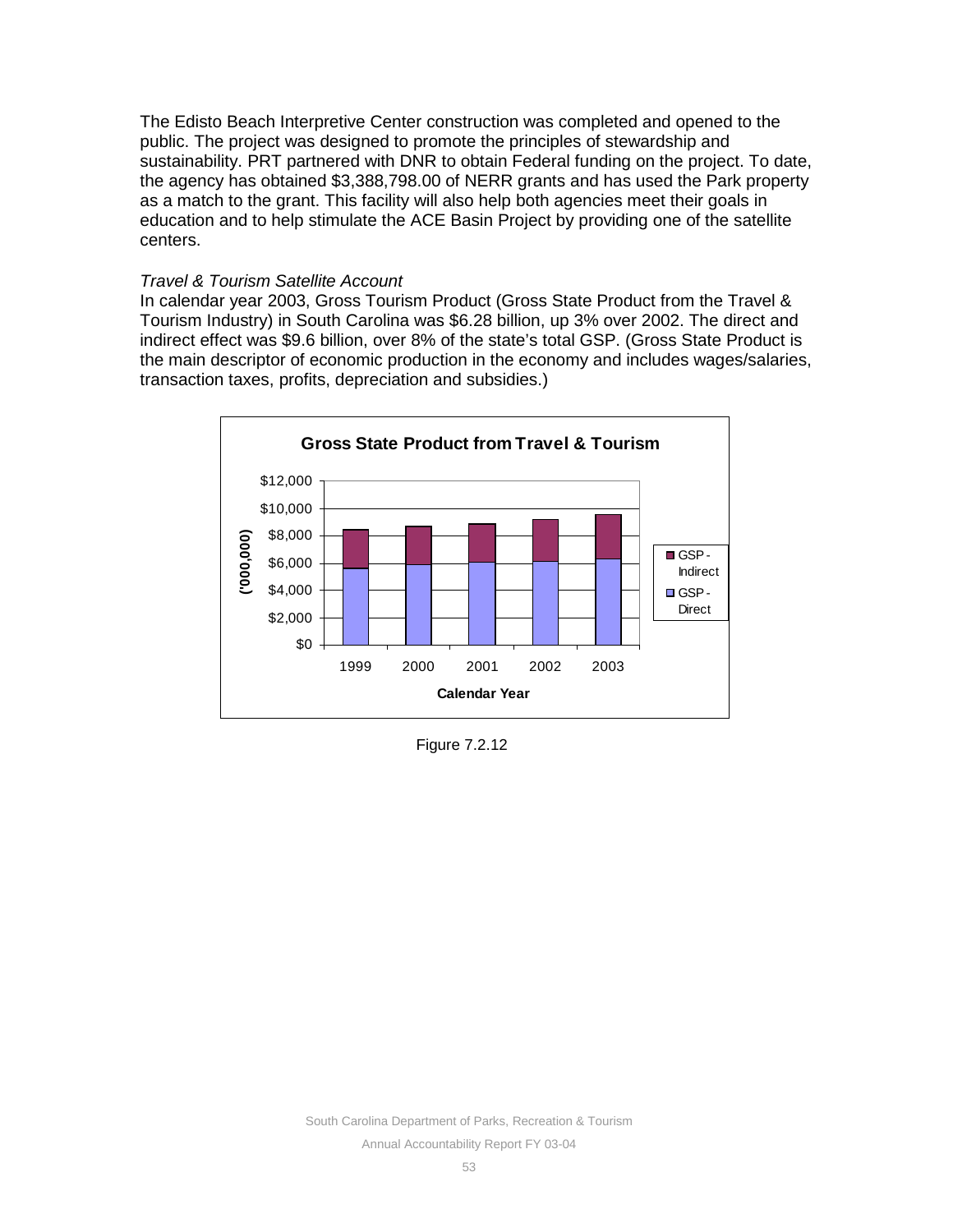The Edisto Beach Interpretive Center construction was completed and opened to the public. The project was designed to promote the principles of stewardship and sustainability. PRT partnered with DNR to obtain Federal funding on the project. To date, the agency has obtained $3,388,798.00 of NERR grants and has used the Park property as a match to the grant. This facility will also help both agencies meet their goals in education and to help stimulate the ACE Basin Project by providing one of the satellite centers.

*Travel & Tourism Satellite Account*

In calendar year 2003, Gross Tourism Product (Gross State Product from the Travel & Tourism Industry) in South Carolina was $6.28 billion, up 3% over 2002. The direct and indirect effect was $9.6 billion, over 8% of the state's total GSP. (Gross State Product is the main descriptor of economic production in the economy and includes wages/salaries, transaction taxes, profits, depreciation and subsidies.)

**Gross State Product from Travel & Tourism**

Figure 7.2.12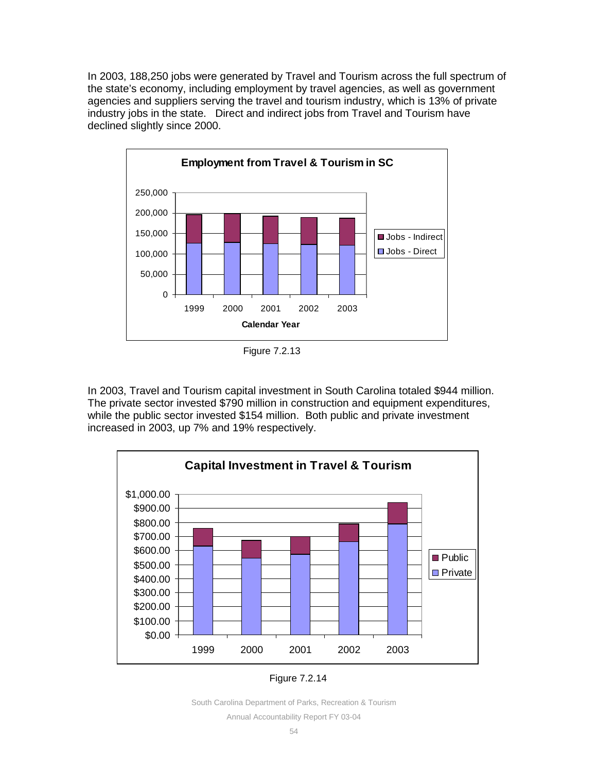In 2003, 188,250 jobs were generated by Travel and Tourism across the full spectrum of the state's economy, including employment by travel agencies, as well as government agencies and suppliers serving the travel and tourism industry, which is 13% of private industry jobs in the state. Direct and indirect jobs from Travel and Tourism have declined slightly since 2000.

Figure 7.2.13

In 2003, Travel and Tourism capital investment in South Carolina totaled $944 million. The private sector invested $790 million in construction and equipment expenditures, while the public sector invested $154 million. Both public and private investment increased in 2003, up 7% and 19% respectively.

Figure 7.2.14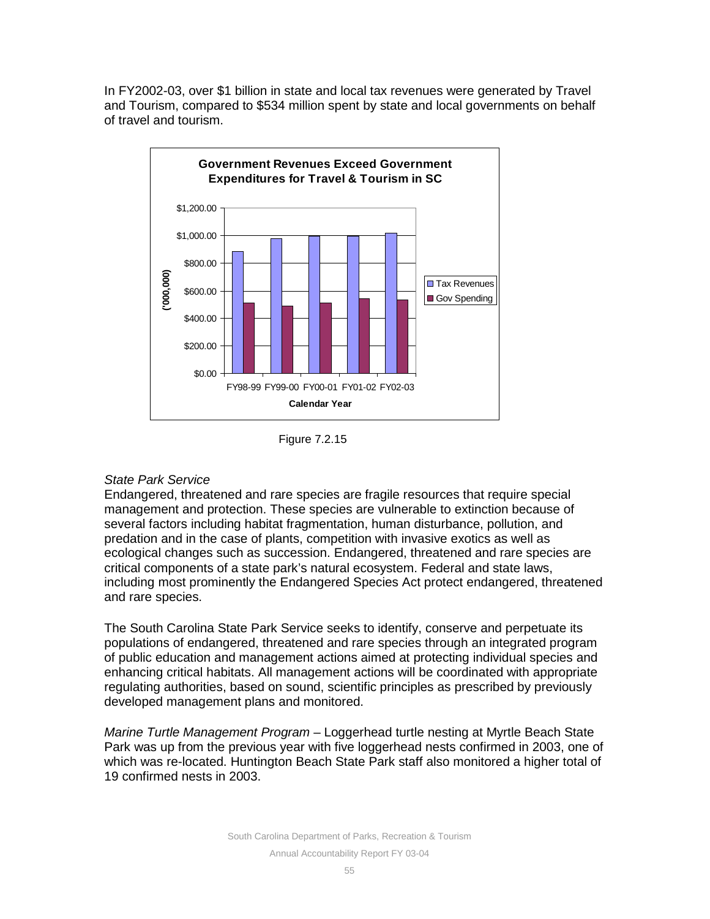In FY2002-03, over $1 billion in state and local tax revenues were generated by Travel and Tourism, compared to $534 million spent by state and local governments on behalf of travel and tourism.

Figure 7.2.15

*State Park Service*

Endangered, threatened and rare species are fragile resources that require special management and protection. These species are vulnerable to extinction because of several factors including habitat fragmentation, human disturbance, pollution, and predation and in the case of plants, competition with invasive exotics as well as ecological changes such as succession. Endangered, threatened and rare species are critical components of a state park's natural ecosystem. Federal and state laws, including most prominently the Endangered Species Act protect endangered, threatened and rare species.

The South Carolina State Park Service seeks to identify, conserve and perpetuate its populations of endangered, threatened and rare species through an integrated program of public education and management actions aimed at protecting individual species and enhancing critical habitats. All management actions will be coordinated with appropriate regulating authorities, based on sound, scientific principles as prescribed by previously developed management plans and monitored.

*Marine Turtle Management Program* – Loggerhead turtle nesting at Myrtle Beach State Park was up from the previous year with five loggerhead nests confirmed in 2003, one of which was re-located. Huntington Beach State Park staff also monitored a higher total of 19 confirmed nests in 2003.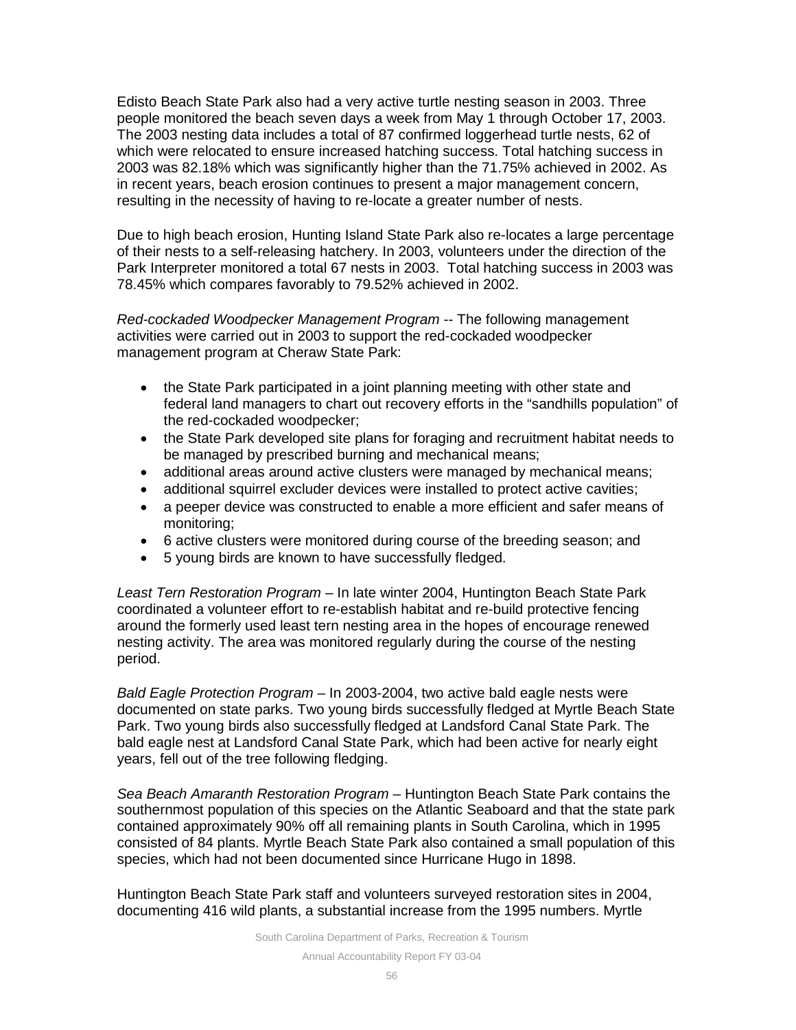Edisto Beach State Park also had a very active turtle nesting season in 2003. Three people monitored the beach seven days a week from May 1 through October 17, 2003. The 2003 nesting data includes a total of 87 confirmed loggerhead turtle nests, 62 of which were relocated to ensure increased hatching success. Total hatching success in 2003 was 82.18% which was significantly higher than the 71.75% achieved in 2002. As in recent years, beach erosion continues to present a major management concern, resulting in the necessity of having to re-locate a greater number of nests.

Due to high beach erosion, Hunting Island State Park also re-locates a large percentage of their nests to a self-releasing hatchery. In 2003, volunteers under the direction of the Park Interpreter monitored a total 67 nests in 2003. Total hatching success in 2003 was 78.45% which compares favorably to 79.52% achieved in 2002.

*Red-cockaded Woodpecker Management Program* -- The following management activities were carried out in 2003 to support the red-cockaded woodpecker management program at Cheraw State Park:

- the State Park participated in a joint planning meeting with other state and federal land managers to chart out recovery efforts in the "sandhills population" of the red-cockaded woodpecker;
- the State Park developed site plans for foraging and recruitment habitat needs to be managed by prescribed burning and mechanical means;
- additional areas around active clusters were managed by mechanical means;
- additional squirrel excluder devices were installed to protect active cavities;
- a peeper device was constructed to enable a more efficient and safer means of monitoring;
- 6 active clusters were monitored during course of the breeding season; and
- 5 young birds are known to have successfully fledged.

*Least Tern Restoration Program* – In late winter 2004, Huntington Beach State Park coordinated a volunteer effort to re-establish habitat and re-build protective fencing around the formerly used least tern nesting area in the hopes of encourage renewed nesting activity. The area was monitored regularly during the course of the nesting period.

*Bald Eagle Protection Program* – In 2003-2004, two active bald eagle nests were documented on state parks. Two young birds successfully fledged at Myrtle Beach State Park. Two young birds also successfully fledged at Landsford Canal State Park. The bald eagle nest at Landsford Canal State Park, which had been active for nearly eight years, fell out of the tree following fledging.

*Sea Beach Amaranth Restoration Program* – Huntington Beach State Park contains the southernmost population of this species on the Atlantic Seaboard and that the state park contained approximately 90% off all remaining plants in South Carolina, which in 1995 consisted of 84 plants. Myrtle Beach State Park also contained a small population of this species, which had not been documented since Hurricane Hugo in 1898.

Huntington Beach State Park staff and volunteers surveyed restoration sites in 2004, documenting 416 wild plants, a substantial increase from the 1995 numbers. Myrtle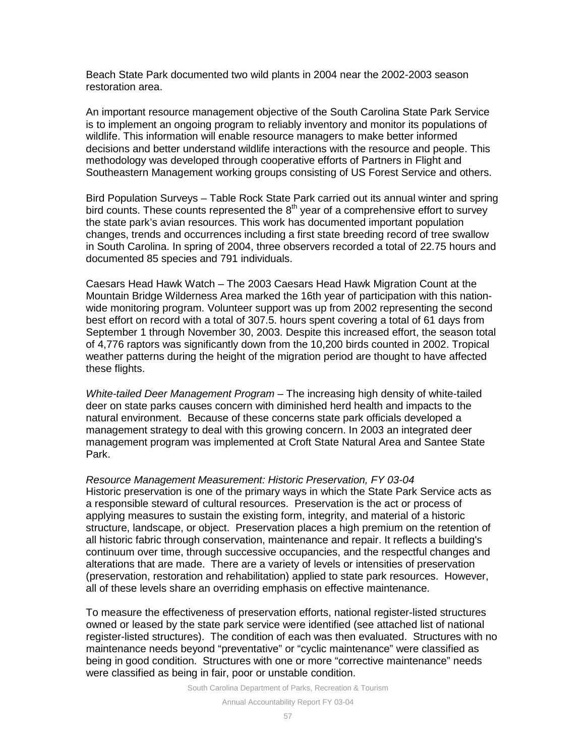Beach State Park documented two wild plants in 2004 near the 2002-2003 season restoration area.

An important resource management objective of the South Carolina State Park Service is to implement an ongoing program to reliably inventory and monitor its populations of wildlife. This information will enable resource managers to make better informed decisions and better understand wildlife interactions with the resource and people. This methodology was developed through cooperative efforts of Partners in Flight and Southeastern Management working groups consisting of US Forest Service and others.

Bird Population Surveys – Table Rock State Park carried out its annual winter and spring bird counts. These counts represented the 8th year of a comprehensive effort to survey the state park's avian resources. This work has documented important population changes, trends and occurrences including a first state breeding record of tree swallow in South Carolina. In spring of 2004, three observers recorded a total of 22.75 hours and documented 85 species and 791 individuals.

Caesars Head Hawk Watch – The 2003 Caesars Head Hawk Migration Count at the Mountain Bridge Wilderness Area marked the 16th year of participation with this nation-wide monitoring program. Volunteer support was up from 2002 representing the second best effort on record with a total of 307.5. hours spent covering a total of 61 days from September 1 through November 30, 2003. Despite this increased effort, the season total of 4,776 raptors was significantly down from the 10,200 birds counted in 2002. Tropical weather patterns during the height of the migration period are thought to have affected these flights.

*White-tailed Deer Management Program* – The increasing high density of white-tailed deer on state parks causes concern with diminished herd health and impacts to the natural environment. Because of these concerns state park officials developed a management strategy to deal with this growing concern. In 2003 an integrated deer management program was implemented at Croft State Natural Area and Santee State Park.

*Resource Management Measurement: Historic Preservation, FY 03-04*

Historic preservation is one of the primary ways in which the State Park Service acts as a responsible steward of cultural resources. Preservation is the act or process of applying measures to sustain the existing form, integrity, and material of a historic structure, landscape, or object. Preservation places a high premium on the retention of all historic fabric through conservation, maintenance and repair. It reflects a building's continuum over time, through successive occupancies, and the respectful changes and alterations that are made. There are a variety of levels or intensities of preservation (preservation, restoration and rehabilitation) applied to state park resources. However, all of these levels share an overriding emphasis on effective maintenance.

To measure the effectiveness of preservation efforts, national register-listed structures owned or leased by the state park service were identified (see attached list of national register-listed structures). The condition of each was then evaluated. Structures with no maintenance needs beyond "preventative" or "cyclic maintenance" were classified as being in good condition. Structures with one or more "corrective maintenance" needs were classified as being in fair, poor or unstable condition.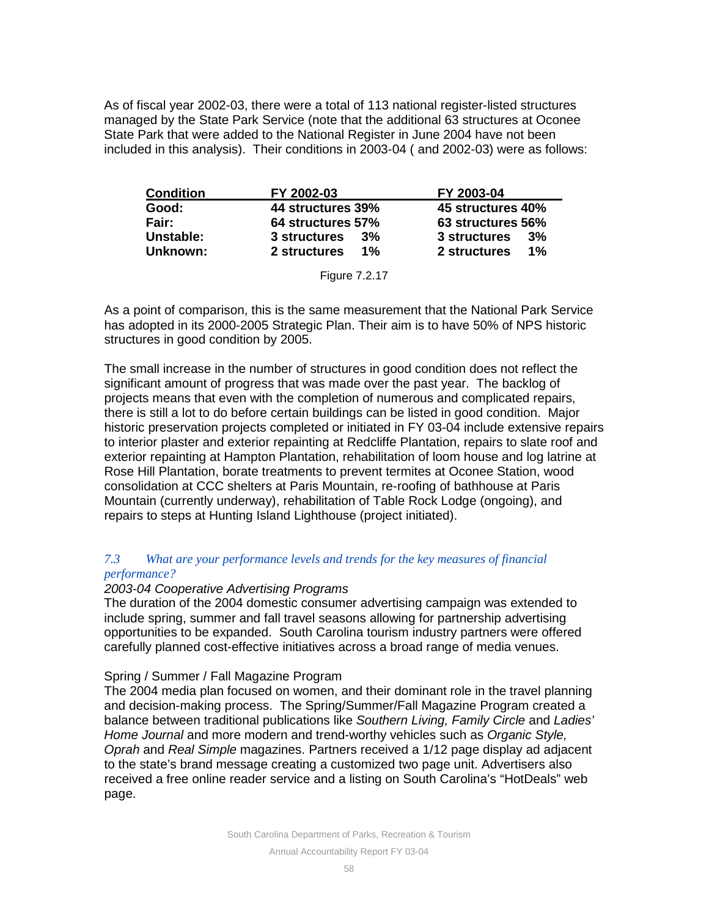As of fiscal year 2002-03, there were a total of 113 national register-listed structures managed by the State Park Service (note that the additional 63 structures at Oconee State Park that were added to the National Register in June 2004 have not been included in this analysis). Their conditions in 2003-04 ( and 2002-03) were as follows:

| Condition | FY 2002-03 | FY 2003-04 |
|---|---|---|
| **Good:** | **44 structures 39%** | **45 structures 40%** |
| **Fair:** | **64 structures 57%** | **63 structures 56%** |
| **Unstable:** | **3 structures 3%** | **3 structures 3%** |
| **Unknown:** | **2 structures 1%** | **2 structures 1%** |

Figure 7.2.17

As a point of comparison, this is the same measurement that the National Park Service has adopted in its 2000-2005 Strategic Plan. Their aim is to have 50% of NPS historic structures in good condition by 2005.

The small increase in the number of structures in good condition does not reflect the significant amount of progress that was made over the past year. The backlog of projects means that even with the completion of numerous and complicated repairs, there is still a lot to do before certain buildings can be listed in good condition. Major historic preservation projects completed or initiated in FY 03-04 include extensive repairs to interior plaster and exterior repainting at Redcliffe Plantation, repairs to slate roof and exterior repainting at Hampton Plantation, rehabilitation of loom house and log latrine at Rose Hill Plantation, borate treatments to prevent termites at Oconee Station, wood consolidation at CCC shelters at Paris Mountain, re-roofing of bathhouse at Paris Mountain (currently underway), rehabilitation of Table Rock Lodge (ongoing), and repairs to steps at Hunting Island Lighthouse (project initiated).

### *7.3 What are your performance levels and trends for the key measures of financial performance?*

*2003-04 Cooperative Advertising Programs*

The duration of the 2004 domestic consumer advertising campaign was extended to include spring, summer and fall travel seasons allowing for partnership advertising opportunities to be expanded. South Carolina tourism industry partners were offered carefully planned cost-effective initiatives across a broad range of media venues.

Spring / Summer / Fall Magazine Program

The 2004 media plan focused on women, and their dominant role in the travel planning and decision-making process. The Spring/Summer/Fall Magazine Program created a balance between traditional publications like *Southern Living, Family Circle* and *Ladies' Home Journal* and more modern and trend-worthy vehicles such as *Organic Style, Oprah* and *Real Simple* magazines. Partners received a 1/12 page display ad adjacent to the state's brand message creating a customized two page unit. Advertisers also received a free online reader service and a listing on South Carolina's "HotDeals" web page.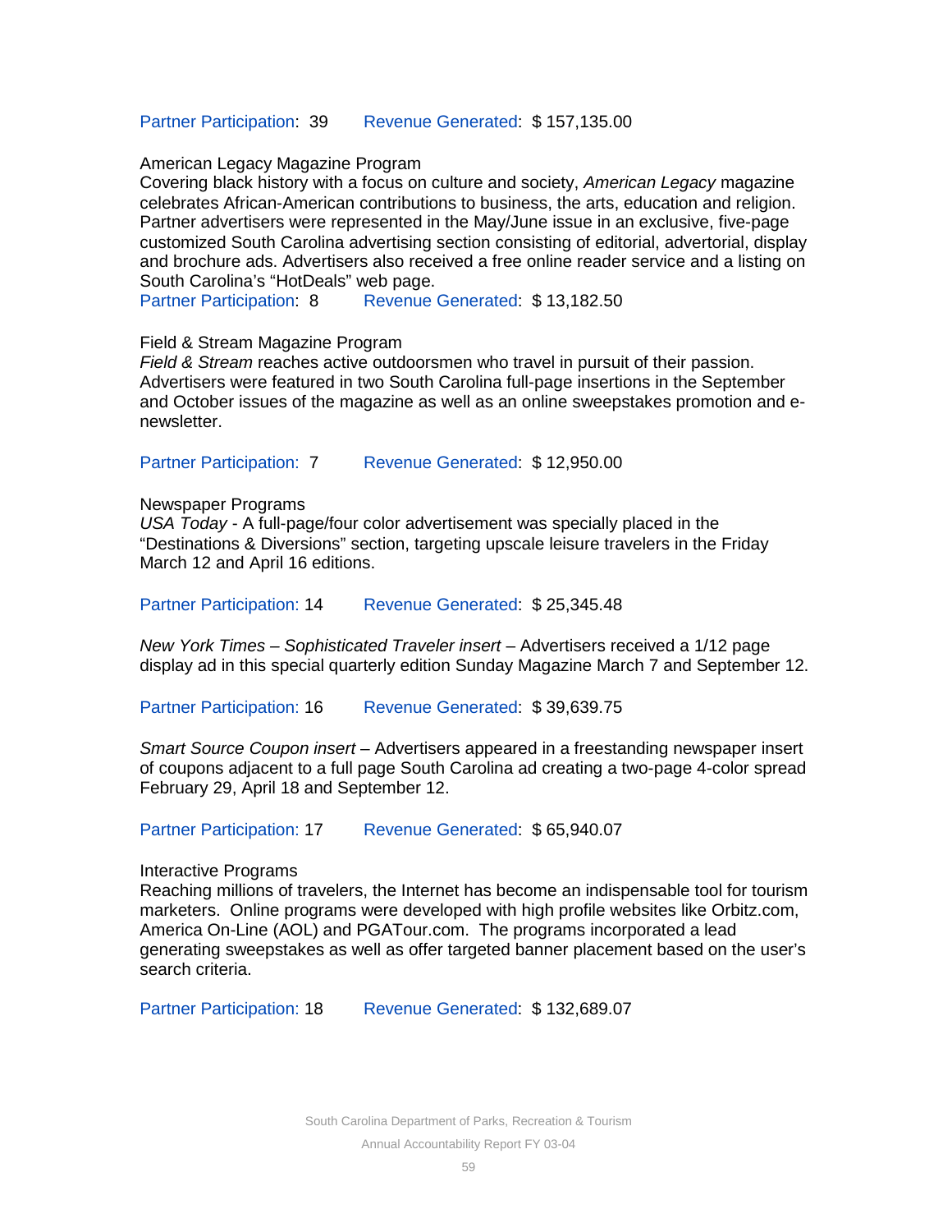Partner Participation: 39  Revenue Generated: $ 157,135.00

American Legacy Magazine Program
Covering black history with a focus on culture and society, *American Legacy* magazine celebrates African-American contributions to business, the arts, education and religion. Partner advertisers were represented in the May/June issue in an exclusive, five-page customized South Carolina advertising section consisting of editorial, advertorial, display and brochure ads. Advertisers also received a free online reader service and a listing on South Carolina's "HotDeals" web page.
Partner Participation: 8  Revenue Generated: $ 13,182.50

Field & Stream Magazine Program
*Field & Stream* reaches active outdoorsmen who travel in pursuit of their passion. Advertisers were featured in two South Carolina full-page insertions in the September and October issues of the magazine as well as an online sweepstakes promotion and e-newsletter.

Partner Participation: 7  Revenue Generated: $ 12,950.00

Newspaper Programs
*USA Today* - A full-page/four color advertisement was specially placed in the "Destinations & Diversions" section, targeting upscale leisure travelers in the Friday March 12 and April 16 editions.

Partner Participation: 14  Revenue Generated: $ 25,345.48

*New York Times – Sophisticated Traveler insert* – Advertisers received a 1/12 page display ad in this special quarterly edition Sunday Magazine March 7 and September 12.

Partner Participation: 16  Revenue Generated: $ 39,639.75

*Smart Source Coupon insert* – Advertisers appeared in a freestanding newspaper insert of coupons adjacent to a full page South Carolina ad creating a two-page 4-color spread February 29, April 18 and September 12.

Partner Participation: 17  Revenue Generated: $ 65,940.07

Interactive Programs
Reaching millions of travelers, the Internet has become an indispensable tool for tourism marketers. Online programs were developed with high profile websites like Orbitz.com, America On-Line (AOL) and PGATour.com. The programs incorporated a lead generating sweepstakes as well as offer targeted banner placement based on the user's search criteria.

Partner Participation: 18  Revenue Generated: $ 132,689.07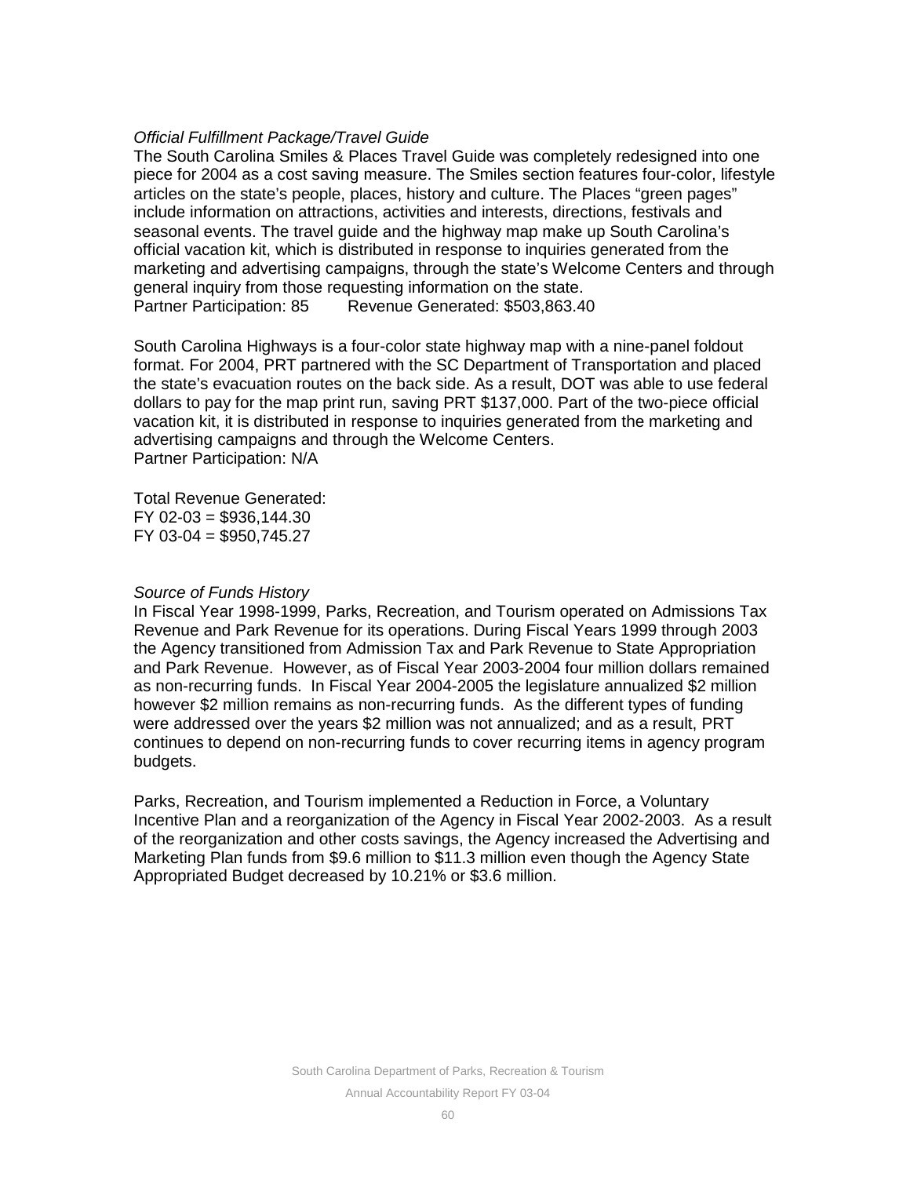*Official Fulfillment Package/Travel Guide*

The South Carolina Smiles & Places Travel Guide was completely redesigned into one piece for 2004 as a cost saving measure. The Smiles section features four-color, lifestyle articles on the state's people, places, history and culture. The Places "green pages" include information on attractions, activities and interests, directions, festivals and seasonal events. The travel guide and the highway map make up South Carolina's official vacation kit, which is distributed in response to inquiries generated from the marketing and advertising campaigns, through the state's Welcome Centers and through general inquiry from those requesting information on the state.

Partner Participation: 85 Revenue Generated: $503,863.40

South Carolina Highways is a four-color state highway map with a nine-panel foldout format. For 2004, PRT partnered with the SC Department of Transportation and placed the state's evacuation routes on the back side. As a result, DOT was able to use federal dollars to pay for the map print run, saving PRT $137,000. Part of the two-piece official vacation kit, it is distributed in response to inquiries generated from the marketing and advertising campaigns and through the Welcome Centers.

Partner Participation: N/A

Total Revenue Generated:
FY 02-03 = $936,144.30
FY 03-04 = $950,745.27

*Source of Funds History*

In Fiscal Year 1998-1999, Parks, Recreation, and Tourism operated on Admissions Tax Revenue and Park Revenue for its operations. During Fiscal Years 1999 through 2003 the Agency transitioned from Admission Tax and Park Revenue to State Appropriation and Park Revenue. However, as of Fiscal Year 2003-2004 four million dollars remained as non-recurring funds. In Fiscal Year 2004-2005 the legislature annualized $2 million however $2 million remains as non-recurring funds. As the different types of funding were addressed over the years $2 million was not annualized; and as a result, PRT continues to depend on non-recurring funds to cover recurring items in agency program budgets.

Parks, Recreation, and Tourism implemented a Reduction in Force, a Voluntary Incentive Plan and a reorganization of the Agency in Fiscal Year 2002-2003. As a result of the reorganization and other costs savings, the Agency increased the Advertising and Marketing Plan funds from $9.6 million to $11.3 million even though the Agency State Appropriated Budget decreased by 10.21% or $3.6 million.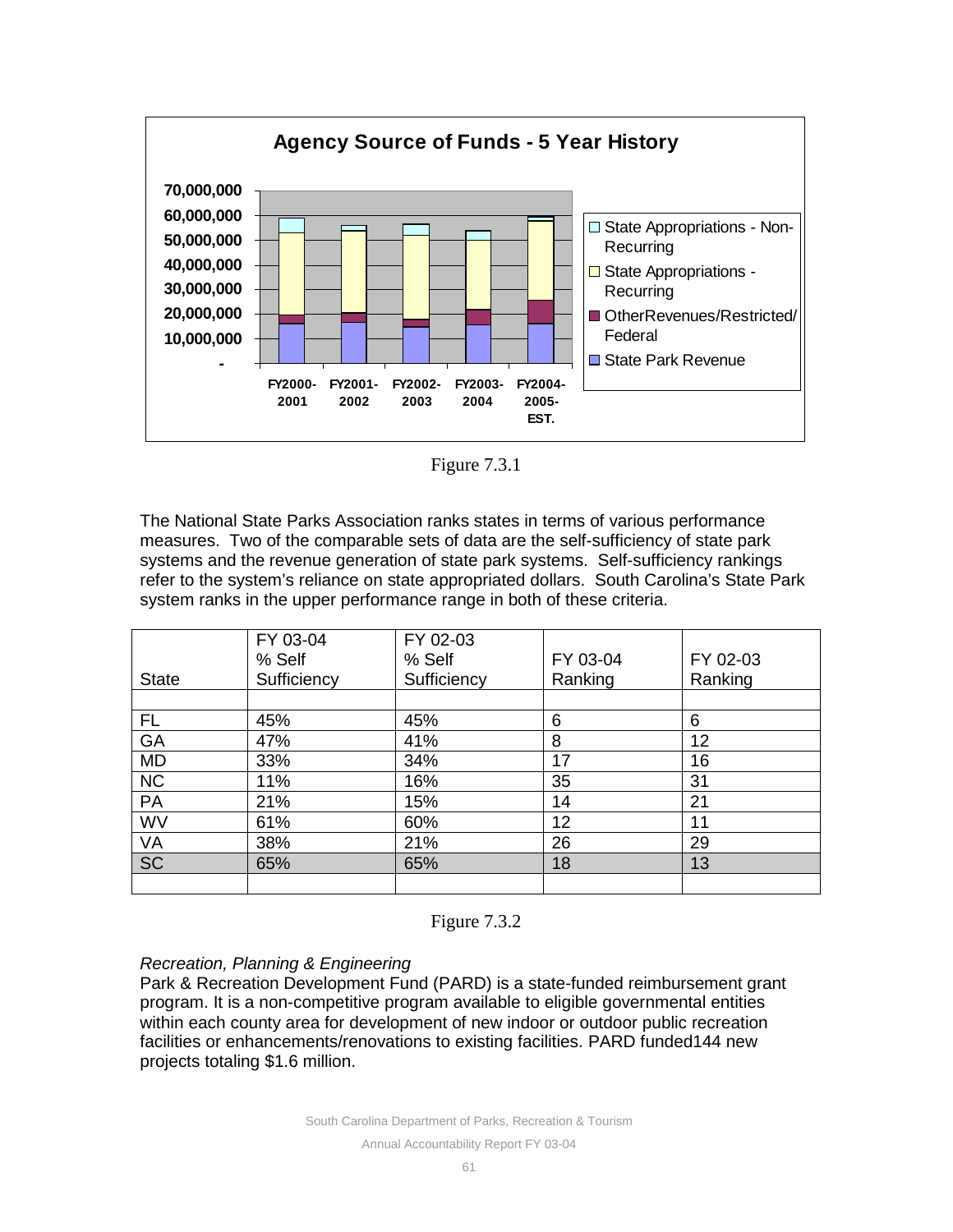Figure 7.3.1

The National State Parks Association ranks states in terms of various performance measures. Two of the comparable sets of data are the self-sufficiency of state park systems and the revenue generation of state park systems. Self-sufficiency rankings refer to the system's reliance on state appropriated dollars. South Carolina's State Park system ranks in the upper performance range in both of these criteria.

| State | FY 03-04 % Self Sufficiency | FY 02-03 % Self Sufficiency | FY 03-04 Ranking | FY 02-03 Ranking |
|---|---|---|---|---|
| | | | | |
| FL | 45% | 45% | 6 | 6 |
| GA | 47% | 41% | 8 | 12 |
| MD | 33% | 34% | 17 | 16 |
| NC | 11% | 16% | 35 | 31 |
| PA | 21% | 15% | 14 | 21 |
| WV | 61% | 60% | 12 | 11 |
| VA | 38% | 21% | 26 | 29 |
| SC | 65% | 65% | 18 | 13 |
| | | | | |

Figure 7.3.2

*Recreation, Planning & Engineering*

Park & Recreation Development Fund (PARD) is a state-funded reimbursement grant program. It is a non-competitive program available to eligible governmental entities within each county area for development of new indoor or outdoor public recreation facilities or enhancements/renovations to existing facilities. PARD funded144 new projects totaling $1.6 million.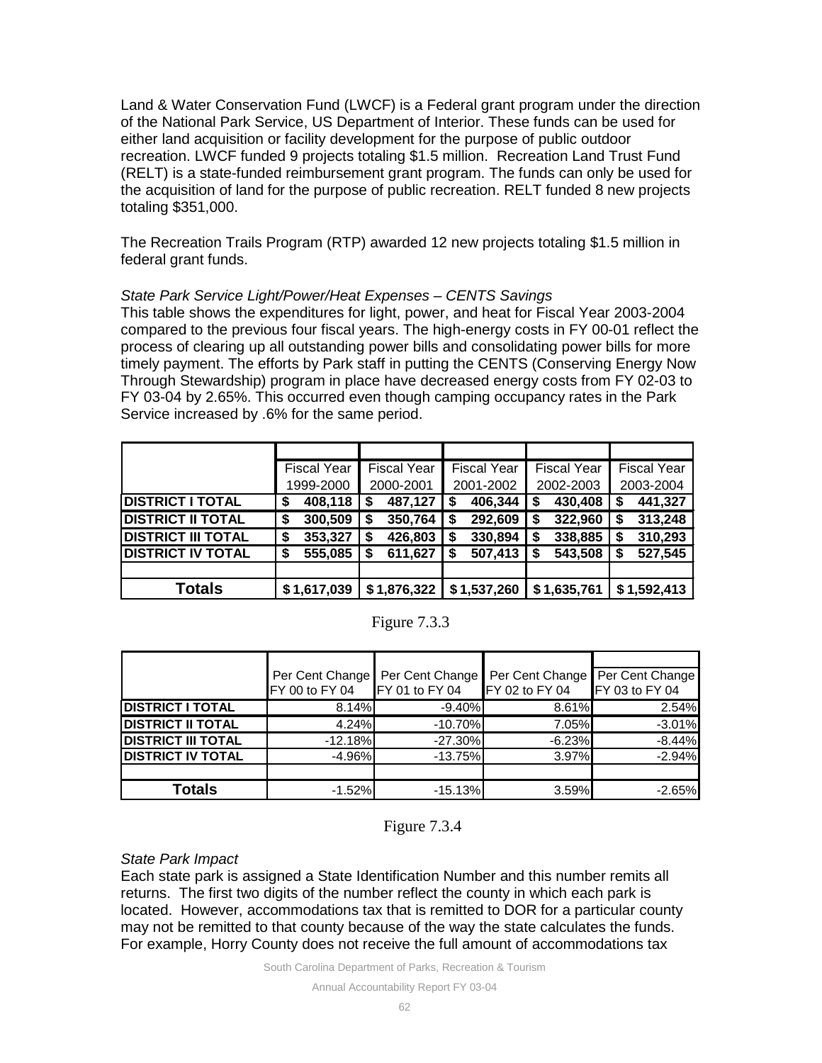Land & Water Conservation Fund (LWCF) is a Federal grant program under the direction of the National Park Service, US Department of Interior. These funds can be used for either land acquisition or facility development for the purpose of public outdoor recreation. LWCF funded 9 projects totaling $1.5 million. Recreation Land Trust Fund (RELT) is a state-funded reimbursement grant program. The funds can only be used for the acquisition of land for the purpose of public recreation. RELT funded 8 new projects totaling $351,000.

The Recreation Trails Program (RTP) awarded 12 new projects totaling $1.5 million in federal grant funds.

*State Park Service Light/Power/Heat Expenses – CENTS Savings*

This table shows the expenditures for light, power, and heat for Fiscal Year 2003-2004 compared to the previous four fiscal years. The high-energy costs in FY 00-01 reflect the process of clearing up all outstanding power bills and consolidating power bills for more timely payment. The efforts by Park staff in putting the CENTS (Conserving Energy Now Through Stewardship) program in place have decreased energy costs from FY 02-03 to FY 03-04 by 2.65%. This occurred even though camping occupancy rates in the Park Service increased by .6% for the same period.

| | Fiscal Year 1999-2000 | Fiscal Year 2000-2001 | Fiscal Year 2001-2002 | Fiscal Year 2002-2003 | Fiscal Year 2003-2004 |
|---|---|---|---|---|---|
| **DISTRICT I TOTAL** | **$ 408,118** | **$ 487,127** | **$ 406,344** | **$ 430,408** | **$ 441,327** |
| **DISTRICT II TOTAL** | **$ 300,509** | **$ 350,764** | **$ 292,609** | **$ 322,960** | **$ 313,248** |
| **DISTRICT III TOTAL** | **$ 353,327** | **$ 426,803** | **$ 330,894** | **$ 338,885** | **$ 310,293** |
| **DISTRICT IV TOTAL** | **$ 555,085** | **$ 611,627** | **$ 507,413** | **$ 543,508** | **$ 527,545** |
| | | | | | |
| **Totals** | **$ 1,617,039** | **$ 1,876,322** | **$ 1,537,260** | **$ 1,635,761** | **$ 1,592,413** |

Figure 7.3.3

| | Per Cent Change FY 00 to FY 04 | Per Cent Change FY 01 to FY 04 | Per Cent Change FY 02 to FY 04 | Per Cent Change FY 03 to FY 04 |
|---|---|---|---|---|
| **DISTRICT I TOTAL** | 8.14% | -9.40% | 8.61% | 2.54% |
| **DISTRICT II TOTAL** | 4.24% | -10.70% | 7.05% | -3.01% |
| **DISTRICT III TOTAL** | -12.18% | -27.30% | -6.23% | -8.44% |
| **DISTRICT IV TOTAL** | -4.96% | -13.75% | 3.97% | -2.94% |
| | | | | |
| **Totals** | -1.52% | -15.13% | 3.59% | -2.65% |

Figure 7.3.4

*State Park Impact*

Each state park is assigned a State Identification Number and this number remits all returns. The first two digits of the number reflect the county in which each park is located. However, accommodations tax that is remitted to DOR for a particular county may not be remitted to that county because of the way the state calculates the funds. For example, Horry County does not receive the full amount of accommodations tax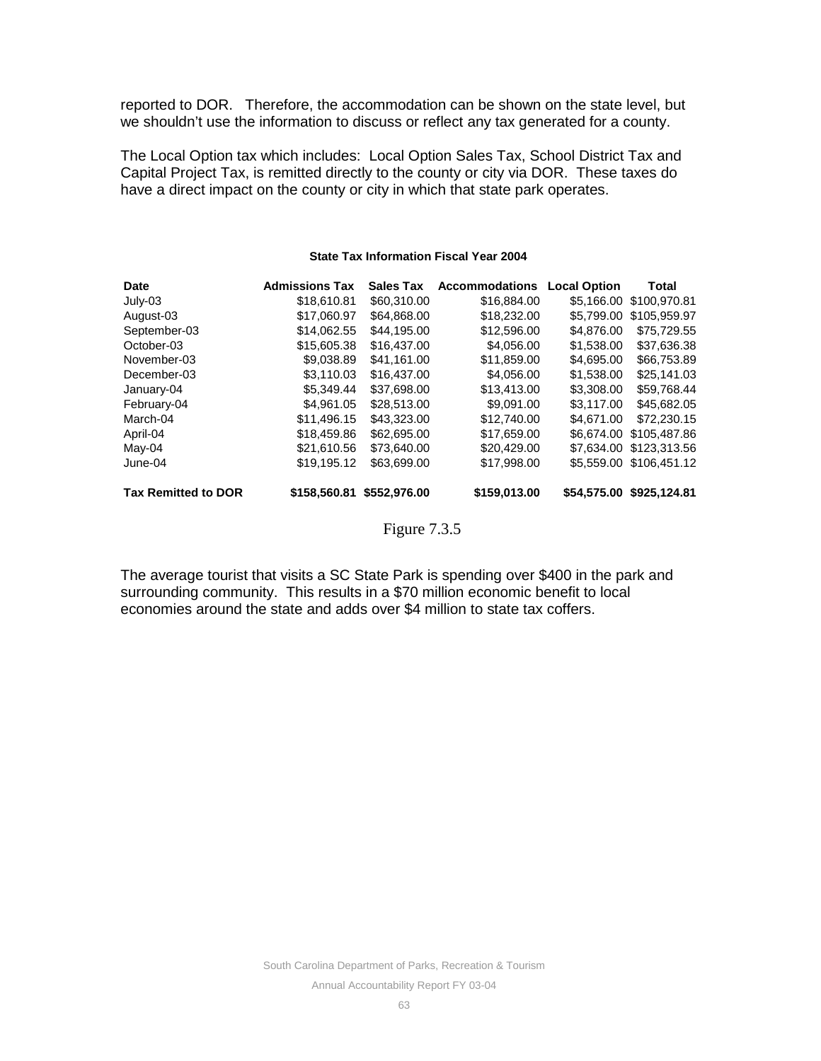reported to DOR. Therefore, the accommodation can be shown on the state level, but we shouldn't use the information to discuss or reflect any tax generated for a county.

The Local Option tax which includes: Local Option Sales Tax, School District Tax and Capital Project Tax, is remitted directly to the county or city via DOR. These taxes do have a direct impact on the county or city in which that state park operates.

**State Tax Information Fiscal Year 2004**

| Date | Admissions Tax | Sales Tax | Accommodations | Local Option | Total |
|---|---|---|---|---|---|
| July-03 | $18,610.81 | $60,310.00 | $16,884.00 | $5,166.00 | $100,970.81 |
| August-03 | $17,060.97 | $64,868.00 | $18,232.00 | $5,799.00 | $105,959.97 |
| September-03 | $14,062.55 | $44,195.00 | $12,596.00 | $4,876.00 | $75,729.55 |
| October-03 | $15,605.38 | $16,437.00 | $4,056.00 | $1,538.00 | $37,636.38 |
| November-03 | $9,038.89 | $41,161.00 | $11,859.00 | $4,695.00 | $66,753.89 |
| December-03 | $3,110.03 | $16,437.00 | $4,056.00 | $1,538.00 | $25,141.03 |
| January-04 | $5,349.44 | $37,698.00 | $13,413.00 | $3,308.00 | $59,768.44 |
| February-04 | $4,961.05 | $28,513.00 | $9,091.00 | $3,117.00 | $45,682.05 |
| March-04 | $11,496.15 | $43,323.00 | $12,740.00 | $4,671.00 | $72,230.15 |
| April-04 | $18,459.86 | $62,695.00 | $17,659.00 | $6,674.00 | $105,487.86 |
| May-04 | $21,610.56 | $73,640.00 | $20,429.00 | $7,634.00 | $123,313.56 |
| June-04 | $19,195.12 | $63,699.00 | $17,998.00 | $5,559.00 | $106,451.12 |
| **Tax Remitted to DOR** | **$158,560.81** | **$552,976.00** | **$159,013.00** | **$54,575.00** | **$925,124.81** |

Figure 7.3.5

The average tourist that visits a SC State Park is spending over $400 in the park and surrounding community. This results in a $70 million economic benefit to local economies around the state and adds over $4 million to state tax coffers.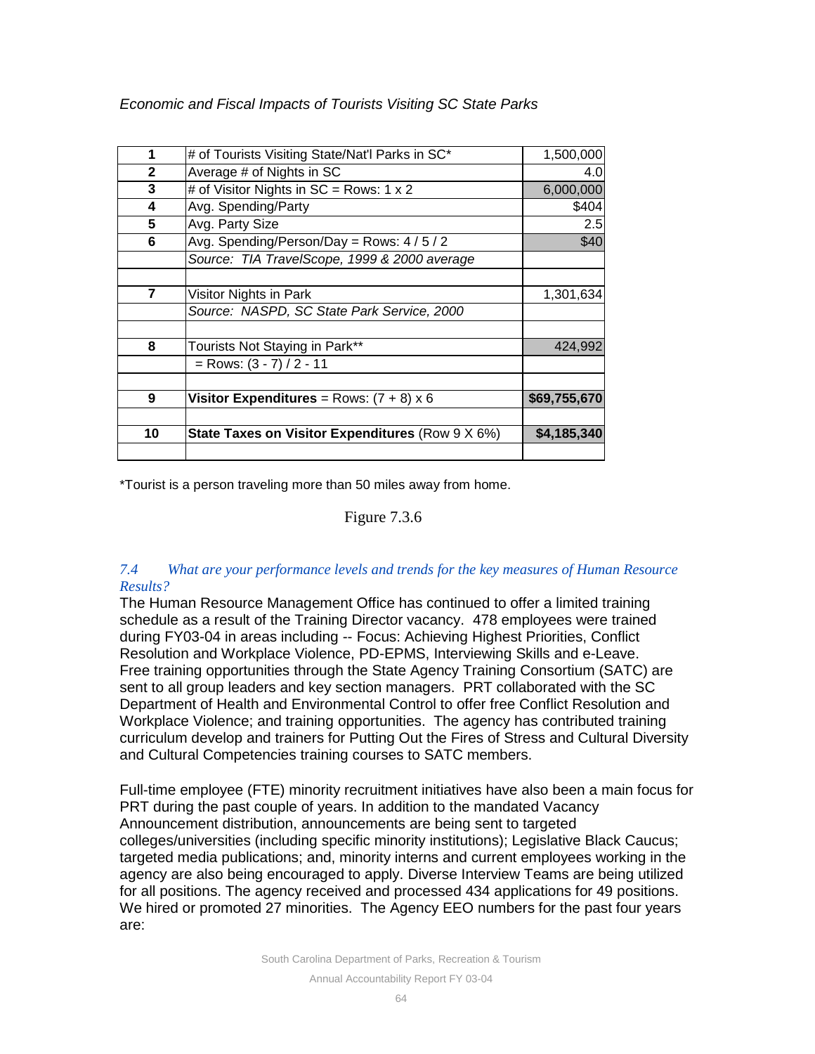*Economic and Fiscal Impacts of Tourists Visiting SC State Parks*

| | | |
|---|---|---|
| **1** | # of Tourists Visiting State/Nat'l Parks in SC* | 1,500,000 |
| **2** | Average # of Nights in SC | 4.0 |
| **3** | # of Visitor Nights in SC = Rows: 1 x 2 | 6,000,000 |
| **4** | Avg. Spending/Party | $404 |
| **5** | Avg. Party Size | 2.5 |
| **6** | Avg. Spending/Person/Day = Rows: 4 / 5 / 2 | $40 |
| | *Source: TIA TravelScope, 1999 & 2000 average* | |
| | | |
| **7** | Visitor Nights in Park | 1,301,634 |
| | *Source: NASPD, SC State Park Service, 2000* | |
| | | |
| **8** | Tourists Not Staying in Park** | 424,992 |
| | = Rows: (3 - 7) / 2 - 11 | |
| | | |
| **9** | **Visitor Expenditures** = Rows: (7 + 8) x 6 | **$69,755,670** |
| | | |
| **10** | **State Taxes on Visitor Expenditures** (Row 9 X 6%) | **$4,185,340** |
| | | |

*Tourist is a person traveling more than 50 miles away from home.

Figure 7.3.6

### *7.4 What are your performance levels and trends for the key measures of Human Resource Results?*

The Human Resource Management Office has continued to offer a limited training schedule as a result of the Training Director vacancy. 478 employees were trained during FY03-04 in areas including -- Focus: Achieving Highest Priorities, Conflict Resolution and Workplace Violence, PD-EPMS, Interviewing Skills and e-Leave. Free training opportunities through the State Agency Training Consortium (SATC) are sent to all group leaders and key section managers. PRT collaborated with the SC Department of Health and Environmental Control to offer free Conflict Resolution and Workplace Violence; and training opportunities. The agency has contributed training curriculum develop and trainers for Putting Out the Fires of Stress and Cultural Diversity and Cultural Competencies training courses to SATC members.

Full-time employee (FTE) minority recruitment initiatives have also been a main focus for PRT during the past couple of years. In addition to the mandated Vacancy Announcement distribution, announcements are being sent to targeted colleges/universities (including specific minority institutions); Legislative Black Caucus; targeted media publications; and, minority interns and current employees working in the agency are also being encouraged to apply. Diverse Interview Teams are being utilized for all positions. The agency received and processed 434 applications for 49 positions. We hired or promoted 27 minorities. The Agency EEO numbers for the past four years are: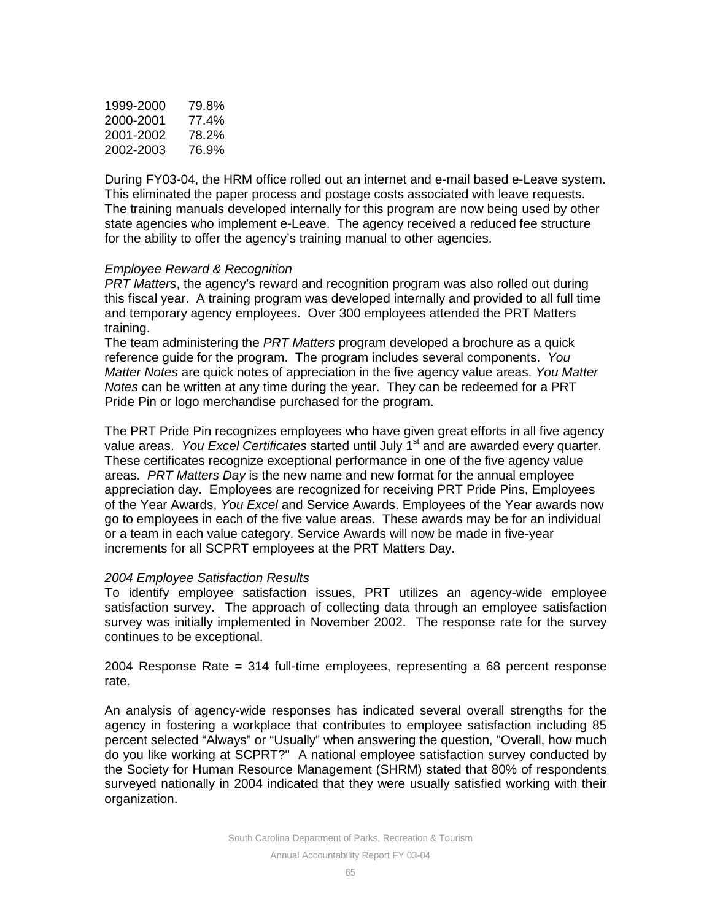| | |
|---|---|
| 1999-2000 | 79.8% |
| 2000-2001 | 77.4% |
| 2001-2002 | 78.2% |
| 2002-2003 | 76.9% |

During FY03-04, the HRM office rolled out an internet and e-mail based e-Leave system. This eliminated the paper process and postage costs associated with leave requests. The training manuals developed internally for this program are now being used by other state agencies who implement e-Leave. The agency received a reduced fee structure for the ability to offer the agency's training manual to other agencies.

*Employee Reward & Recognition*

*PRT Matters*, the agency's reward and recognition program was also rolled out during this fiscal year. A training program was developed internally and provided to all full time and temporary agency employees. Over 300 employees attended the PRT Matters training.

The team administering the *PRT Matters* program developed a brochure as a quick reference guide for the program. The program includes several components. *You Matter Notes* are quick notes of appreciation in the five agency value areas. *You Matter Notes* can be written at any time during the year. They can be redeemed for a PRT Pride Pin or logo merchandise purchased for the program.

The PRT Pride Pin recognizes employees who have given great efforts in all five agency value areas. *You Excel Certificates* started until July 1st and are awarded every quarter. These certificates recognize exceptional performance in one of the five agency value areas. *PRT Matters Day* is the new name and new format for the annual employee appreciation day. Employees are recognized for receiving PRT Pride Pins, Employees of the Year Awards, *You Excel* and Service Awards. Employees of the Year awards now go to employees in each of the five value areas. These awards may be for an individual or a team in each value category. Service Awards will now be made in five-year increments for all SCPRT employees at the PRT Matters Day.

*2004 Employee Satisfaction Results*

To identify employee satisfaction issues, PRT utilizes an agency-wide employee satisfaction survey. The approach of collecting data through an employee satisfaction survey was initially implemented in November 2002. The response rate for the survey continues to be exceptional.

2004 Response Rate = 314 full-time employees, representing a 68 percent response rate.

An analysis of agency-wide responses has indicated several overall strengths for the agency in fostering a workplace that contributes to employee satisfaction including 85 percent selected "Always" or "Usually" when answering the question, "Overall, how much do you like working at SCPRT?" A national employee satisfaction survey conducted by the Society for Human Resource Management (SHRM) stated that 80% of respondents surveyed nationally in 2004 indicated that they were usually satisfied working with their organization.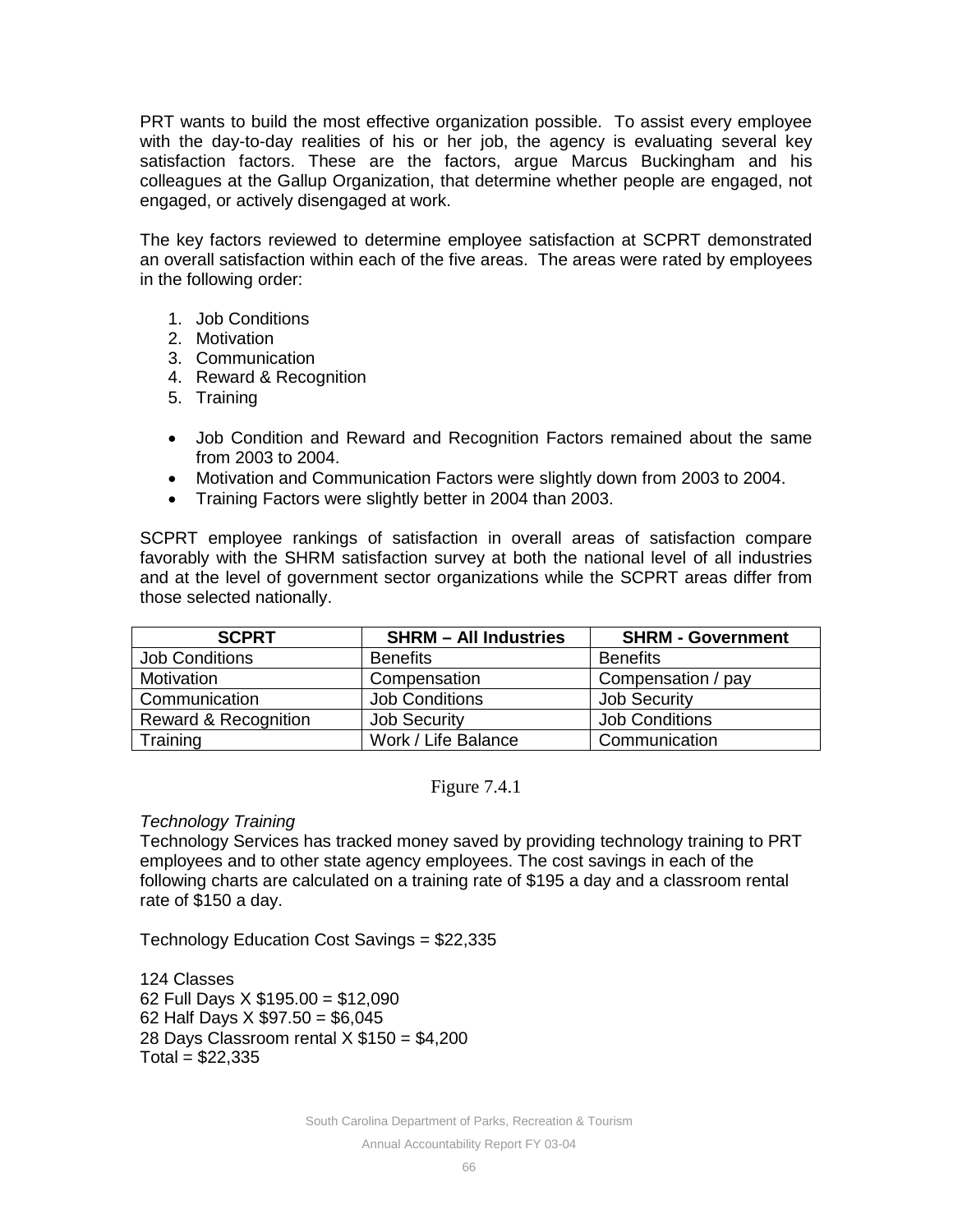PRT wants to build the most effective organization possible. To assist every employee with the day-to-day realities of his or her job, the agency is evaluating several key satisfaction factors. These are the factors, argue Marcus Buckingham and his colleagues at the Gallup Organization, that determine whether people are engaged, not engaged, or actively disengaged at work.

The key factors reviewed to determine employee satisfaction at SCPRT demonstrated an overall satisfaction within each of the five areas. The areas were rated by employees in the following order:

1. Job Conditions
2. Motivation
3. Communication
4. Reward & Recognition
5. Training

- Job Condition and Reward and Recognition Factors remained about the same from 2003 to 2004.
- Motivation and Communication Factors were slightly down from 2003 to 2004.
- Training Factors were slightly better in 2004 than 2003.

SCPRT employee rankings of satisfaction in overall areas of satisfaction compare favorably with the SHRM satisfaction survey at both the national level of all industries and at the level of government sector organizations while the SCPRT areas differ from those selected nationally.

| SCPRT | SHRM – All Industries | SHRM - Government |
|---|---|---|
| Job Conditions | Benefits | Benefits |
| Motivation | Compensation | Compensation / pay |
| Communication | Job Conditions | Job Security |
| Reward & Recognition | Job Security | Job Conditions |
| Training | Work / Life Balance | Communication |

Figure 7.4.1

*Technology Training*

Technology Services has tracked money saved by providing technology training to PRT employees and to other state agency employees. The cost savings in each of the following charts are calculated on a training rate of $195 a day and a classroom rental rate of $150 a day.

Technology Education Cost Savings = $22,335

124 Classes
62 Full Days X $195.00 = $12,090
62 Half Days X $97.50 = $6,045
28 Days Classroom rental X $150 = $4,200
Total = $22,335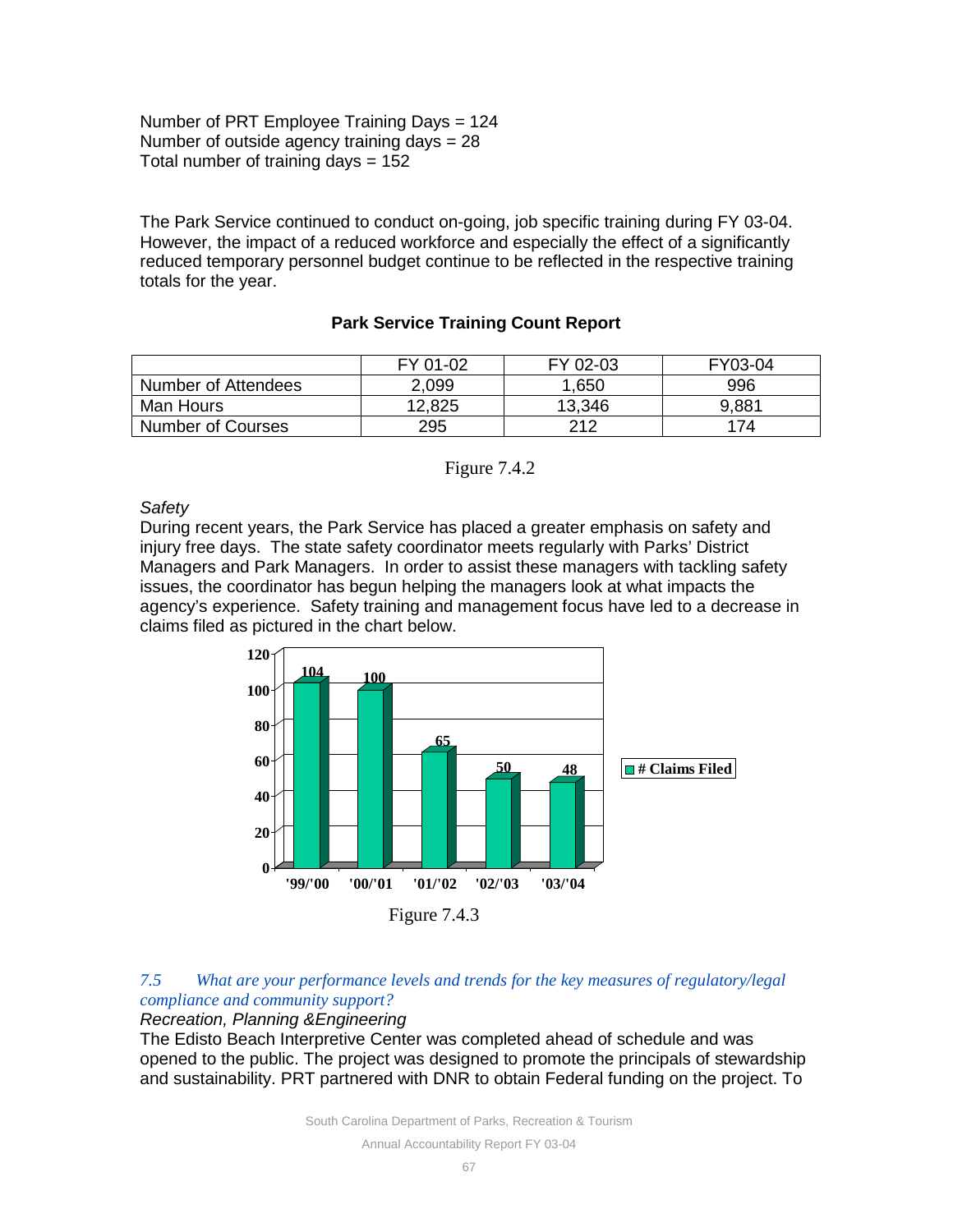Number of PRT Employee Training Days = 124
Number of outside agency training days = 28
Total number of training days = 152

The Park Service continued to conduct on-going, job specific training during FY 03-04. However, the impact of a reduced workforce and especially the effect of a significantly reduced temporary personnel budget continue to be reflected in the respective training totals for the year.

**Park Service Training Count Report**

| | FY 01-02 | FY 02-03 | FY03-04 |
|---|---|---|---|
| Number of Attendees | 2,099 | 1,650 | 996 |
| Man Hours | 12,825 | 13,346 | 9,881 |
| Number of Courses | 295 | 212 | 174 |

Figure 7.4.2

*Safety*

During recent years, the Park Service has placed a greater emphasis on safety and injury free days. The state safety coordinator meets regularly with Parks' District Managers and Park Managers. In order to assist these managers with tackling safety issues, the coordinator has begun helping the managers look at what impacts the agency's experience. Safety training and management focus have led to a decrease in claims filed as pictured in the chart below.

| | # Claims Filed |
|---|---|
| '99/'00 | 104 |
| '00/'01 | 100 |
| '01/'02 | 65 |
| '02/'03 | 50 |
| '03/'04 | 48 |

Figure 7.4.3

*7.5 What are your performance levels and trends for the key measures of regulatory/legal compliance and community support?*

*Recreation, Planning &Engineering*

The Edisto Beach Interpretive Center was completed ahead of schedule and was opened to the public. The project was designed to promote the principals of stewardship and sustainability. PRT partnered with DNR to obtain Federal funding on the project. To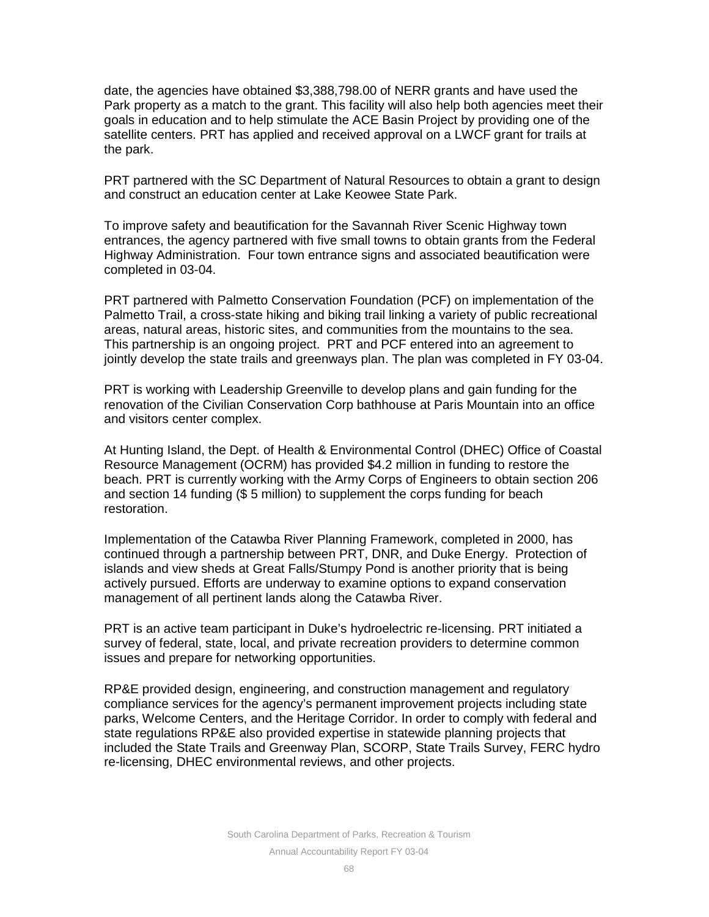date, the agencies have obtained $3,388,798.00 of NERR grants and have used the Park property as a match to the grant. This facility will also help both agencies meet their goals in education and to help stimulate the ACE Basin Project by providing one of the satellite centers. PRT has applied and received approval on a LWCF grant for trails at the park.

PRT partnered with the SC Department of Natural Resources to obtain a grant to design and construct an education center at Lake Keowee State Park.

To improve safety and beautification for the Savannah River Scenic Highway town entrances, the agency partnered with five small towns to obtain grants from the Federal Highway Administration. Four town entrance signs and associated beautification were completed in 03-04.

PRT partnered with Palmetto Conservation Foundation (PCF) on implementation of the Palmetto Trail, a cross-state hiking and biking trail linking a variety of public recreational areas, natural areas, historic sites, and communities from the mountains to the sea. This partnership is an ongoing project. PRT and PCF entered into an agreement to jointly develop the state trails and greenways plan. The plan was completed in FY 03-04.

PRT is working with Leadership Greenville to develop plans and gain funding for the renovation of the Civilian Conservation Corp bathhouse at Paris Mountain into an office and visitors center complex.

At Hunting Island, the Dept. of Health & Environmental Control (DHEC) Office of Coastal Resource Management (OCRM) has provided $4.2 million in funding to restore the beach. PRT is currently working with the Army Corps of Engineers to obtain section 206 and section 14 funding ($ 5 million) to supplement the corps funding for beach restoration.

Implementation of the Catawba River Planning Framework, completed in 2000, has continued through a partnership between PRT, DNR, and Duke Energy. Protection of islands and view sheds at Great Falls/Stumpy Pond is another priority that is being actively pursued. Efforts are underway to examine options to expand conservation management of all pertinent lands along the Catawba River.

PRT is an active team participant in Duke's hydroelectric re-licensing. PRT initiated a survey of federal, state, local, and private recreation providers to determine common issues and prepare for networking opportunities.

RP&E provided design, engineering, and construction management and regulatory compliance services for the agency's permanent improvement projects including state parks, Welcome Centers, and the Heritage Corridor. In order to comply with federal and state regulations RP&E also provided expertise in statewide planning projects that included the State Trails and Greenway Plan, SCORP, State Trails Survey, FERC hydro re-licensing, DHEC environmental reviews, and other projects.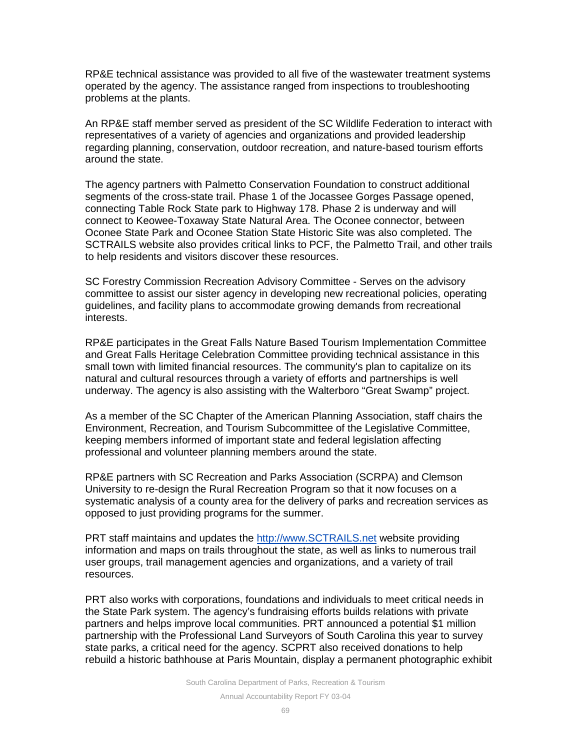RP&E technical assistance was provided to all five of the wastewater treatment systems operated by the agency. The assistance ranged from inspections to troubleshooting problems at the plants.

An RP&E staff member served as president of the SC Wildlife Federation to interact with representatives of a variety of agencies and organizations and provided leadership regarding planning, conservation, outdoor recreation, and nature-based tourism efforts around the state.

The agency partners with Palmetto Conservation Foundation to construct additional segments of the cross-state trail. Phase 1 of the Jocassee Gorges Passage opened, connecting Table Rock State park to Highway 178. Phase 2 is underway and will connect to Keowee-Toxaway State Natural Area. The Oconee connector, between Oconee State Park and Oconee Station State Historic Site was also completed. The SCTRAILS website also provides critical links to PCF, the Palmetto Trail, and other trails to help residents and visitors discover these resources.

SC Forestry Commission Recreation Advisory Committee - Serves on the advisory committee to assist our sister agency in developing new recreational policies, operating guidelines, and facility plans to accommodate growing demands from recreational interests.

RP&E participates in the Great Falls Nature Based Tourism Implementation Committee and Great Falls Heritage Celebration Committee providing technical assistance in this small town with limited financial resources. The community's plan to capitalize on its natural and cultural resources through a variety of efforts and partnerships is well underway. The agency is also assisting with the Walterboro "Great Swamp" project.

As a member of the SC Chapter of the American Planning Association, staff chairs the Environment, Recreation, and Tourism Subcommittee of the Legislative Committee, keeping members informed of important state and federal legislation affecting professional and volunteer planning members around the state.

RP&E partners with SC Recreation and Parks Association (SCRPA) and Clemson University to re-design the Rural Recreation Program so that it now focuses on a systematic analysis of a county area for the delivery of parks and recreation services as opposed to just providing programs for the summer.

PRT staff maintains and updates the [http://www.SCTRAILS.net](http://www.SCTRAILS.net) website providing information and maps on trails throughout the state, as well as links to numerous trail user groups, trail management agencies and organizations, and a variety of trail resources.

PRT also works with corporations, foundations and individuals to meet critical needs in the State Park system. The agency's fundraising efforts builds relations with private partners and helps improve local communities. PRT announced a potential $1 million partnership with the Professional Land Surveyors of South Carolina this year to survey state parks, a critical need for the agency. SCPRT also received donations to help rebuild a historic bathhouse at Paris Mountain, display a permanent photographic exhibit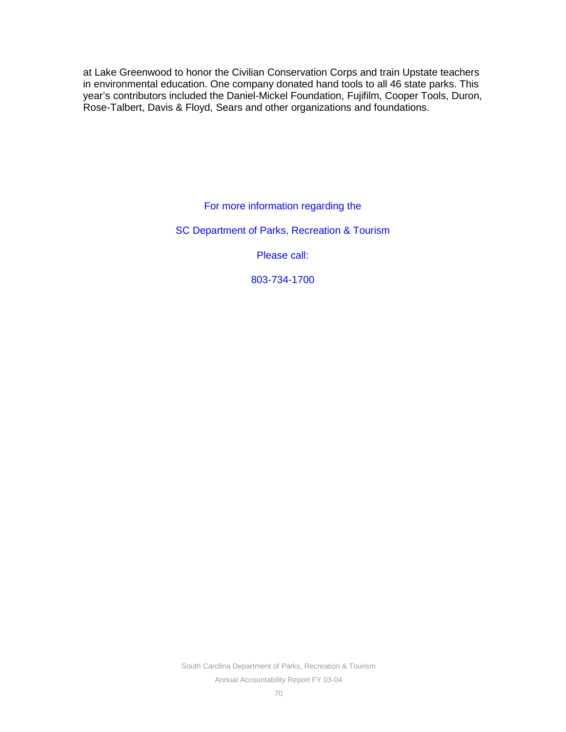at Lake Greenwood to honor the Civilian Conservation Corps and train Upstate teachers in environmental education. One company donated hand tools to all 46 state parks. This year's contributors included the Daniel-Mickel Foundation, Fujifilm, Cooper Tools, Duron, Rose-Talbert, Davis & Floyd, Sears and other organizations and foundations.

For more information regarding the

SC Department of Parks, Recreation & Tourism

Please call:

803-734-1700